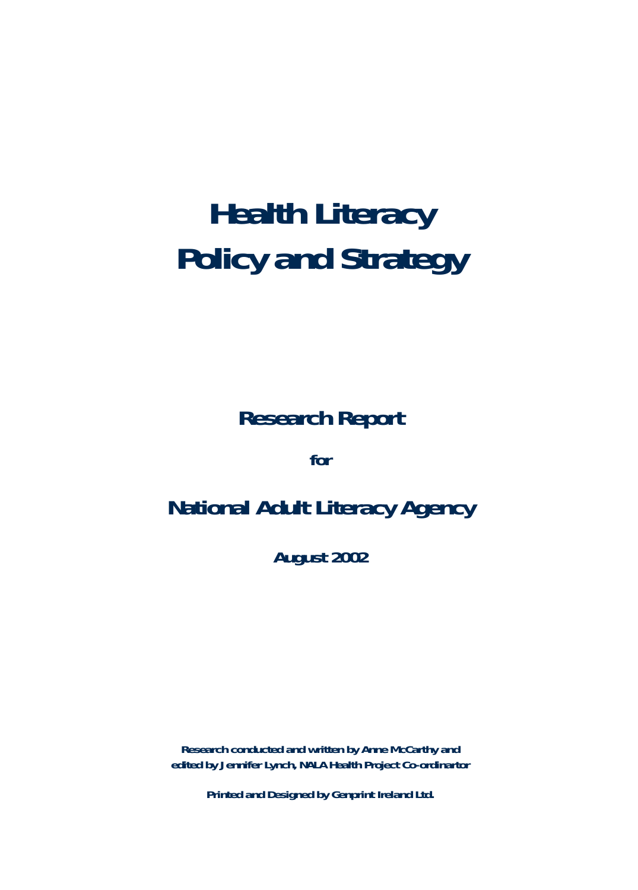# Health Literacy Policy and Strategy

## Research Report

for

## National Adult Literacy Agency

**August 2002**

**Research conducted and written by Anne McCarthy and edited by Jennifer Lynch, NALA Health Project Co-ordinartor**

**Printed and Designed by Genprint Ireland Ltd.**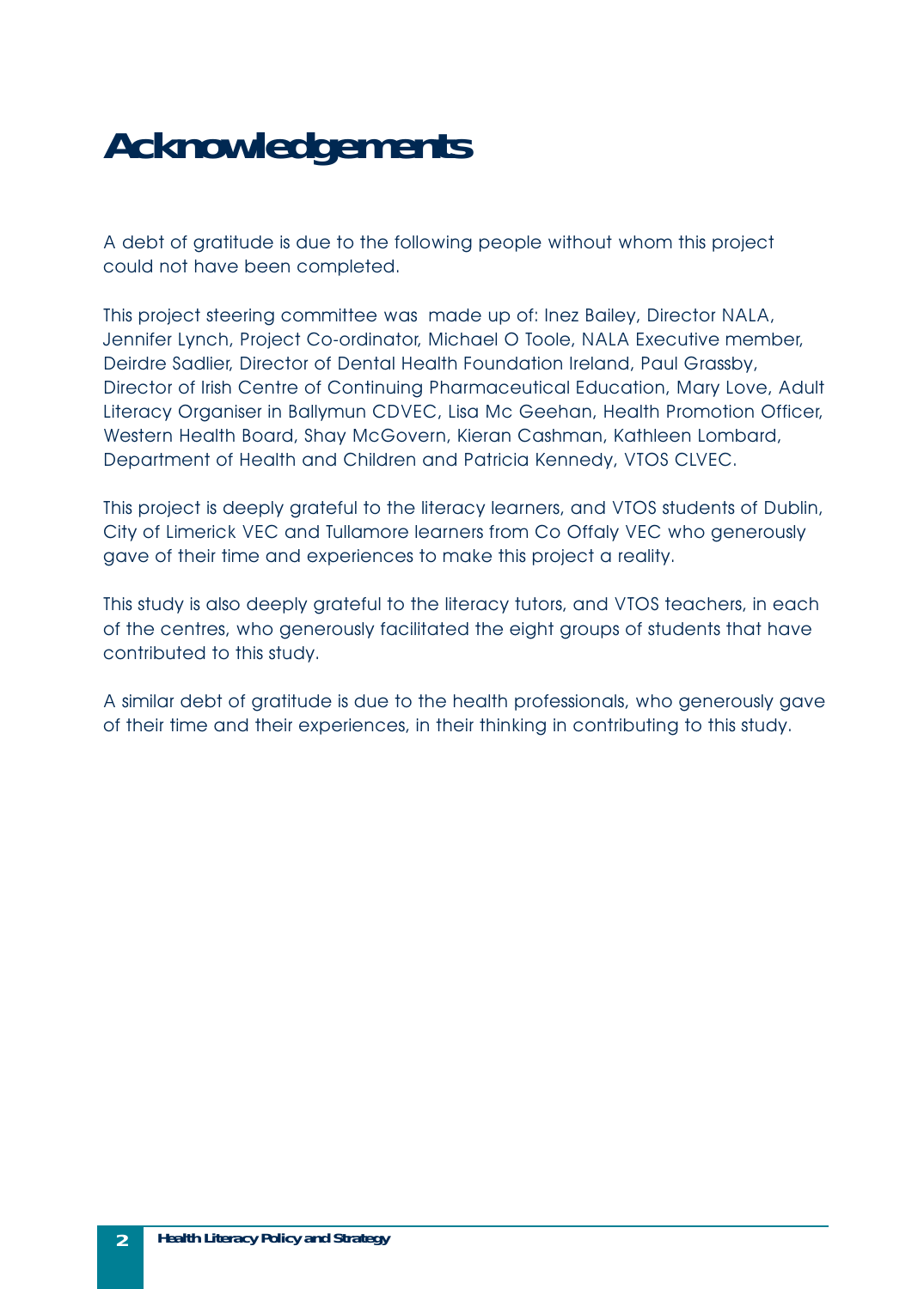# Acknowledgements

A debt of gratitude is due to the following people without whom this project could not have been completed.

This project steering committee was made up of: Inez Bailey, Director NALA, Jennifer Lynch, Project Co-ordinator, Michael O Toole, NALA Executive member, Deirdre Sadlier, Director of Dental Health Foundation Ireland, Paul Grassby, Director of Irish Centre of Continuing Pharmaceutical Education, Mary Love, Adult Literacy Organiser in Ballymun CDVEC, Lisa Mc Geehan, Health Promotion Officer, Western Health Board, Shay McGovern, Kieran Cashman, Kathleen Lombard, Department of Health and Children and Patricia Kennedy, VTOS CLVEC.

This project is deeply grateful to the literacy learners, and VTOS students of Dublin, City of Limerick VEC and Tullamore learners from Co Offaly VEC who generously gave of their time and experiences to make this project a reality.

This study is also deeply grateful to the literacy tutors, and VTOS teachers, in each of the centres, who generously facilitated the eight groups of students that have contributed to this study.

A similar debt of gratitude is due to the health professionals, who generously gave of their time and their experiences, in their thinking in contributing to this study.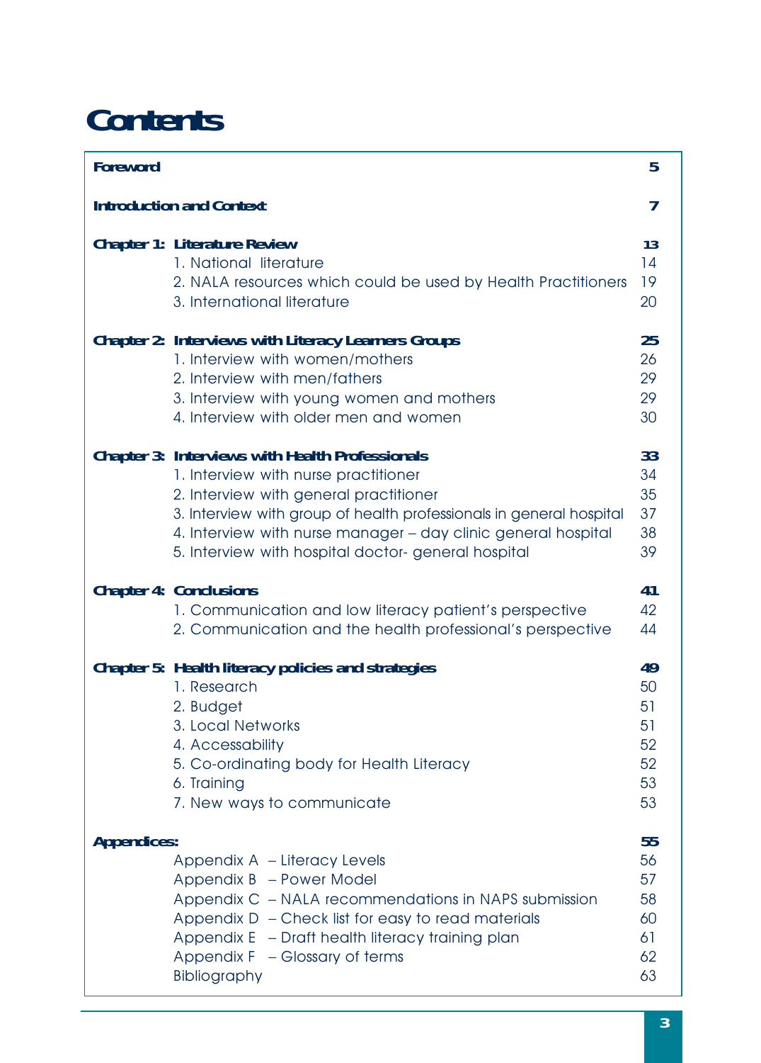# Contents

| | |
|---|---|
| **Foreword** | **5** |
| **Introduction and Context** | **7** |
| **Chapter 1: Literature Review** | **13** |
| 1. National literature | 14 |
| 2. NALA resources which could be used by Health Practitioners | 19 |
| 3. International literature | 20 |
| **Chapter 2: Interviews with Literacy Learners Groups** | **25** |
| 1. Interview with women/mothers | 26 |
| 2. Interview with men/fathers | 29 |
| 3. Interview with young women and mothers | 29 |
| 4. Interview with older men and women | 30 |
| **Chapter 3: Interviews with Health Professionals** | **33** |
| 1. Interview with nurse practitioner | 34 |
| 2. Interview with general practitioner | 35 |
| 3. Interview with group of health professionals in general hospital | 37 |
| 4. Interview with nurse manager – day clinic general hospital | 38 |
| 5. Interview with hospital doctor- general hospital | 39 |
| **Chapter 4: Conclusions** | **41** |
| 1. Communication and low literacy patient's perspective | 42 |
| 2. Communication and the health professional's perspective | 44 |
| **Chapter 5: Health literacy policies and strategies** | **49** |
| 1. Research | 50 |
| 2. Budget | 51 |
| 3. Local Networks | 51 |
| 4. Accessability | 52 |
| 5. Co-ordinating body for Health Literacy | 52 |
| 6. Training | 53 |
| 7. New ways to communicate | 53 |
| **Appendices:** | **55** |
| Appendix A – Literacy Levels | 56 |
| Appendix B – Power Model | 57 |
| Appendix C – NALA recommendations in NAPS submission | 58 |
| Appendix D – Check list for easy to read materials | 60 |
| Appendix E – Draft health literacy training plan | 61 |
| Appendix F – Glossary of terms | 62 |
| Bibliography | 63 |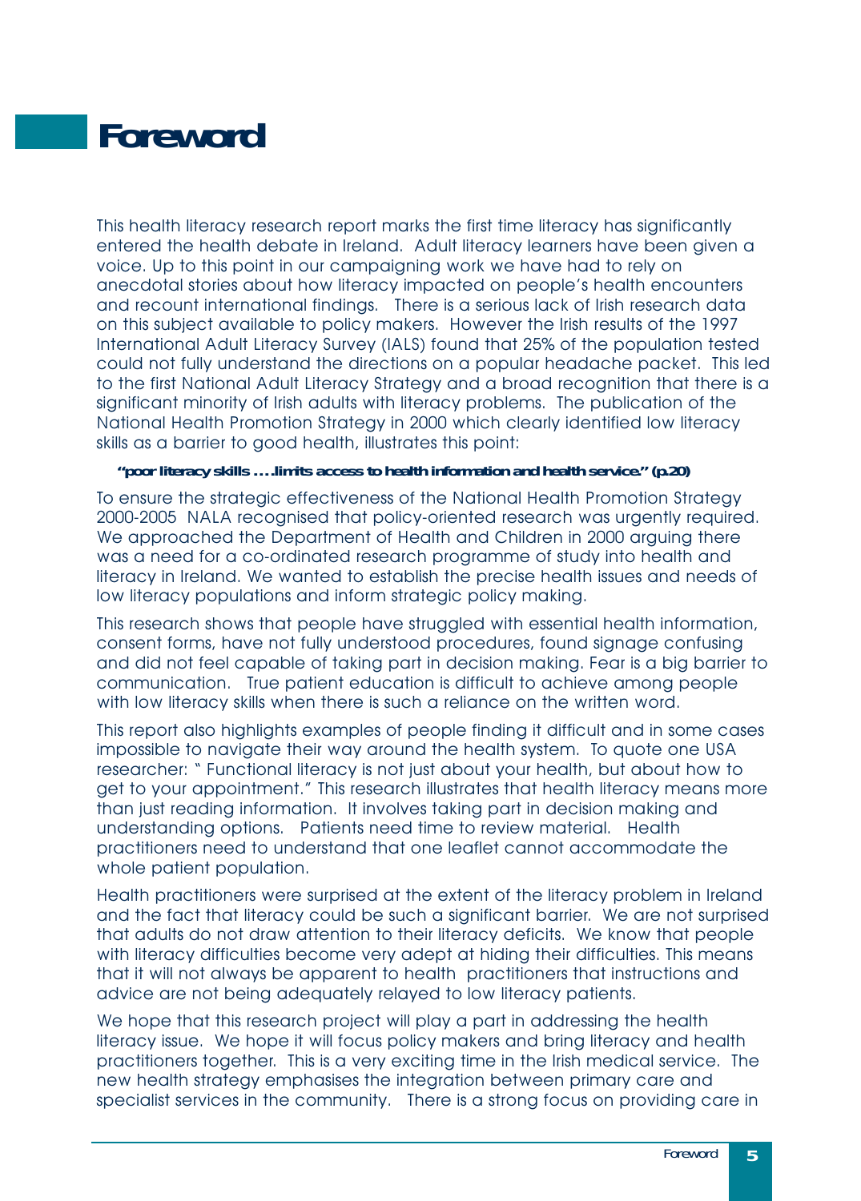# Foreword

This health literacy research report marks the first time literacy has significantly entered the health debate in Ireland. Adult literacy learners have been given a voice. Up to this point in our campaigning work we have had to rely on anecdotal stories about how literacy impacted on people's health encounters and recount international findings. There is a serious lack of Irish research data on this subject available to policy makers. However the Irish results of the 1997 International Adult Literacy Survey (IALS) found that 25% of the population tested could not fully understand the directions on a popular headache packet. This led to the first National Adult Literacy Strategy and a broad recognition that there is a significant minority of Irish adults with literacy problems. The publication of the National Health Promotion Strategy in 2000 which clearly identified low literacy skills as a barrier to good health, illustrates this point:

**"poor literacy skills ….limits access to health information and health service." (p.20)**

To ensure the strategic effectiveness of the National Health Promotion Strategy 2000-2005 NALA recognised that policy-oriented research was urgently required. We approached the Department of Health and Children in 2000 arguing there was a need for a co-ordinated research programme of study into health and literacy in Ireland. We wanted to establish the precise health issues and needs of low literacy populations and inform strategic policy making.

This research shows that people have struggled with essential health information, consent forms, have not fully understood procedures, found signage confusing and did not feel capable of taking part in decision making. Fear is a big barrier to communication. True patient education is difficult to achieve among people with low literacy skills when there is such a reliance on the written word.

This report also highlights examples of people finding it difficult and in some cases impossible to navigate their way around the health system. To quote one USA researcher: " Functional literacy is not just about your health, but about how to get to your appointment." This research illustrates that health literacy means more than just reading information. It involves taking part in decision making and understanding options. Patients need time to review material. Health practitioners need to understand that one leaflet cannot accommodate the whole patient population.

Health practitioners were surprised at the extent of the literacy problem in Ireland and the fact that literacy could be such a significant barrier. We are not surprised that adults do not draw attention to their literacy deficits. We know that people with literacy difficulties become very adept at hiding their difficulties. This means that it will not always be apparent to health practitioners that instructions and advice are not being adequately relayed to low literacy patients.

We hope that this research project will play a part in addressing the health literacy issue. We hope it will focus policy makers and bring literacy and health practitioners together. This is a very exciting time in the Irish medical service. The new health strategy emphasises the integration between primary care and specialist services in the community. There is a strong focus on providing care in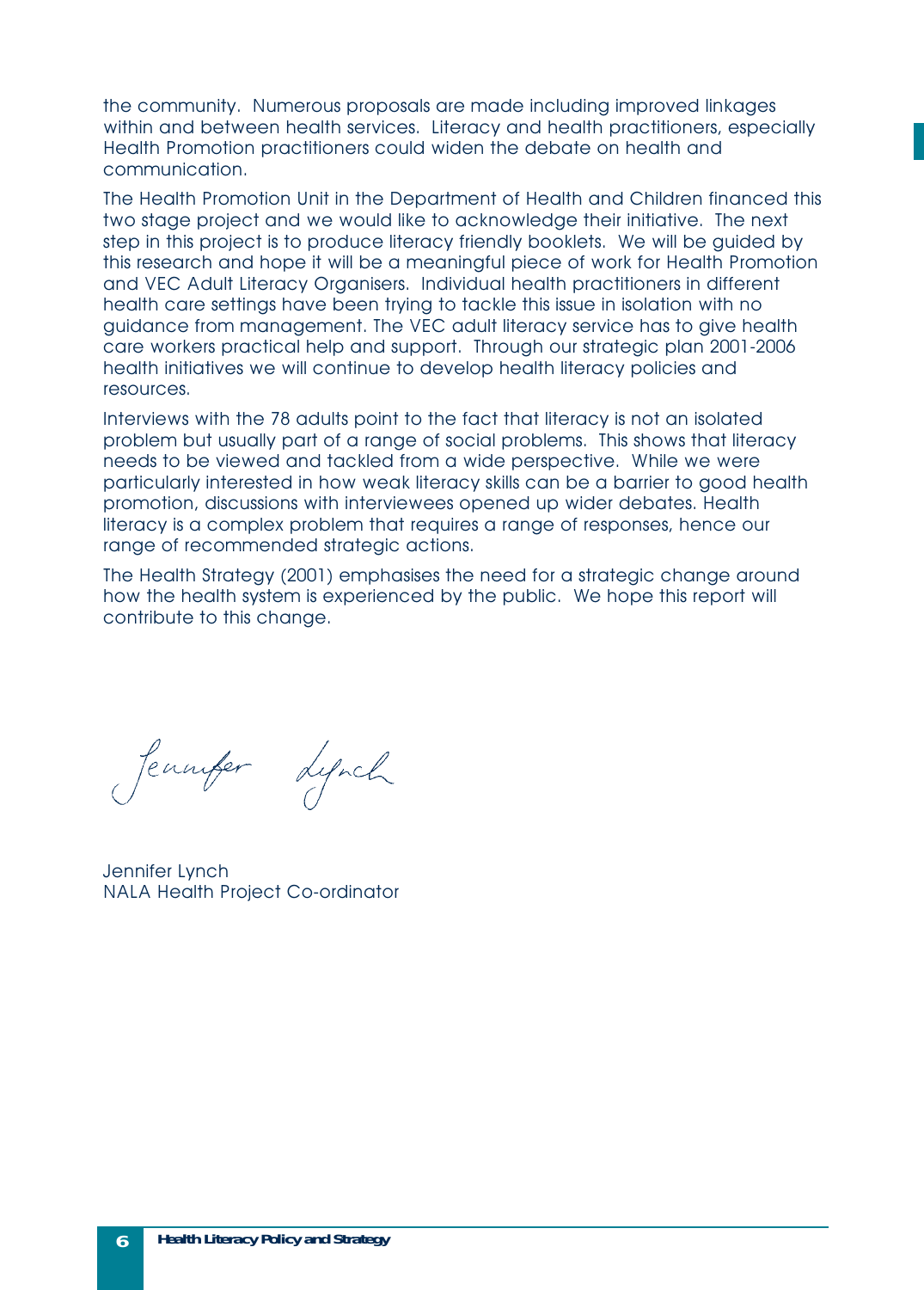the community. Numerous proposals are made including improved linkages within and between health services. Literacy and health practitioners, especially Health Promotion practitioners could widen the debate on health and communication.

The Health Promotion Unit in the Department of Health and Children financed this two stage project and we would like to acknowledge their initiative. The next step in this project is to produce literacy friendly booklets. We will be guided by this research and hope it will be a meaningful piece of work for Health Promotion and VEC Adult Literacy Organisers. Individual health practitioners in different health care settings have been trying to tackle this issue in isolation with no guidance from management. The VEC adult literacy service has to give health care workers practical help and support. Through our strategic plan 2001-2006 health initiatives we will continue to develop health literacy policies and resources.

Interviews with the 78 adults point to the fact that literacy is not an isolated problem but usually part of a range of social problems. This shows that literacy needs to be viewed and tackled from a wide perspective. While we were particularly interested in how weak literacy skills can be a barrier to good health promotion, discussions with interviewees opened up wider debates. Health literacy is a complex problem that requires a range of responses, hence our range of recommended strategic actions.

The Health Strategy (2001) emphasises the need for a strategic change around how the health system is experienced by the public. We hope this report will contribute to this change.

Jennifer Lynch

Jennifer Lynch
NALA Health Project Co-ordinator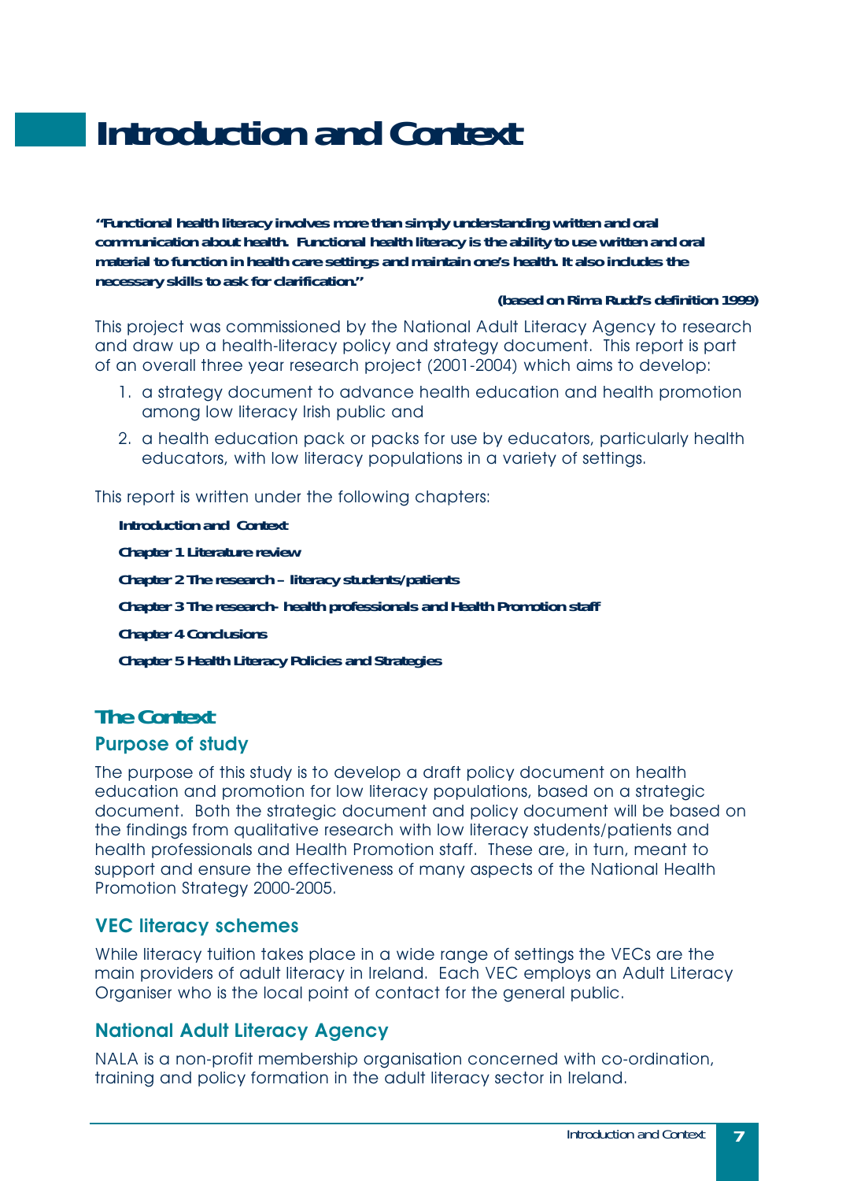# Introduction and Context

**"Functional health literacy involves more than simply understanding written and oral communication about health. Functional health literacy is the ability to use written and oral material to function in health care settings and maintain one's health. It also includes the necessary skills to ask for clarification."**

**(based on Rima Rudd's definition 1999)**

This project was commissioned by the National Adult Literacy Agency to research and draw up a health-literacy policy and strategy document. This report is part of an overall three year research project (2001-2004) which aims to develop:

1. a strategy document to advance health education and health promotion among low literacy Irish public and
2. a health education pack or packs for use by educators, particularly health educators, with low literacy populations in a variety of settings.

This report is written under the following chapters:

**Introduction and Context**

**Chapter 1 Literature review**

**Chapter 2 The research – literacy students/patients**

**Chapter 3 The research- health professionals and Health Promotion staff**

**Chapter 4 Conclusions**

**Chapter 5 Health Literacy Policies and Strategies**

## The Context

### Purpose of study

The purpose of this study is to develop a draft policy document on health education and promotion for low literacy populations, based on a strategic document. Both the strategic document and policy document will be based on the findings from qualitative research with low literacy students/patients and health professionals and Health Promotion staff. These are, in turn, meant to support and ensure the effectiveness of many aspects of the National Health Promotion Strategy 2000-2005.

### VEC literacy schemes

While literacy tuition takes place in a wide range of settings the VECs are the main providers of adult literacy in Ireland. Each VEC employs an Adult Literacy Organiser who is the local point of contact for the general public.

### National Adult Literacy Agency

NALA is a non-profit membership organisation concerned with co-ordination, training and policy formation in the adult literacy sector in Ireland.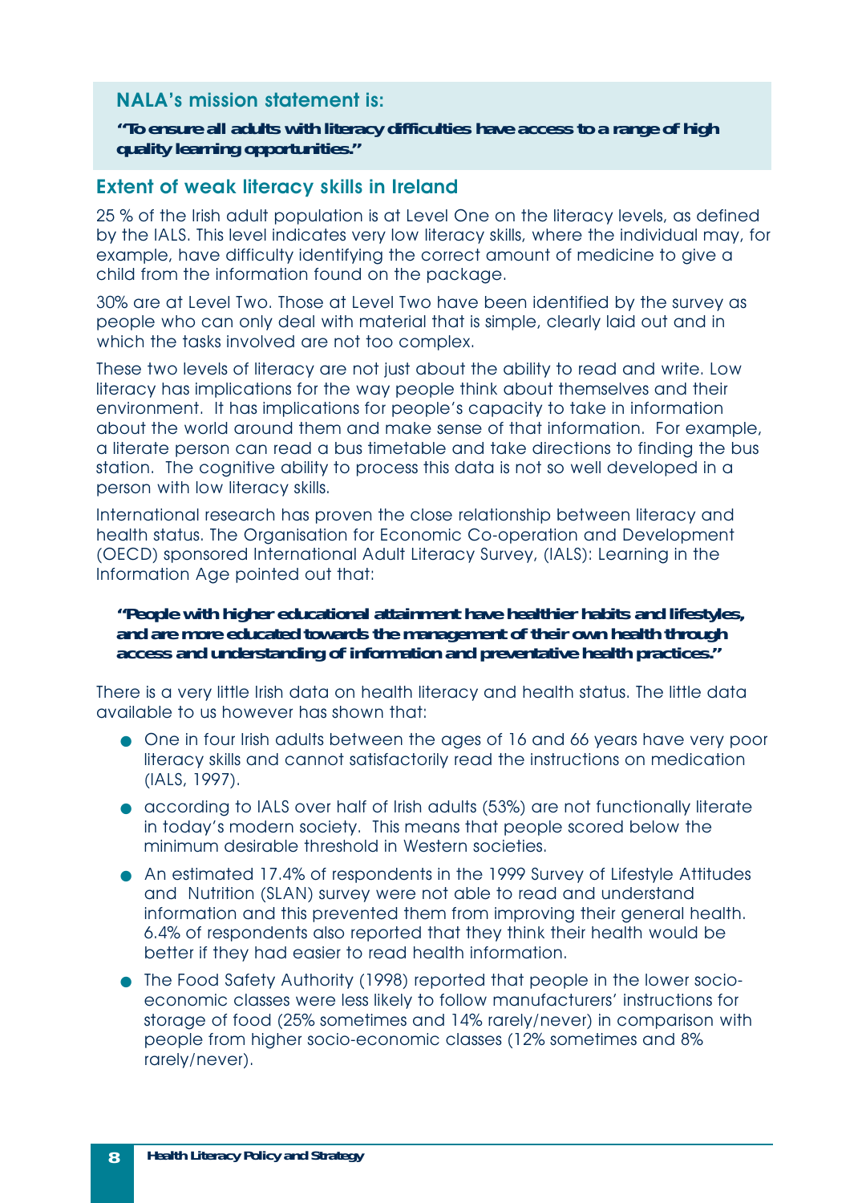### NALA's mission statement is:

**"To ensure all adults with literacy difficulties have access to a range of high quality learning opportunities."**

### Extent of weak literacy skills in Ireland

25 % of the Irish adult population is at Level One on the literacy levels, as defined by the IALS. This level indicates very low literacy skills, where the individual may, for example, have difficulty identifying the correct amount of medicine to give a child from the information found on the package.

30% are at Level Two. Those at Level Two have been identified by the survey as people who can only deal with material that is simple, clearly laid out and in which the tasks involved are not too complex.

These two levels of literacy are not just about the ability to read and write. Low literacy has implications for the way people think about themselves and their environment. It has implications for people's capacity to take in information about the world around them and make sense of that information. For example, a literate person can read a bus timetable and take directions to finding the bus station. The cognitive ability to process this data is not so well developed in a person with low literacy skills.

International research has proven the close relationship between literacy and health status. The Organisation for Economic Co-operation and Development (OECD) sponsored International Adult Literacy Survey, (IALS): Learning in the Information Age pointed out that:

**"People with higher educational attainment have healthier habits and lifestyles, and are more educated towards the management of their own health through access and understanding of information and preventative health practices."**

There is a very little Irish data on health literacy and health status. The little data available to us however has shown that:

- One in four Irish adults between the ages of 16 and 66 years have very poor literacy skills and cannot satisfactorily read the instructions on medication (IALS, 1997).
- according to IALS over half of Irish adults (53%) are not functionally literate in today's modern society. This means that people scored below the minimum desirable threshold in Western societies.
- An estimated 17.4% of respondents in the 1999 Survey of Lifestyle Attitudes and Nutrition (SLAN) survey were not able to read and understand information and this prevented them from improving their general health. 6.4% of respondents also reported that they think their health would be better if they had easier to read health information.
- The Food Safety Authority (1998) reported that people in the lower socio-economic classes were less likely to follow manufacturers' instructions for storage of food (25% sometimes and 14% rarely/never) in comparison with people from higher socio-economic classes (12% sometimes and 8% rarely/never).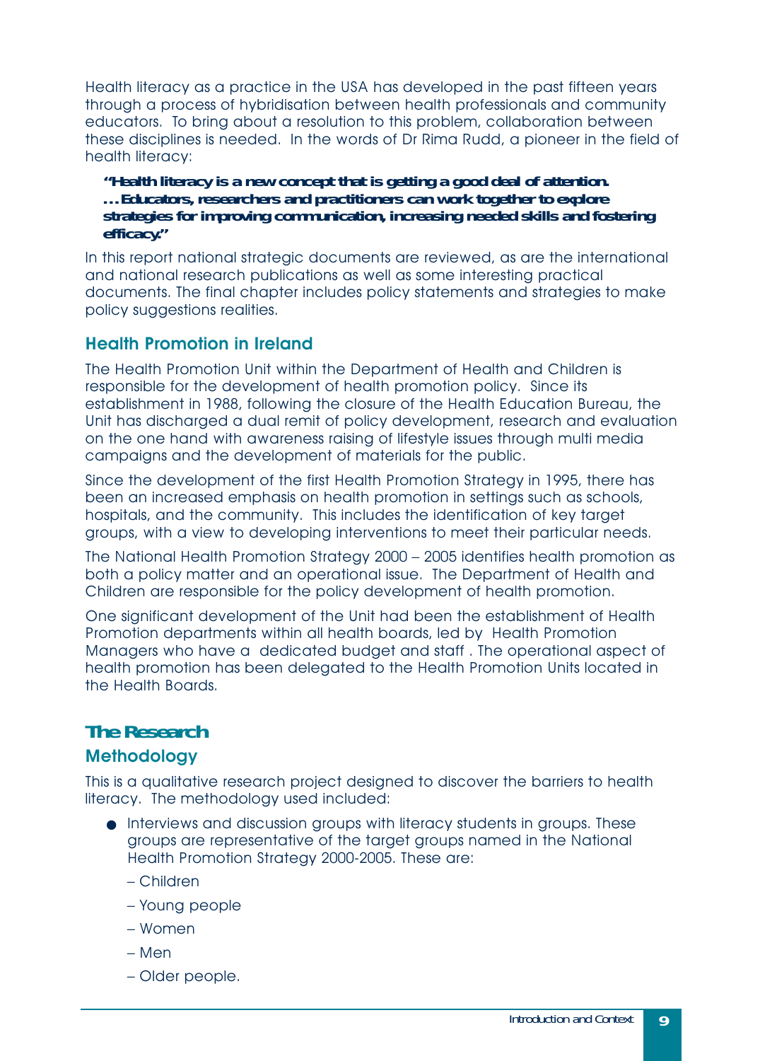Health literacy as a practice in the USA has developed in the past fifteen years through a process of hybridisation between health professionals and community educators. To bring about a resolution to this problem, collaboration between these disciplines is needed. In the words of Dr Rima Rudd, a pioneer in the field of health literacy:

> ***"Health literacy is a new concept that is getting a good deal of attention. …Educators, researchers and practitioners can work together to explore strategies for improving communication, increasing needed skills and fostering efficacy."***

In this report national strategic documents are reviewed, as are the international and national research publications as well as some interesting practical documents. The final chapter includes policy statements and strategies to make policy suggestions realities.

## Health Promotion in Ireland

The Health Promotion Unit within the Department of Health and Children is responsible for the development of health promotion policy. Since its establishment in 1988, following the closure of the Health Education Bureau, the Unit has discharged a dual remit of policy development, research and evaluation on the one hand with awareness raising of lifestyle issues through multi media campaigns and the development of materials for the public.

Since the development of the first Health Promotion Strategy in 1995, there has been an increased emphasis on health promotion in settings such as schools, hospitals, and the community. This includes the identification of key target groups, with a view to developing interventions to meet their particular needs.

The National Health Promotion Strategy 2000 – 2005 identifies health promotion as both a policy matter and an operational issue. The Department of Health and Children are responsible for the policy development of health promotion.

One significant development of the Unit had been the establishment of Health Promotion departments within all health boards, led by Health Promotion Managers who have a dedicated budget and staff . The operational aspect of health promotion has been delegated to the Health Promotion Units located in the Health Boards.

# The Research

## Methodology

This is a qualitative research project designed to discover the barriers to health literacy. The methodology used included:

- Interviews and discussion groups with literacy students in groups. These groups are representative of the target groups named in the National Health Promotion Strategy 2000-2005. These are:
  - – Children
  - – Young people
  - – Women
  - – Men
  - – Older people.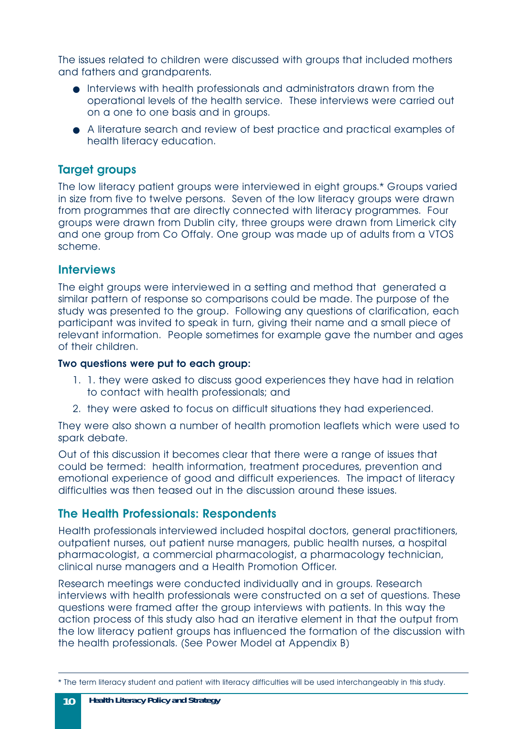The issues related to children were discussed with groups that included mothers and fathers and grandparents.

- Interviews with health professionals and administrators drawn from the operational levels of the health service. These interviews were carried out on a one to one basis and in groups.
- A literature search and review of best practice and practical examples of health literacy education.

## Target groups

The low literacy patient groups were interviewed in eight groups.* Groups varied in size from five to twelve persons. Seven of the low literacy groups were drawn from programmes that are directly connected with literacy programmes. Four groups were drawn from Dublin city, three groups were drawn from Limerick city and one group from Co Offaly. One group was made up of adults from a VTOS scheme.

## Interviews

The eight groups were interviewed in a setting and method that generated a similar pattern of response so comparisons could be made. The purpose of the study was presented to the group. Following any questions of clarification, each participant was invited to speak in turn, giving their name and a small piece of relevant information. People sometimes for example gave the number and ages of their children.

**Two questions were put to each group:**

1. 1. they were asked to discuss good experiences they have had in relation to contact with health professionals; and
2. they were asked to focus on difficult situations they had experienced.

They were also shown a number of health promotion leaflets which were used to spark debate.

Out of this discussion it becomes clear that there were a range of issues that could be termed: health information, treatment procedures, prevention and emotional experience of good and difficult experiences. The impact of literacy difficulties was then teased out in the discussion around these issues.

## The Health Professionals: Respondents

Health professionals interviewed included hospital doctors, general practitioners, outpatient nurses, out patient nurse managers, public health nurses, a hospital pharmacologist, a commercial pharmacologist, a pharmacology technician, clinical nurse managers and a Health Promotion Officer.

Research meetings were conducted individually and in groups. Research interviews with health professionals were constructed on a set of questions. These questions were framed after the group interviews with patients. In this way the action process of this study also had an iterative element in that the output from the low literacy patient groups has influenced the formation of the discussion with the health professionals. (See Power Model at Appendix B)

---

* The term literacy student and patient with literacy difficulties will be used interchangeably in this study.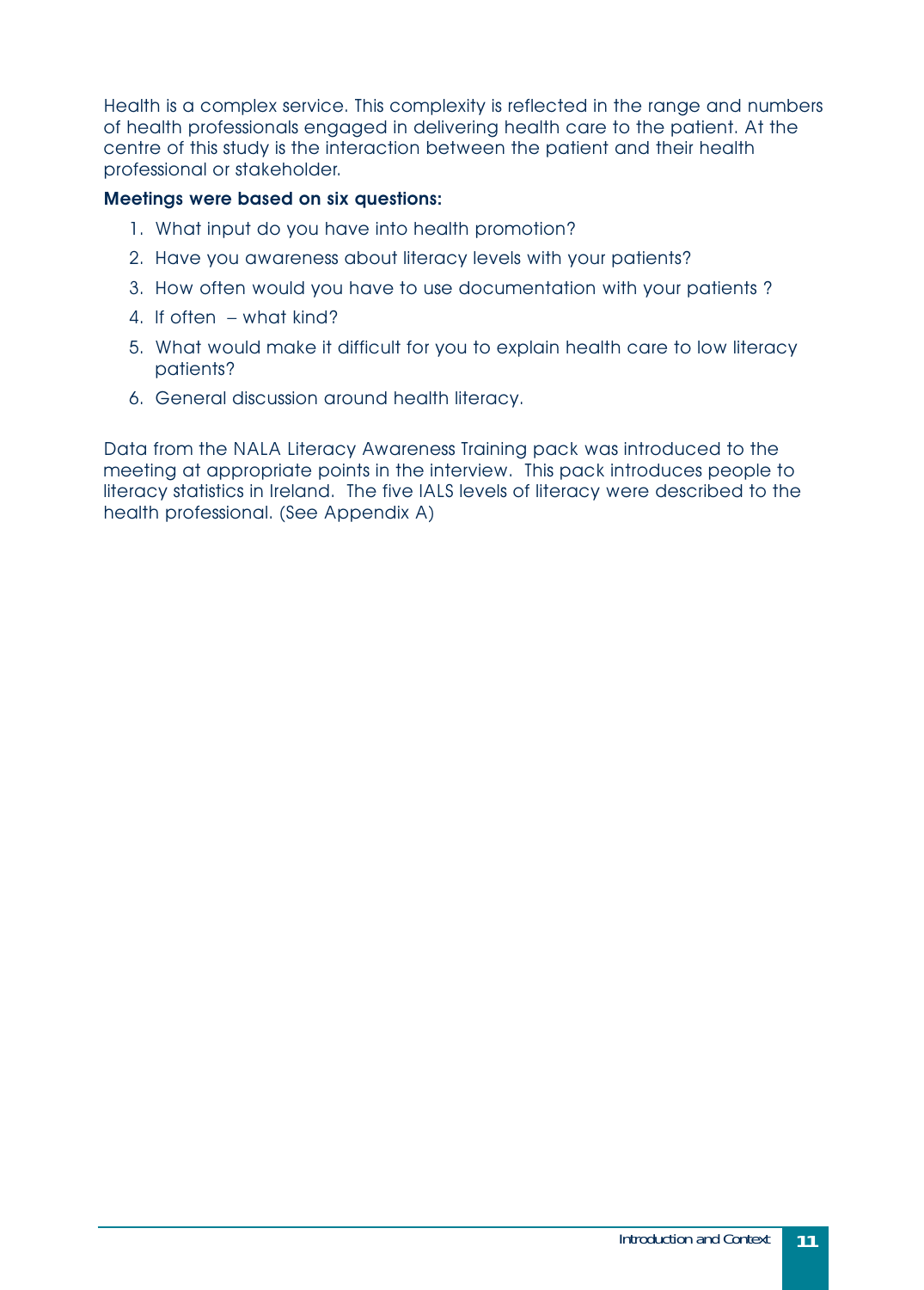Health is a complex service. This complexity is reflected in the range and numbers of health professionals engaged in delivering health care to the patient. At the centre of this study is the interaction between the patient and their health professional or stakeholder.

**Meetings were based on six questions:**

1. What input do you have into health promotion?
2. Have you awareness about literacy levels with your patients?
3. How often would you have to use documentation with your patients ?
4. If often – what kind?
5. What would make it difficult for you to explain health care to low literacy patients?
6. General discussion around health literacy.

Data from the NALA Literacy Awareness Training pack was introduced to the meeting at appropriate points in the interview. This pack introduces people to literacy statistics in Ireland. The five IALS levels of literacy were described to the health professional. (See Appendix A)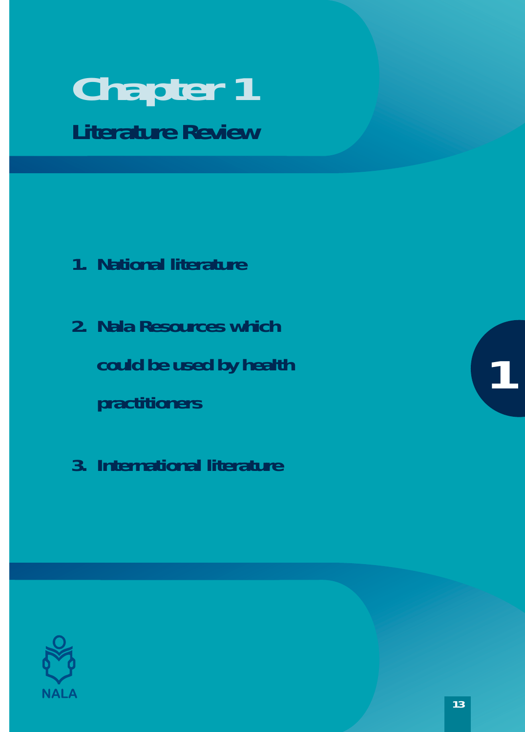# Chapter 1

## Literature Review

1. National literature

2. Nala Resources which could be used by health practitioners

3. International literature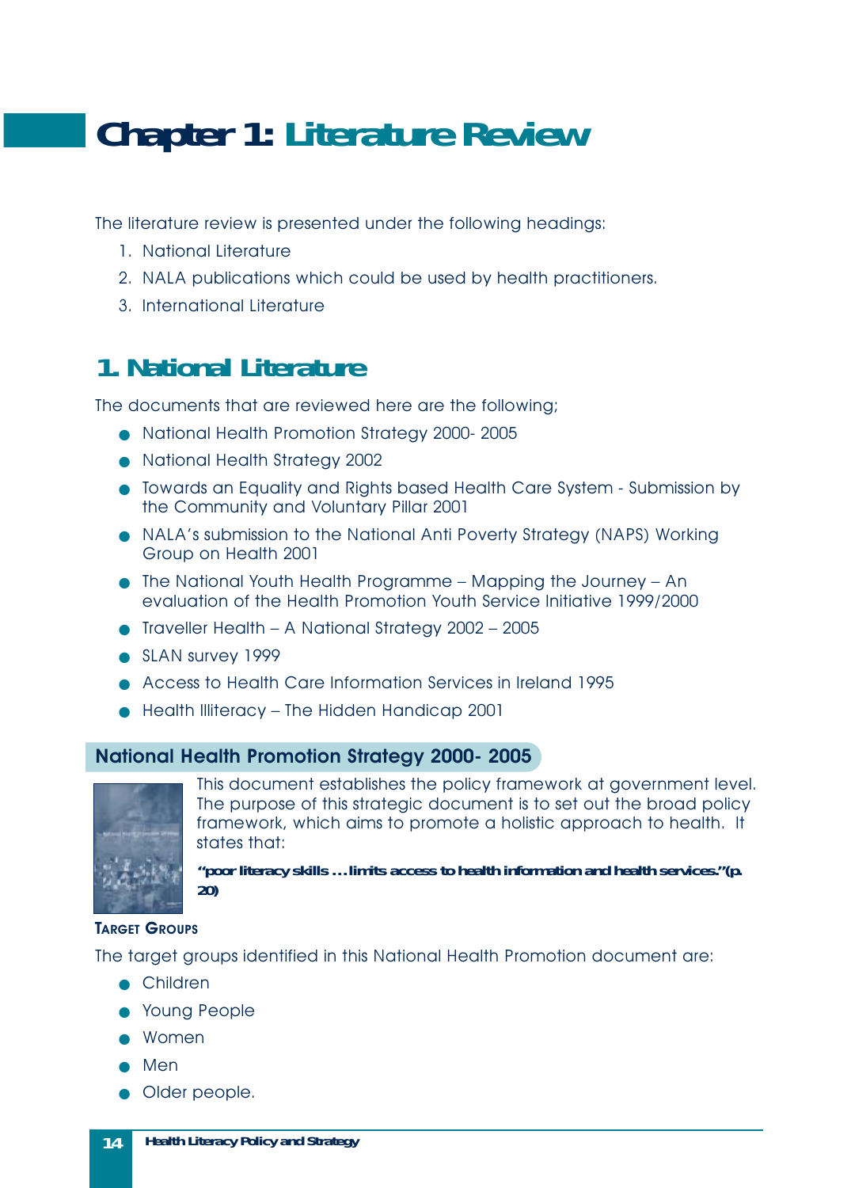# Chapter 1: Literature Review

The literature review is presented under the following headings:

1. National Literature
2. NALA publications which could be used by health practitioners.
3. International Literature

## 1. National Literature

The documents that are reviewed here are the following;

- National Health Promotion Strategy 2000- 2005
- National Health Strategy 2002
- Towards an Equality and Rights based Health Care System - Submission by the Community and Voluntary Pillar 2001
- NALA's submission to the National Anti Poverty Strategy (NAPS) Working Group on Health 2001
- The National Youth Health Programme – Mapping the Journey – An evaluation of the Health Promotion Youth Service Initiative 1999/2000
- Traveller Health – A National Strategy 2002 – 2005
- SLAN survey 1999
- Access to Health Care Information Services in Ireland 1995
- Health Illiteracy – The Hidden Handicap 2001

### National Health Promotion Strategy 2000- 2005

This document establishes the policy framework at government level. The purpose of this strategic document is to set out the broad policy framework, which aims to promote a holistic approach to health. It states that:

**"poor literacy skills … limits access to health information and health services."(p. 20)**

#### Target Groups

The target groups identified in this National Health Promotion document are:

- Children
- Young People
- Women
- Men
- Older people.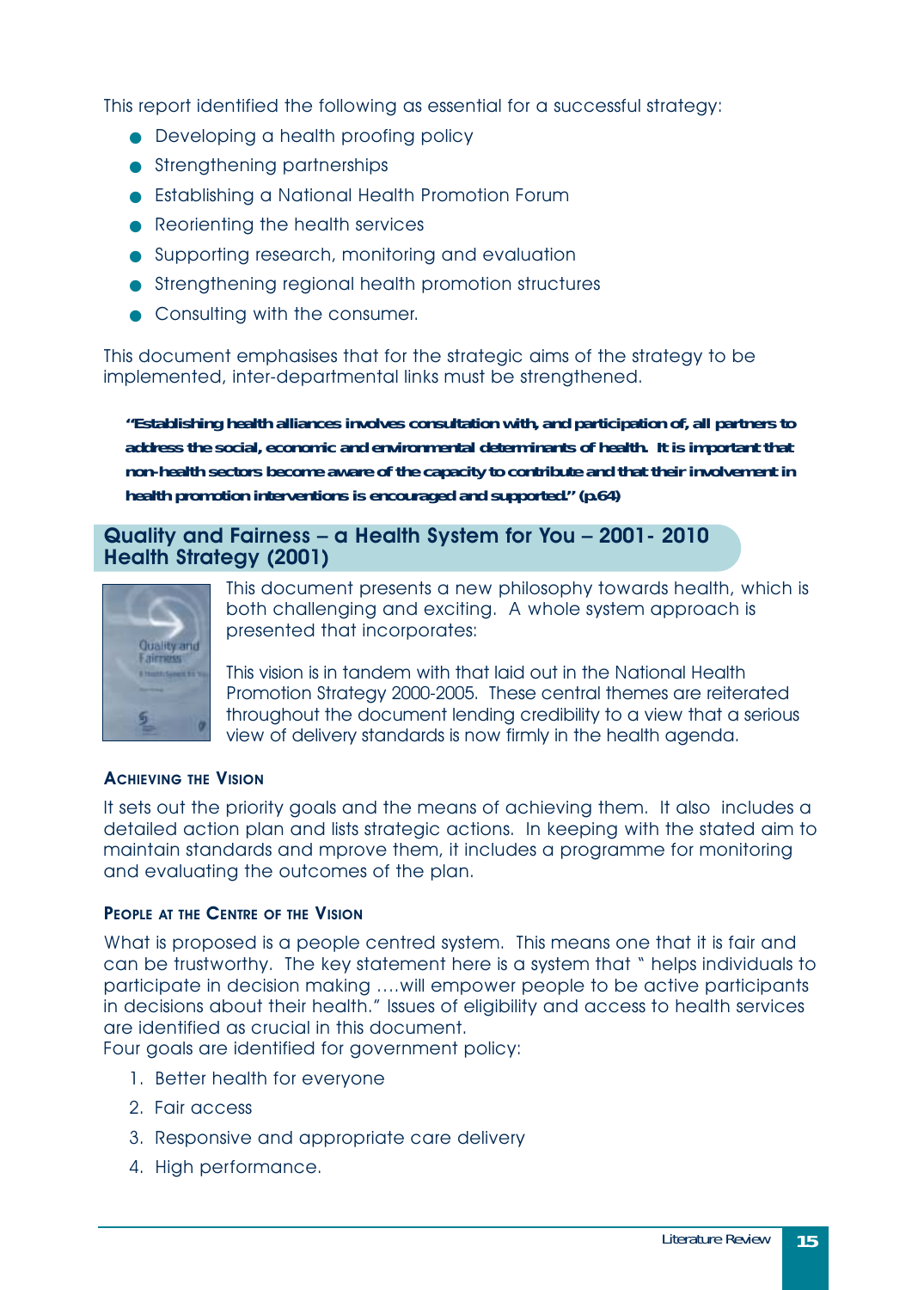This report identified the following as essential for a successful strategy:

- Developing a health proofing policy
- Strengthening partnerships
- Establishing a National Health Promotion Forum
- Reorienting the health services
- Supporting research, monitoring and evaluation
- Strengthening regional health promotion structures
- Consulting with the consumer.

This document emphasises that for the strategic aims of the strategy to be implemented, inter-departmental links must be strengthened.

> **"Establishing health alliances involves consultation with, and participation of, all partners to address the social, economic and environmental determinants of health. It is important that non-health sectors become aware of the capacity to contribute and that their involvement in health promotion interventions is encouraged and supported." (p.64)**

## Quality and Fairness – a Health System for You – 2001- 2010 Health Strategy (2001)

This document presents a new philosophy towards health, which is both challenging and exciting. A whole system approach is presented that incorporates:

This vision is in tandem with that laid out in the National Health Promotion Strategy 2000-2005. These central themes are reiterated throughout the document lending credibility to a view that a serious view of delivery standards is now firmly in the health agenda.

### Achieving the Vision

It sets out the priority goals and the means of achieving them. It also includes a detailed action plan and lists strategic actions. In keeping with the stated aim to maintain standards and mprove them, it includes a programme for monitoring and evaluating the outcomes of the plan.

### People at the Centre of the Vision

What is proposed is a people centred system. This means one that it is fair and can be trustworthy. The key statement here is a system that " helps individuals to participate in decision making ….will empower people to be active participants in decisions about their health." Issues of eligibility and access to health services are identified as crucial in this document.
Four goals are identified for government policy:

1. Better health for everyone
2. Fair access
3. Responsive and appropriate care delivery
4. High performance.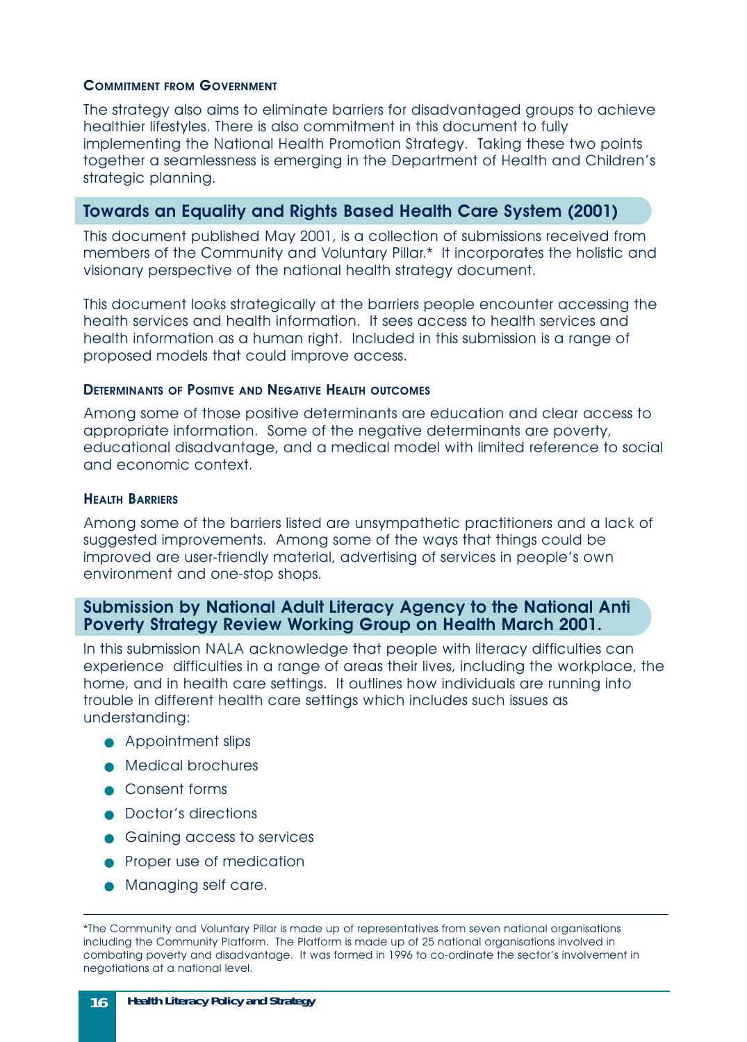#### Commitment from Government

The strategy also aims to eliminate barriers for disadvantaged groups to achieve healthier lifestyles. There is also commitment in this document to fully implementing the National Health Promotion Strategy. Taking these two points together a seamlessness is emerging in the Department of Health and Children's strategic planning.

## Towards an Equality and Rights Based Health Care System (2001)

This document published May 2001, is a collection of submissions received from members of the Community and Voluntary Pillar.* It incorporates the holistic and visionary perspective of the national health strategy document.

This document looks strategically at the barriers people encounter accessing the health services and health information. It sees access to health services and health information as a human right. Included in this submission is a range of proposed models that could improve access.

#### Determinants of Positive and Negative Health outcomes

Among some of those positive determinants are education and clear access to appropriate information. Some of the negative determinants are poverty, educational disadvantage, and a medical model with limited reference to social and economic context.

#### Health Barriers

Among some of the barriers listed are unsympathetic practitioners and a lack of suggested improvements. Among some of the ways that things could be improved are user-friendly material, advertising of services in people's own environment and one-stop shops.

## Submission by National Adult Literacy Agency to the National Anti Poverty Strategy Review Working Group on Health March 2001.

In this submission NALA acknowledge that people with literacy difficulties can experience difficulties in a range of areas their lives, including the workplace, the home, and in health care settings. It outlines how individuals are running into trouble in different health care settings which includes such issues as understanding:

- Appointment slips
- Medical brochures
- Consent forms
- Doctor's directions
- Gaining access to services
- Proper use of medication
- Managing self care.

---

*The Community and Voluntary Pillar is made up of representatives from seven national organisations including the Community Platform. The Platform is made up of 25 national organisations involved in combating poverty and disadvantage. It was formed in 1996 to co-ordinate the sector's involvement in negotiations at a national level.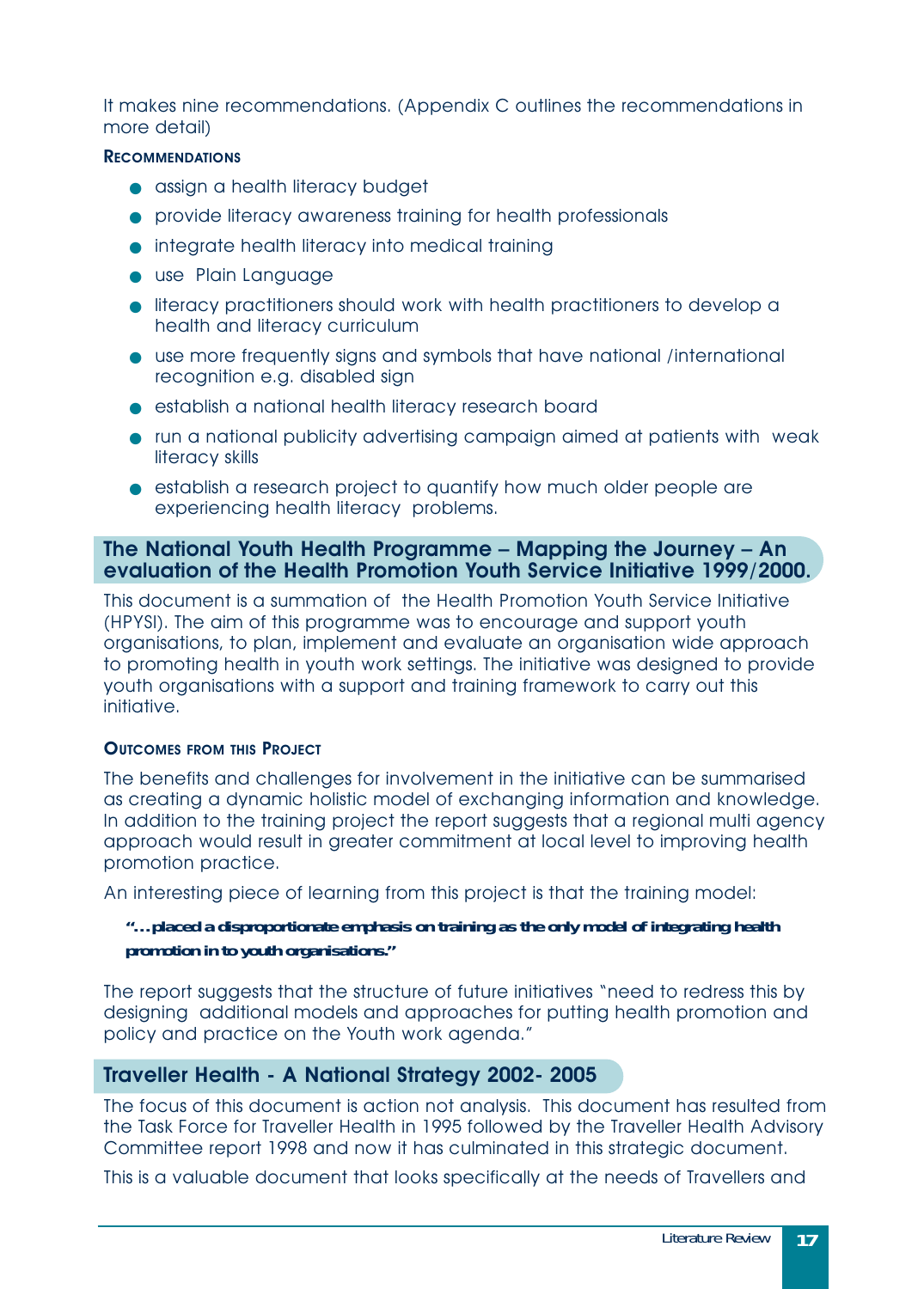It makes nine recommendations. (Appendix C outlines the recommendations in more detail)

**RECOMMENDATIONS**

- assign a health literacy budget
- provide literacy awareness training for health professionals
- integrate health literacy into medical training
- use Plain Language
- literacy practitioners should work with health practitioners to develop a health and literacy curriculum
- use more frequently signs and symbols that have national /international recognition e.g. disabled sign
- establish a national health literacy research board
- run a national publicity advertising campaign aimed at patients with weak literacy skills
- establish a research project to quantify how much older people are experiencing health literacy problems.

## The National Youth Health Programme – Mapping the Journey – An evaluation of the Health Promotion Youth Service Initiative 1999/2000.

This document is a summation of the Health Promotion Youth Service Initiative (HPYSI). The aim of this programme was to encourage and support youth organisations, to plan, implement and evaluate an organisation wide approach to promoting health in youth work settings. The initiative was designed to provide youth organisations with a support and training framework to carry out this initiative.

**OUTCOMES FROM THIS PROJECT**

The benefits and challenges for involvement in the initiative can be summarised as creating a dynamic holistic model of exchanging information and knowledge. In addition to the training project the report suggests that a regional multi agency approach would result in greater commitment at local level to improving health promotion practice.

An interesting piece of learning from this project is that the training model:

> ***"…placed a disproportionate emphasis on training as the only model of integrating health promotion in to youth organisations."***

The report suggests that the structure of future initiatives "need to redress this by designing additional models and approaches for putting health promotion and policy and practice on the Youth work agenda."

## Traveller Health - A National Strategy 2002- 2005

The focus of this document is action not analysis. This document has resulted from the Task Force for Traveller Health in 1995 followed by the Traveller Health Advisory Committee report 1998 and now it has culminated in this strategic document.

This is a valuable document that looks specifically at the needs of Travellers and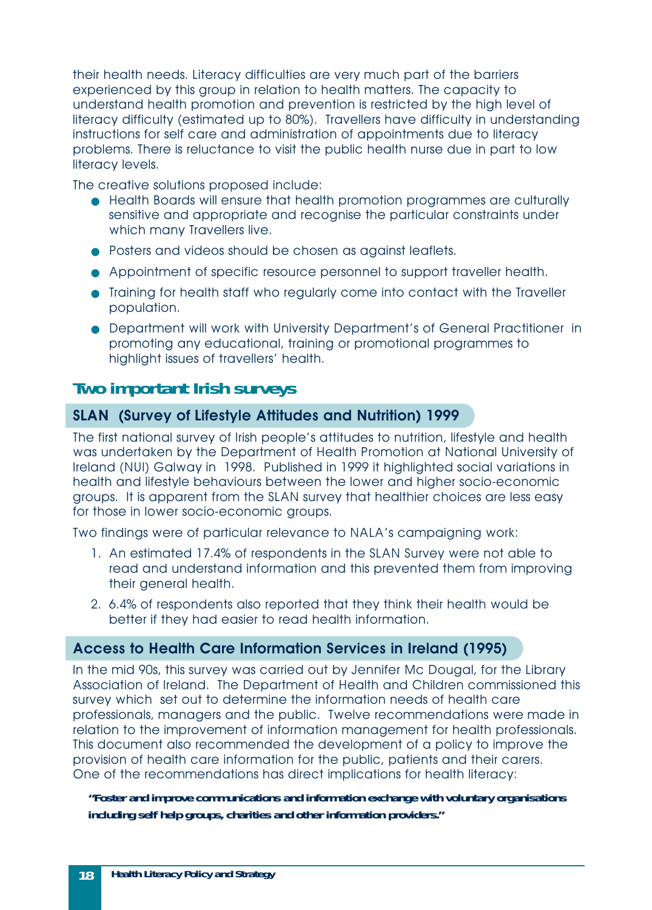their health needs. Literacy difficulties are very much part of the barriers experienced by this group in relation to health matters. The capacity to understand health promotion and prevention is restricted by the high level of literacy difficulty (estimated up to 80%). Travellers have difficulty in understanding instructions for self care and administration of appointments due to literacy problems. There is reluctance to visit the public health nurse due in part to low literacy levels.

The creative solutions proposed include:

- Health Boards will ensure that health promotion programmes are culturally sensitive and appropriate and recognise the particular constraints under which many Travellers live.
- Posters and videos should be chosen as against leaflets.
- Appointment of specific resource personnel to support traveller health.
- Training for health staff who regularly come into contact with the Traveller population.
- Department will work with University Department's of General Practitioner in promoting any educational, training or promotional programmes to highlight issues of travellers' health.

## Two important Irish surveys

### SLAN (Survey of Lifestyle Attitudes and Nutrition) 1999

The first national survey of Irish people's attitudes to nutrition, lifestyle and health was undertaken by the Department of Health Promotion at National University of Ireland (NUI) Galway in 1998. Published in 1999 it highlighted social variations in health and lifestyle behaviours between the lower and higher socio-economic groups. It is apparent from the SLAN survey that healthier choices are less easy for those in lower socio-economic groups.

Two findings were of particular relevance to NALA's campaigning work:

1. An estimated 17.4% of respondents in the SLAN Survey were not able to read and understand information and this prevented them from improving their general health.
2. 6.4% of respondents also reported that they think their health would be better if they had easier to read health information.

### Access to Health Care Information Services in Ireland (1995)

In the mid 90s, this survey was carried out by Jennifer Mc Dougal, for the Library Association of Ireland. The Department of Health and Children commissioned this survey which set out to determine the information needs of health care professionals, managers and the public. Twelve recommendations were made in relation to the improvement of information management for health professionals. This document also recommended the development of a policy to improve the provision of health care information for the public, patients and their carers. One of the recommendations has direct implications for health literacy:

***"Foster and improve communications and information exchange with voluntary organisations including self help groups, charities and other information providers."***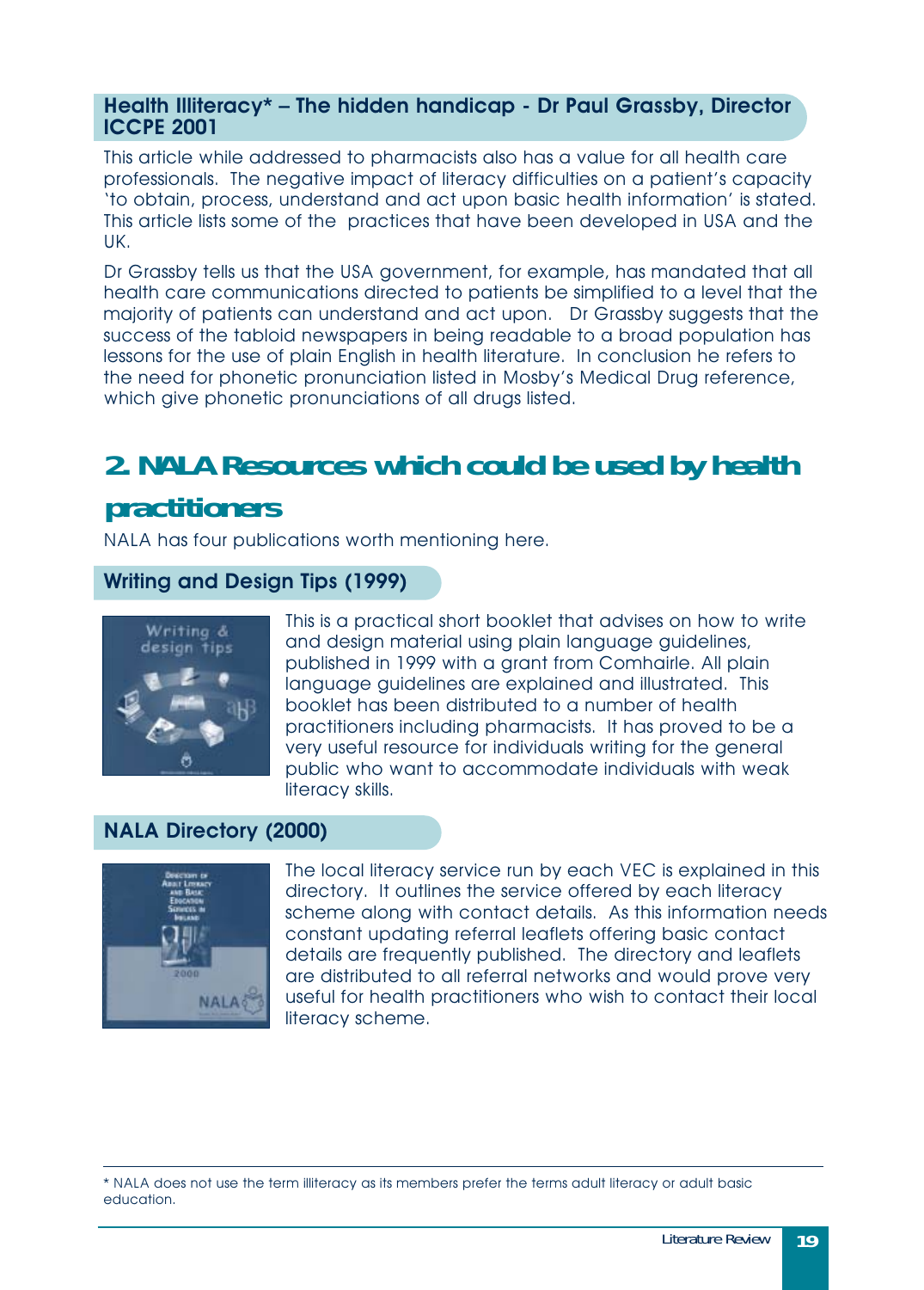### Health Illiteracy* – The hidden handicap - Dr Paul Grassby, Director ICCPE 2001

This article while addressed to pharmacists also has a value for all health care professionals. The negative impact of literacy difficulties on a patient's capacity 'to obtain, process, understand and act upon basic health information' is stated. This article lists some of the practices that have been developed in USA and the UK.

Dr Grassby tells us that the USA government, for example, has mandated that all health care communications directed to patients be simplified to a level that the majority of patients can understand and act upon. Dr Grassby suggests that the success of the tabloid newspapers in being readable to a broad population has lessons for the use of plain English in health literature. In conclusion he refers to the need for phonetic pronunciation listed in Mosby's Medical Drug reference, which give phonetic pronunciations of all drugs listed.

## 2. NALA Resources which could be used by health practitioners

NALA has four publications worth mentioning here.

### Writing and Design Tips (1999)

This is a practical short booklet that advises on how to write and design material using plain language guidelines, published in 1999 with a grant from Comhairle. All plain language guidelines are explained and illustrated. This booklet has been distributed to a number of health practitioners including pharmacists. It has proved to be a very useful resource for individuals writing for the general public who want to accommodate individuals with weak literacy skills.

### NALA Directory (2000)

The local literacy service run by each VEC is explained in this directory. It outlines the service offered by each literacy scheme along with contact details. As this information needs constant updating referral leaflets offering basic contact details are frequently published. The directory and leaflets are distributed to all referral networks and would prove very useful for health practitioners who wish to contact their local literacy scheme.

---

* NALA does not use the term illiteracy as its members prefer the terms adult literacy or adult basic education.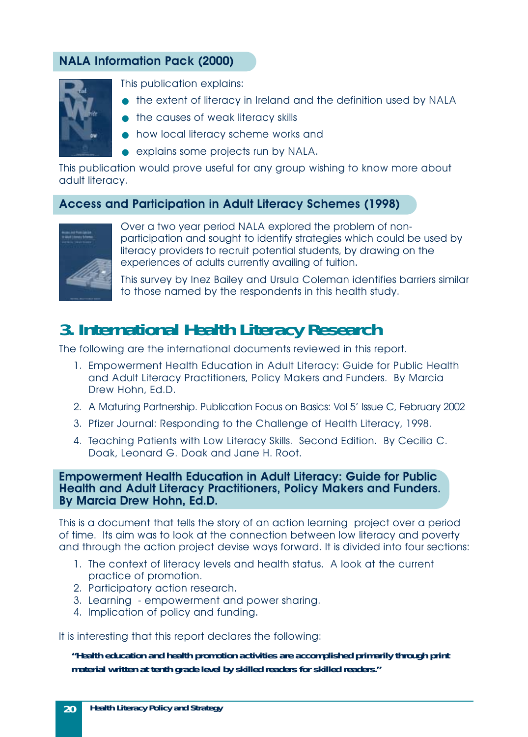### NALA Information Pack (2000)

This publication explains:

- the extent of literacy in Ireland and the definition used by NALA
- the causes of weak literacy skills
- how local literacy scheme works and
- explains some projects run by NALA.

This publication would prove useful for any group wishing to know more about adult literacy.

### Access and Participation in Adult Literacy Schemes (1998)

Over a two year period NALA explored the problem of non-participation and sought to identify strategies which could be used by literacy providers to recruit potential students, by drawing on the experiences of adults currently availing of tuition.

This survey by Inez Bailey and Ursula Coleman identifies barriers similar to those named by the respondents in this health study.

## 3. International Health Literacy Research

The following are the international documents reviewed in this report.

1. Empowerment Health Education in Adult Literacy: Guide for Public Health and Adult Literacy Practitioners, Policy Makers and Funders. By Marcia Drew Hohn, Ed.D.
2. A Maturing Partnership. Publication Focus on Basics: Vol 5' Issue C, February 2002
3. Pfizer Journal: Responding to the Challenge of Health Literacy, 1998.
4. Teaching Patients with Low Literacy Skills. Second Edition. By Cecilia C. Doak, Leonard G. Doak and Jane H. Root.

### Empowerment Health Education in Adult Literacy: Guide for Public Health and Adult Literacy Practitioners, Policy Makers and Funders. By Marcia Drew Hohn, Ed.D.

This is a document that tells the story of an action learning project over a period of time. Its aim was to look at the connection between low literacy and poverty and through the action project devise ways forward. It is divided into four sections:

1. The context of literacy levels and health status. A look at the current practice of promotion.
2. Participatory action research.
3. Learning - empowerment and power sharing.
4. Implication of policy and funding.

It is interesting that this report declares the following:

**"Health education and health promotion activities are accomplished primarily through print material written at tenth grade level by skilled readers for skilled readers."**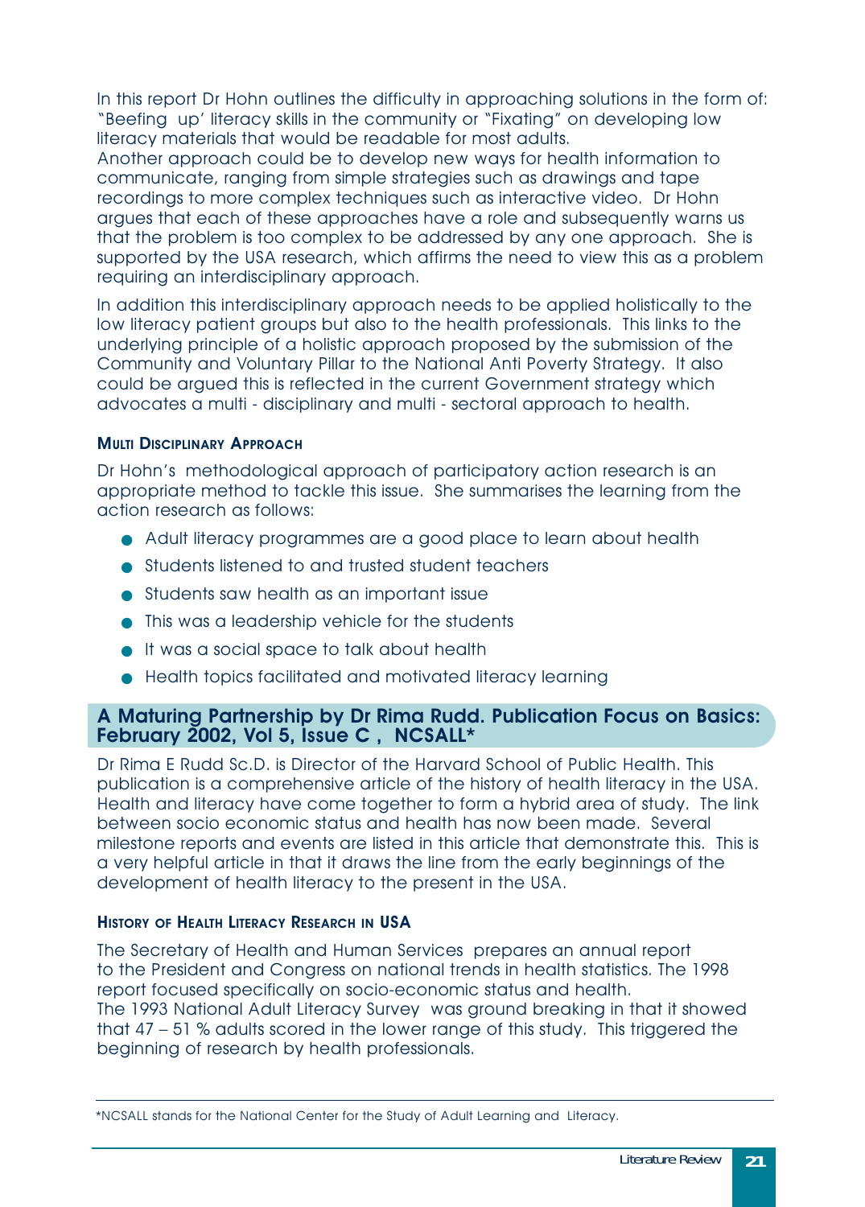In this report Dr Hohn outlines the difficulty in approaching solutions in the form of: "Beefing up' literacy skills in the community or "Fixating" on developing low literacy materials that would be readable for most adults.
Another approach could be to develop new ways for health information to communicate, ranging from simple strategies such as drawings and tape recordings to more complex techniques such as interactive video. Dr Hohn argues that each of these approaches have a role and subsequently warns us that the problem is too complex to be addressed by any one approach. She is supported by the USA research, which affirms the need to view this as a problem requiring an interdisciplinary approach.

In addition this interdisciplinary approach needs to be applied holistically to the low literacy patient groups but also to the health professionals. This links to the underlying principle of a holistic approach proposed by the submission of the Community and Voluntary Pillar to the National Anti Poverty Strategy. It also could be argued this is reflected in the current Government strategy which advocates a multi - disciplinary and multi - sectoral approach to health.

#### Multi Disciplinary Approach

Dr Hohn's methodological approach of participatory action research is an appropriate method to tackle this issue. She summarises the learning from the action research as follows:

- Adult literacy programmes are a good place to learn about health
- Students listened to and trusted student teachers
- Students saw health as an important issue
- This was a leadership vehicle for the students
- It was a social space to talk about health
- Health topics facilitated and motivated literacy learning

### A Maturing Partnership by Dr Rima Rudd. Publication Focus on Basics: February 2002, Vol 5, Issue C , NCSALL*

Dr Rima E Rudd Sc.D. is Director of the Harvard School of Public Health. This publication is a comprehensive article of the history of health literacy in the USA. Health and literacy have come together to form a hybrid area of study. The link between socio economic status and health has now been made. Several milestone reports and events are listed in this article that demonstrate this. This is a very helpful article in that it draws the line from the early beginnings of the development of health literacy to the present in the USA.

#### History of Health Literacy Research in USA

The Secretary of Health and Human Services prepares an annual report to the President and Congress on national trends in health statistics. The 1998 report focused specifically on socio-economic status and health.
The 1993 National Adult Literacy Survey was ground breaking in that it showed that 47 – 51 % adults scored in the lower range of this study. This triggered the beginning of research by health professionals.

---

*NCSALL stands for the National Center for the Study of Adult Learning and Literacy.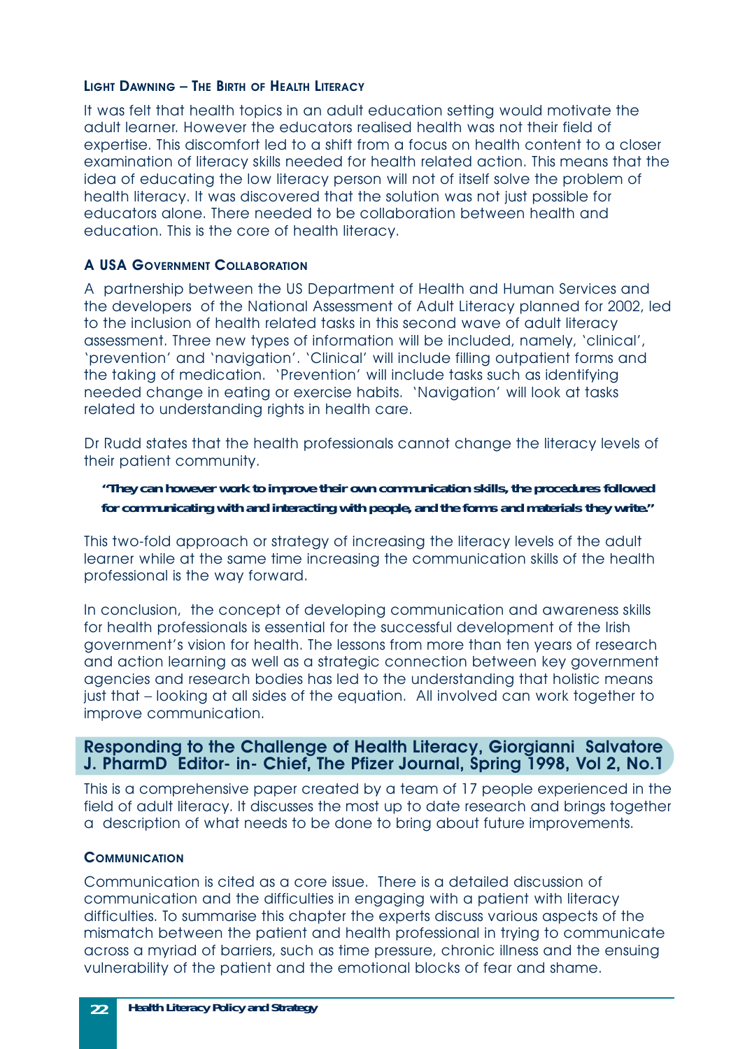### Light Dawning – The Birth of Health Literacy

It was felt that health topics in an adult education setting would motivate the adult learner. However the educators realised health was not their field of expertise. This discomfort led to a shift from a focus on health content to a closer examination of literacy skills needed for health related action. This means that the idea of educating the low literacy person will not of itself solve the problem of health literacy. It was discovered that the solution was not just possible for educators alone. There needed to be collaboration between health and education. This is the core of health literacy.

### A USA Government Collaboration

A partnership between the US Department of Health and Human Services and the developers of the National Assessment of Adult Literacy planned for 2002, led to the inclusion of health related tasks in this second wave of adult literacy assessment. Three new types of information will be included, namely, 'clinical', 'prevention' and 'navigation'. 'Clinical' will include filling outpatient forms and the taking of medication. 'Prevention' will include tasks such as identifying needed change in eating or exercise habits. 'Navigation' will look at tasks related to understanding rights in health care.

Dr Rudd states that the health professionals cannot change the literacy levels of their patient community.

> **"They can however work to improve their own communication skills, the procedures followed for communicating with and interacting with people, and the forms and materials they write."**

This two-fold approach or strategy of increasing the literacy levels of the adult learner while at the same time increasing the communication skills of the health professional is the way forward.

In conclusion, the concept of developing communication and awareness skills for health professionals is essential for the successful development of the Irish government's vision for health. The lessons from more than ten years of research and action learning as well as a strategic connection between key government agencies and research bodies has led to the understanding that holistic means just that – looking at all sides of the equation. All involved can work together to improve communication.

## Responding to the Challenge of Health Literacy, Giorgianni Salvatore J. PharmD Editor- in- Chief, The Pfizer Journal, Spring 1998, Vol 2, No.1

This is a comprehensive paper created by a team of 17 people experienced in the field of adult literacy. It discusses the most up to date research and brings together a description of what needs to be done to bring about future improvements.

### Communication

Communication is cited as a core issue. There is a detailed discussion of communication and the difficulties in engaging with a patient with literacy difficulties. To summarise this chapter the experts discuss various aspects of the mismatch between the patient and health professional in trying to communicate across a myriad of barriers, such as time pressure, chronic illness and the ensuing vulnerability of the patient and the emotional blocks of fear and shame.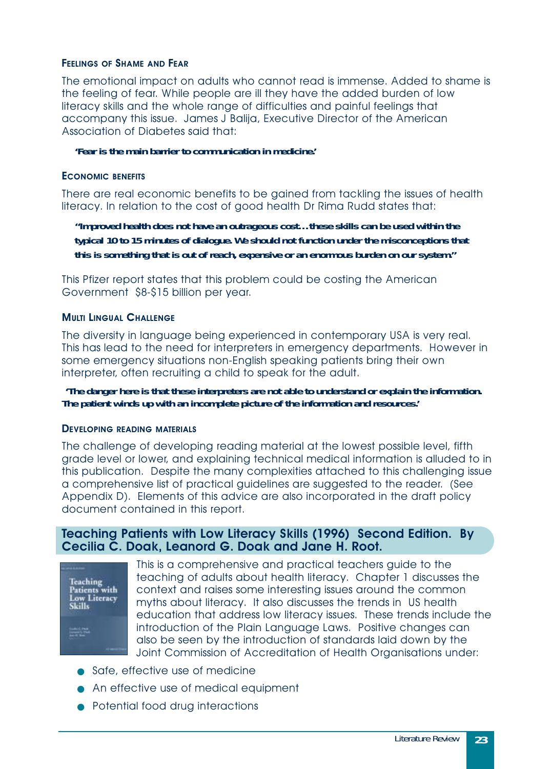#### Feelings of Shame and Fear

The emotional impact on adults who cannot read is immense. Added to shame is the feeling of fear. While people are ill they have the added burden of low literacy skills and the whole range of difficulties and painful feelings that accompany this issue. James J Balija, Executive Director of the American Association of Diabetes said that:

> **'Fear is the main barrier to communication in medicine.'**

#### Economic benefits

There are real economic benefits to be gained from tackling the issues of health literacy. In relation to the cost of good health Dr Rima Rudd states that:

> **"Improved health does not have an outrageous cost…these skills can be used within the typical 10 to 15 minutes of dialogue. We should not function under the misconceptions that this is something that is out of reach, expensive or an enormous burden on our system."**

This Pfizer report states that this problem could be costing the American Government $8-$15 billion per year.

#### Multi Lingual Challenge

The diversity in language being experienced in contemporary USA is very real. This has lead to the need for interpreters in emergency departments. However in some emergency situations non-English speaking patients bring their own interpreter, often recruiting a child to speak for the adult.

> **'The danger here is that these interpreters are not able to understand or explain the information. The patient winds up with an incomplete picture of the information and resources.'**

#### Developing reading materials

The challenge of developing reading material at the lowest possible level, fifth grade level or lower, and explaining technical medical information is alluded to in this publication. Despite the many complexities attached to this challenging issue a comprehensive list of practical guidelines are suggested to the reader. (See Appendix D). Elements of this advice are also incorporated in the draft policy document contained in this report.

## Teaching Patients with Low Literacy Skills (1996) Second Edition. By Cecilia C. Doak, Leanord G. Doak and Jane H. Root.

This is a comprehensive and practical teachers guide to the teaching of adults about health literacy. Chapter 1 discusses the context and raises some interesting issues around the common myths about literacy. It also discusses the trends in US health education that address low literacy issues. These trends include the introduction of the Plain Language Laws. Positive changes can also be seen by the introduction of standards laid down by the Joint Commission of Accreditation of Health Organisations under:

- Safe, effective use of medicine
- An effective use of medical equipment
- Potential food drug interactions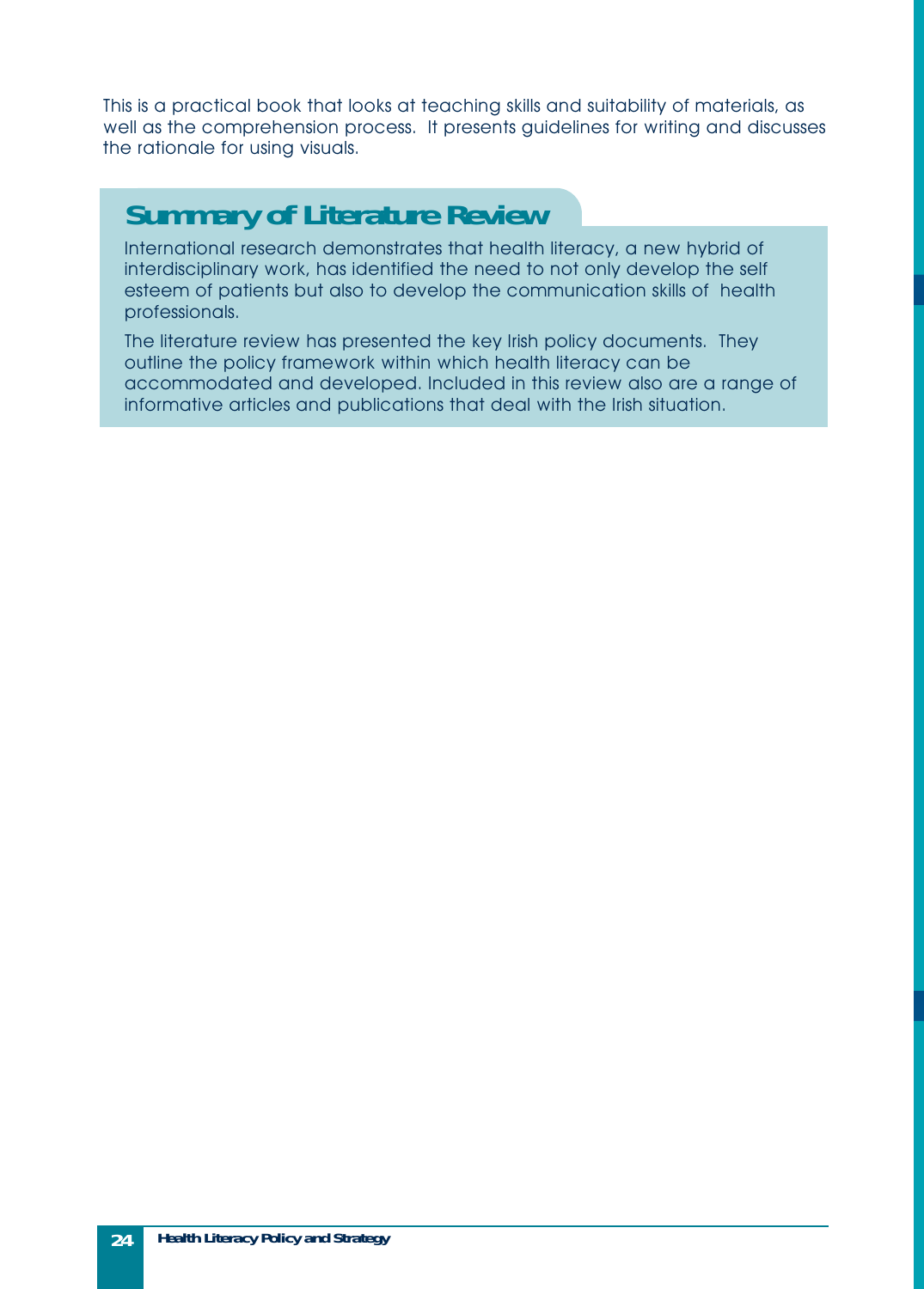This is a practical book that looks at teaching skills and suitability of materials, as well as the comprehension process. It presents guidelines for writing and discusses the rationale for using visuals.

## Summary of Literature Review

International research demonstrates that health literacy, a new hybrid of interdisciplinary work, has identified the need to not only develop the self esteem of patients but also to develop the communication skills of health professionals.

The literature review has presented the key Irish policy documents. They outline the policy framework within which health literacy can be accommodated and developed. Included in this review also are a range of informative articles and publications that deal with the Irish situation.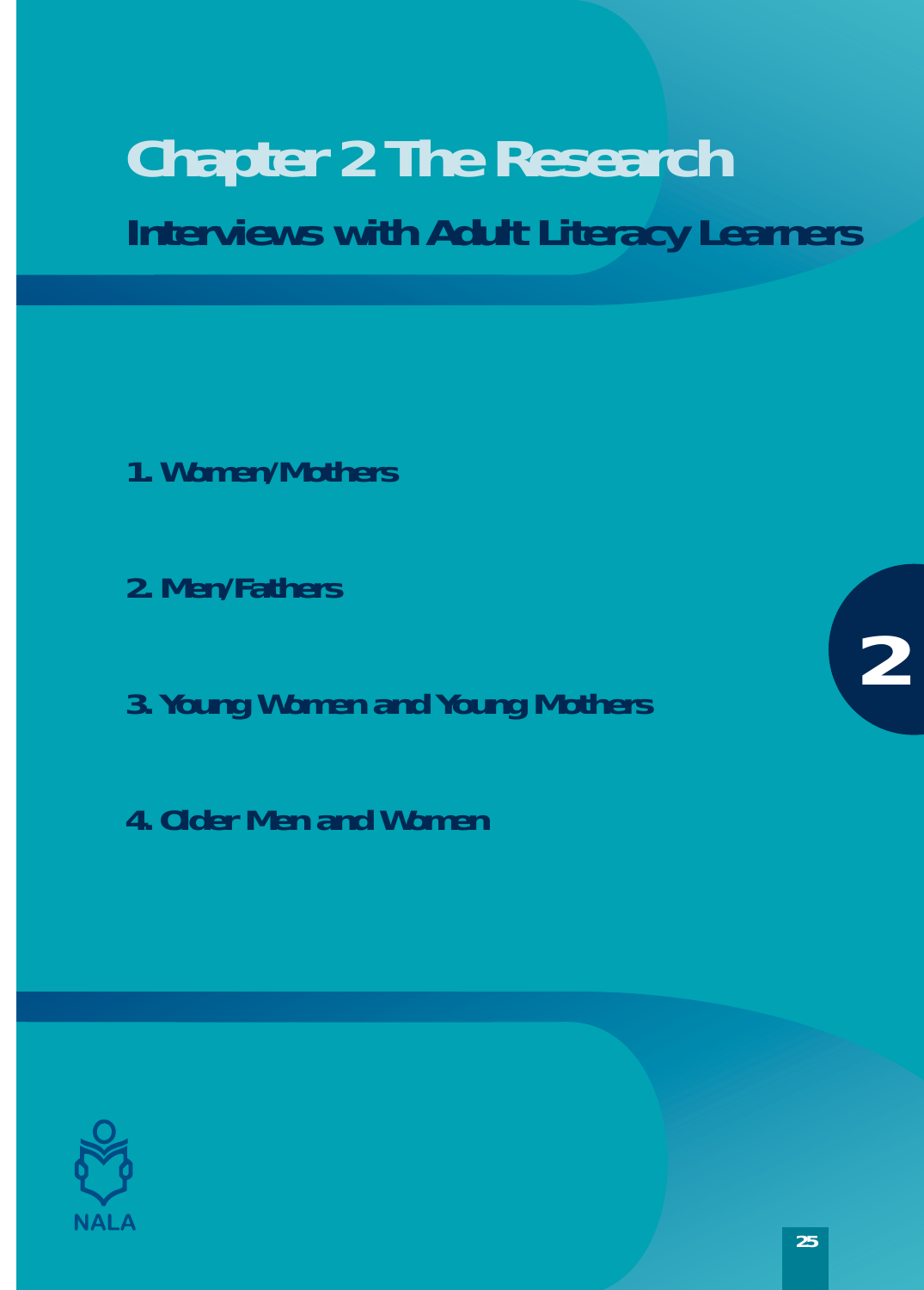# Chapter 2 The Research

## Interviews with Adult Literacy Learners

1. Women/Mothers

2. Men/Fathers

3. Young Women and Young Mothers

4. Older Men and Women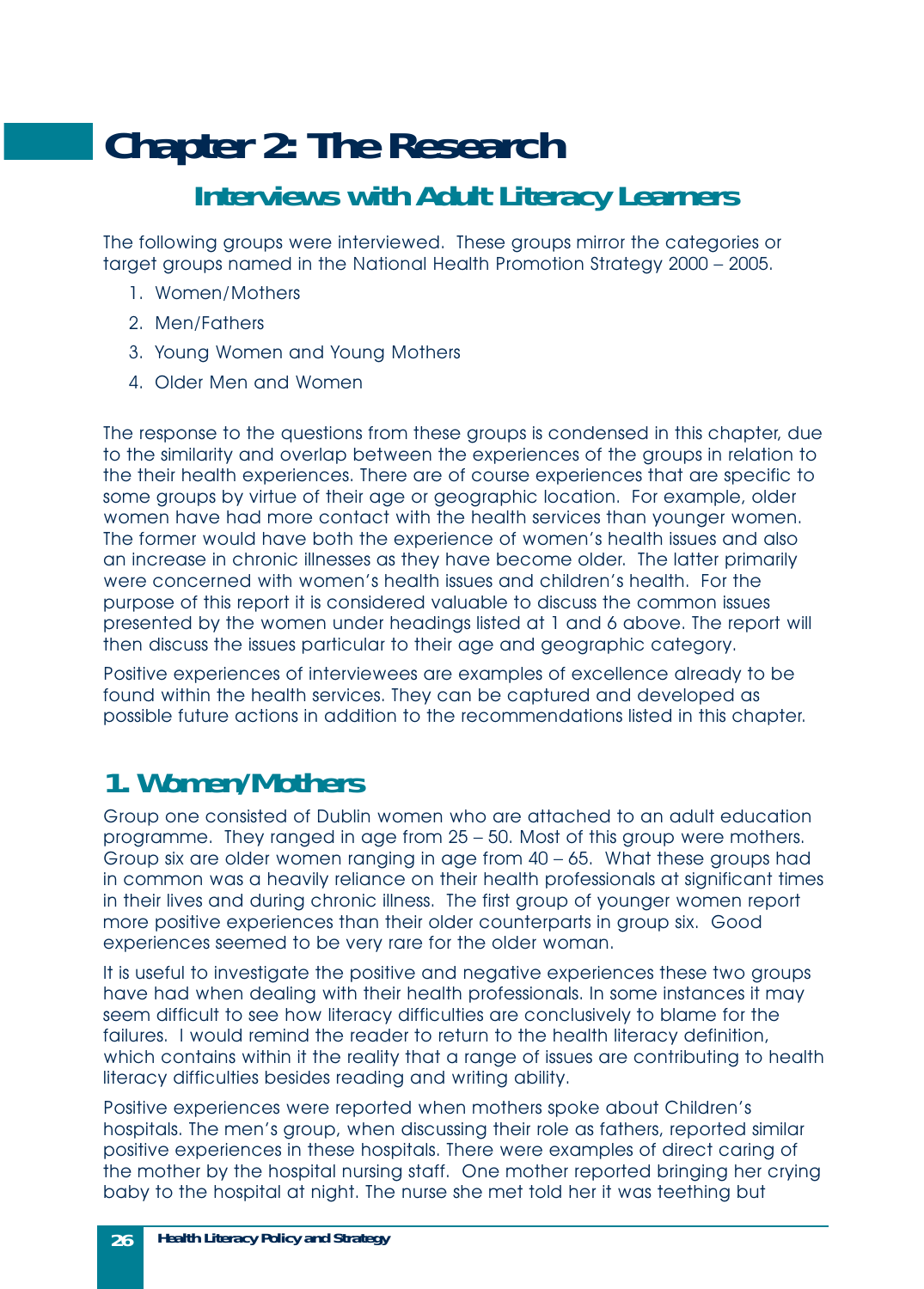# Chapter 2: The Research

## Interviews with Adult Literacy Learners

The following groups were interviewed. These groups mirror the categories or target groups named in the National Health Promotion Strategy 2000 – 2005.

1. Women/Mothers
2. Men/Fathers
3. Young Women and Young Mothers
4. Older Men and Women

The response to the questions from these groups is condensed in this chapter, due to the similarity and overlap between the experiences of the groups in relation to the their health experiences. There are of course experiences that are specific to some groups by virtue of their age or geographic location. For example, older women have had more contact with the health services than younger women. The former would have both the experience of women's health issues and also an increase in chronic illnesses as they have become older. The latter primarily were concerned with women's health issues and children's health. For the purpose of this report it is considered valuable to discuss the common issues presented by the women under headings listed at 1 and 6 above. The report will then discuss the issues particular to their age and geographic category.

Positive experiences of interviewees are examples of excellence already to be found within the health services. They can be captured and developed as possible future actions in addition to the recommendations listed in this chapter.

## 1. Women/Mothers

Group one consisted of Dublin women who are attached to an adult education programme. They ranged in age from 25 – 50. Most of this group were mothers. Group six are older women ranging in age from 40 – 65. What these groups had in common was a heavily reliance on their health professionals at significant times in their lives and during chronic illness. The first group of younger women report more positive experiences than their older counterparts in group six. Good experiences seemed to be very rare for the older woman.

It is useful to investigate the positive and negative experiences these two groups have had when dealing with their health professionals. In some instances it may seem difficult to see how literacy difficulties are conclusively to blame for the failures. I would remind the reader to return to the health literacy definition, which contains within it the reality that a range of issues are contributing to health literacy difficulties besides reading and writing ability.

Positive experiences were reported when mothers spoke about Children's hospitals. The men's group, when discussing their role as fathers, reported similar positive experiences in these hospitals. There were examples of direct caring of the mother by the hospital nursing staff. One mother reported bringing her crying baby to the hospital at night. The nurse she met told her it was teething but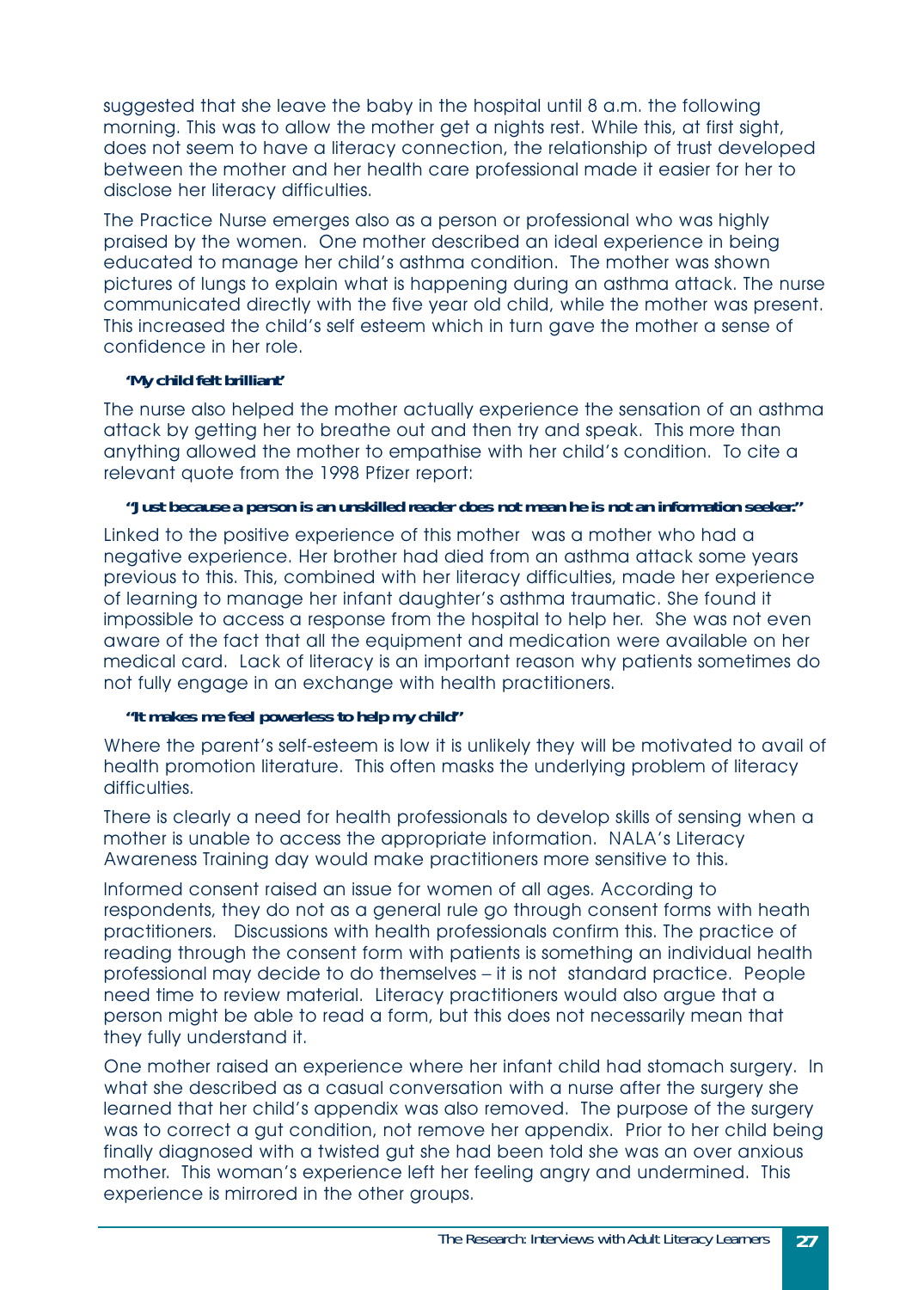suggested that she leave the baby in the hospital until 8 a.m. the following morning. This was to allow the mother get a nights rest. While this, at first sight, does not seem to have a literacy connection, the relationship of trust developed between the mother and her health care professional made it easier for her to disclose her literacy difficulties.

The Practice Nurse emerges also as a person or professional who was highly praised by the women. One mother described an ideal experience in being educated to manage her child's asthma condition. The mother was shown pictures of lungs to explain what is happening during an asthma attack. The nurse communicated directly with the five year old child, while the mother was present. This increased the child's self esteem which in turn gave the mother a sense of confidence in her role.

**'My child felt brilliant'**

The nurse also helped the mother actually experience the sensation of an asthma attack by getting her to breathe out and then try and speak. This more than anything allowed the mother to empathise with her child's condition. To cite a relevant quote from the 1998 Pfizer report:

**"Just because a person is an unskilled reader does not mean he is not an information seeker."**

Linked to the positive experience of this mother was a mother who had a negative experience. Her brother had died from an asthma attack some years previous to this. This, combined with her literacy difficulties, made her experience of learning to manage her infant daughter's asthma traumatic. She found it impossible to access a response from the hospital to help her. She was not even aware of the fact that all the equipment and medication were available on her medical card. Lack of literacy is an important reason why patients sometimes do not fully engage in an exchange with health practitioners.

**"It makes me feel powerless to help my child"**

Where the parent's self-esteem is low it is unlikely they will be motivated to avail of health promotion literature. This often masks the underlying problem of literacy difficulties.

There is clearly a need for health professionals to develop skills of sensing when a mother is unable to access the appropriate information. NALA's Literacy Awareness Training day would make practitioners more sensitive to this.

Informed consent raised an issue for women of all ages. According to respondents, they do not as a general rule go through consent forms with heath practitioners. Discussions with health professionals confirm this. The practice of reading through the consent form with patients is something an individual health professional may decide to do themselves – it is not standard practice. People need time to review material. Literacy practitioners would also argue that a person might be able to read a form, but this does not necessarily mean that they fully understand it.

One mother raised an experience where her infant child had stomach surgery. In what she described as a casual conversation with a nurse after the surgery she learned that her child's appendix was also removed. The purpose of the surgery was to correct a gut condition, not remove her appendix. Prior to her child being finally diagnosed with a twisted gut she had been told she was an over anxious mother. This woman's experience left her feeling angry and undermined. This experience is mirrored in the other groups.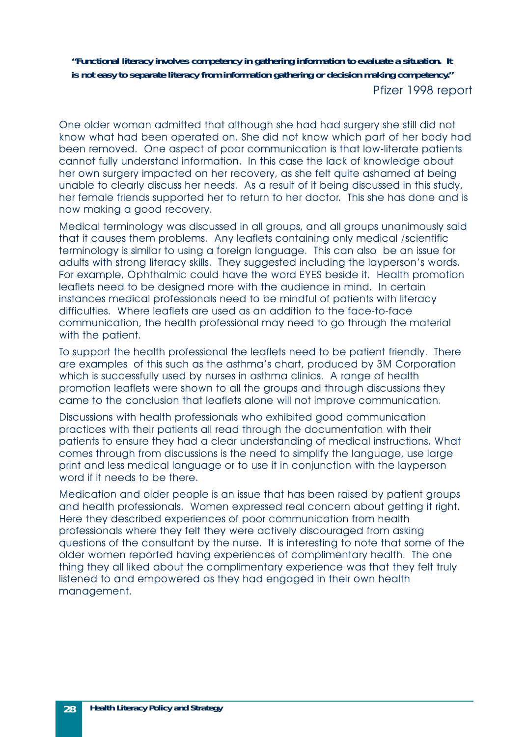***"Functional literacy involves competency in gathering information to evaluate a situation. It is not easy to separate literacy from information gathering or decision making competency."***

Pfizer 1998 report

One older woman admitted that although she had had surgery she still did not know what had been operated on. She did not know which part of her body had been removed. One aspect of poor communication is that low-literate patients cannot fully understand information. In this case the lack of knowledge about her own surgery impacted on her recovery, as she felt quite ashamed at being unable to clearly discuss her needs. As a result of it being discussed in this study, her female friends supported her to return to her doctor. This she has done and is now making a good recovery.

Medical terminology was discussed in all groups, and all groups unanimously said that it causes them problems. Any leaflets containing only medical /scientific terminology is similar to using a foreign language. This can also be an issue for adults with strong literacy skills. They suggested including the layperson's words. For example, Ophthalmic could have the word EYES beside it. Health promotion leaflets need to be designed more with the audience in mind. In certain instances medical professionals need to be mindful of patients with literacy difficulties. Where leaflets are used as an addition to the face-to-face communication, the health professional may need to go through the material with the patient.

To support the health professional the leaflets need to be patient friendly. There are examples of this such as the asthma's chart, produced by 3M Corporation which is successfully used by nurses in asthma clinics. A range of health promotion leaflets were shown to all the groups and through discussions they came to the conclusion that leaflets alone will not improve communication.

Discussions with health professionals who exhibited good communication practices with their patients all read through the documentation with their patients to ensure they had a clear understanding of medical instructions. What comes through from discussions is the need to simplify the language, use large print and less medical language or to use it in conjunction with the layperson word if it needs to be there.

Medication and older people is an issue that has been raised by patient groups and health professionals. Women expressed real concern about getting it right. Here they described experiences of poor communication from health professionals where they felt they were actively discouraged from asking questions of the consultant by the nurse. It is interesting to note that some of the older women reported having experiences of complimentary health. The one thing they all liked about the complimentary experience was that they felt truly listened to and empowered as they had engaged in their own health management.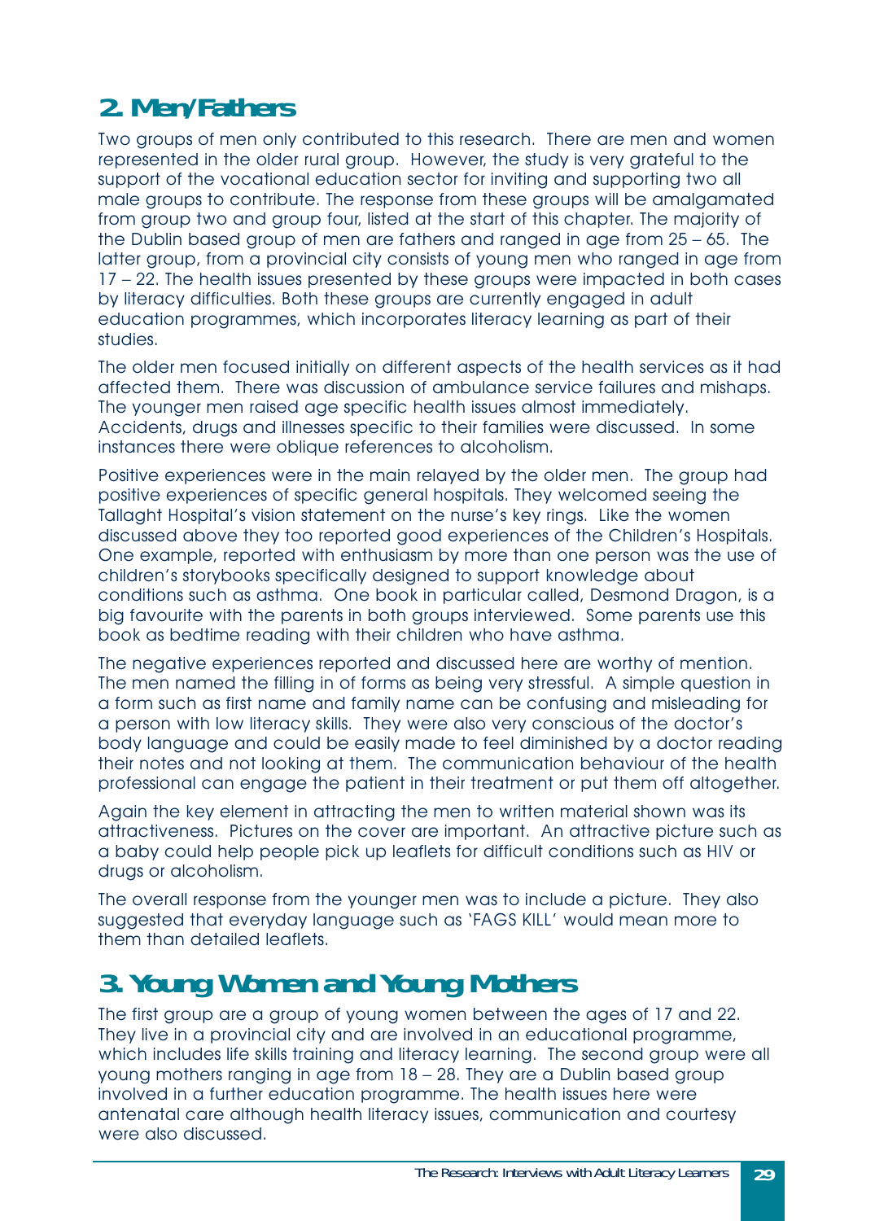## 2. Men/Fathers

Two groups of men only contributed to this research. There are men and women represented in the older rural group. However, the study is very grateful to the support of the vocational education sector for inviting and supporting two all male groups to contribute. The response from these groups will be amalgamated from group two and group four, listed at the start of this chapter. The majority of the Dublin based group of men are fathers and ranged in age from 25 – 65. The latter group, from a provincial city consists of young men who ranged in age from 17 – 22. The health issues presented by these groups were impacted in both cases by literacy difficulties. Both these groups are currently engaged in adult education programmes, which incorporates literacy learning as part of their studies.

The older men focused initially on different aspects of the health services as it had affected them. There was discussion of ambulance service failures and mishaps. The younger men raised age specific health issues almost immediately. Accidents, drugs and illnesses specific to their families were discussed. In some instances there were oblique references to alcoholism.

Positive experiences were in the main relayed by the older men. The group had positive experiences of specific general hospitals. They welcomed seeing the Tallaght Hospital's vision statement on the nurse's key rings. Like the women discussed above they too reported good experiences of the Children's Hospitals. One example, reported with enthusiasm by more than one person was the use of children's storybooks specifically designed to support knowledge about conditions such as asthma. One book in particular called, Desmond Dragon, is a big favourite with the parents in both groups interviewed. Some parents use this book as bedtime reading with their children who have asthma.

The negative experiences reported and discussed here are worthy of mention. The men named the filling in of forms as being very stressful. A simple question in a form such as first name and family name can be confusing and misleading for a person with low literacy skills. They were also very conscious of the doctor's body language and could be easily made to feel diminished by a doctor reading their notes and not looking at them. The communication behaviour of the health professional can engage the patient in their treatment or put them off altogether.

Again the key element in attracting the men to written material shown was its attractiveness. Pictures on the cover are important. An attractive picture such as a baby could help people pick up leaflets for difficult conditions such as HIV or drugs or alcoholism.

The overall response from the younger men was to include a picture. They also suggested that everyday language such as 'FAGS KILL' would mean more to them than detailed leaflets.

## 3. Young Women and Young Mothers

The first group are a group of young women between the ages of 17 and 22. They live in a provincial city and are involved in an educational programme, which includes life skills training and literacy learning. The second group were all young mothers ranging in age from 18 – 28. They are a Dublin based group involved in a further education programme. The health issues here were antenatal care although health literacy issues, communication and courtesy were also discussed.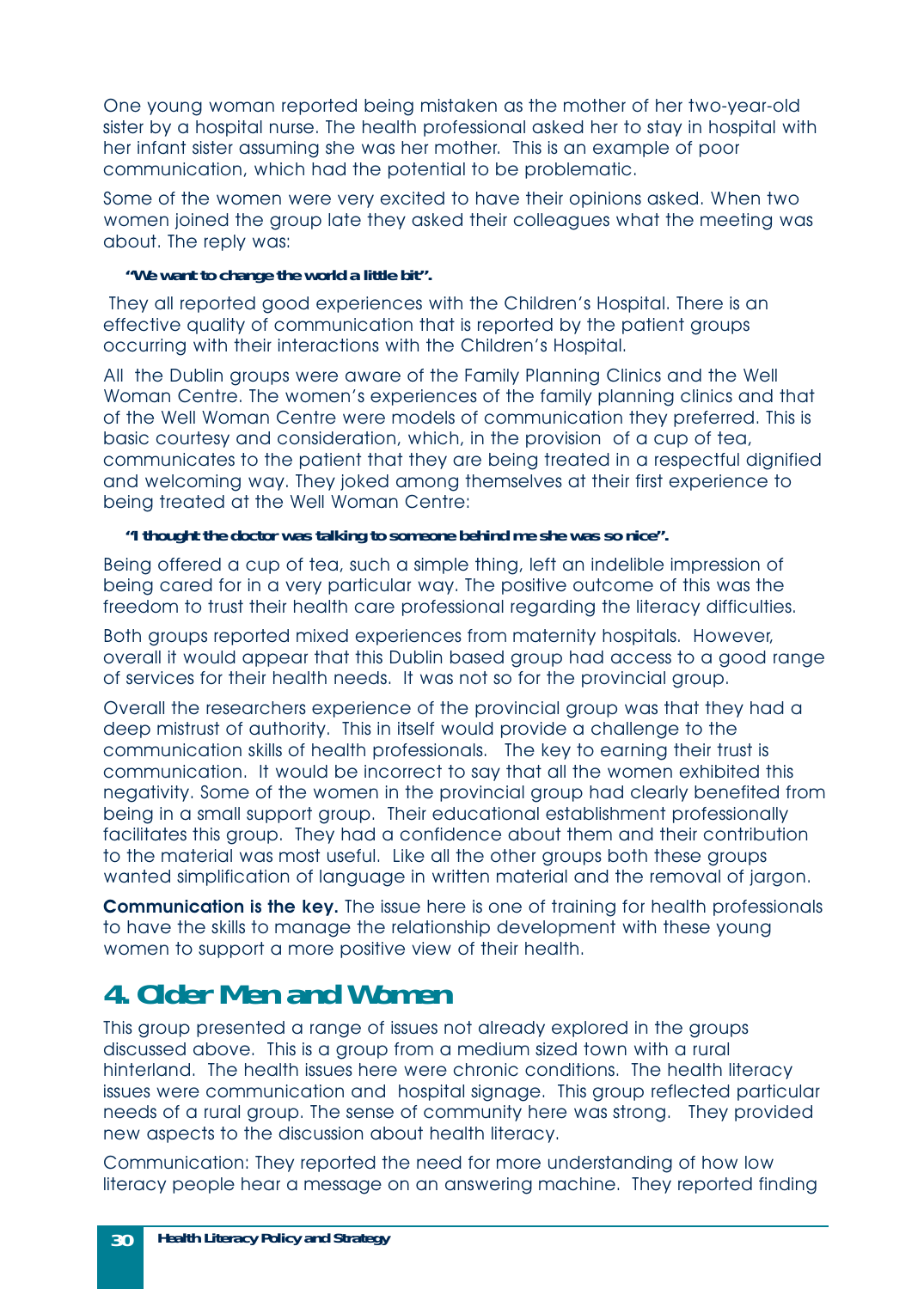One young woman reported being mistaken as the mother of her two-year-old sister by a hospital nurse. The health professional asked her to stay in hospital with her infant sister assuming she was her mother. This is an example of poor communication, which had the potential to be problematic.

Some of the women were very excited to have their opinions asked. When two women joined the group late they asked their colleagues what the meeting was about. The reply was:

**"We want to change the world a little bit".**

They all reported good experiences with the Children's Hospital. There is an effective quality of communication that is reported by the patient groups occurring with their interactions with the Children's Hospital.

All the Dublin groups were aware of the Family Planning Clinics and the Well Woman Centre. The women's experiences of the family planning clinics and that of the Well Woman Centre were models of communication they preferred. This is basic courtesy and consideration, which, in the provision of a cup of tea, communicates to the patient that they are being treated in a respectful dignified and welcoming way. They joked among themselves at their first experience to being treated at the Well Woman Centre:

**"I thought the doctor was talking to someone behind me she was so nice".**

Being offered a cup of tea, such a simple thing, left an indelible impression of being cared for in a very particular way. The positive outcome of this was the freedom to trust their health care professional regarding the literacy difficulties.

Both groups reported mixed experiences from maternity hospitals. However, overall it would appear that this Dublin based group had access to a good range of services for their health needs. It was not so for the provincial group.

Overall the researchers experience of the provincial group was that they had a deep mistrust of authority. This in itself would provide a challenge to the communication skills of health professionals. The key to earning their trust is communication. It would be incorrect to say that all the women exhibited this negativity. Some of the women in the provincial group had clearly benefited from being in a small support group. Their educational establishment professionally facilitates this group. They had a confidence about them and their contribution to the material was most useful. Like all the other groups both these groups wanted simplification of language in written material and the removal of jargon.

**Communication is the key.** The issue here is one of training for health professionals to have the skills to manage the relationship development with these young women to support a more positive view of their health.

## 4. Older Men and Women

This group presented a range of issues not already explored in the groups discussed above. This is a group from a medium sized town with a rural hinterland. The health issues here were chronic conditions. The health literacy issues were communication and hospital signage. This group reflected particular needs of a rural group. The sense of community here was strong. They provided new aspects to the discussion about health literacy.

Communication: They reported the need for more understanding of how low literacy people hear a message on an answering machine. They reported finding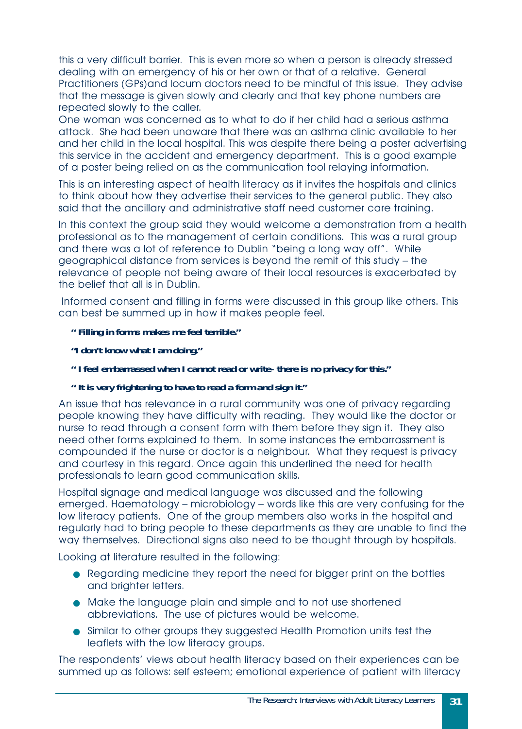this a very difficult barrier. This is even more so when a person is already stressed dealing with an emergency of his or her own or that of a relative. General Practitioners (GPs)and locum doctors need to be mindful of this issue. They advise that the message is given slowly and clearly and that key phone numbers are repeated slowly to the caller.
One woman was concerned as to what to do if her child had a serious asthma attack. She had been unaware that there was an asthma clinic available to her and her child in the local hospital. This was despite there being a poster advertising this service in the accident and emergency department. This is a good example of a poster being relied on as the communication tool relaying information.

This is an interesting aspect of health literacy as it invites the hospitals and clinics to think about how they advertise their services to the general public. They also said that the ancillary and administrative staff need customer care training.

In this context the group said they would welcome a demonstration from a health professional as to the management of certain conditions. This was a rural group and there was a lot of reference to Dublin "being a long way off". While geographical distance from services is beyond the remit of this study – the relevance of people not being aware of their local resources is exacerbated by the belief that all is in Dublin.

Informed consent and filling in forms were discussed in this group like others. This can best be summed up in how it makes people feel.

**" Filling in forms makes me feel terrible."**

**"I don't know what I am doing."**

**" I feel embarrassed when I cannot read or write- there is no privacy for this."**

**" It is very frightening to have to read a form and sign it."**

An issue that has relevance in a rural community was one of privacy regarding people knowing they have difficulty with reading. They would like the doctor or nurse to read through a consent form with them before they sign it. They also need other forms explained to them. In some instances the embarrassment is compounded if the nurse or doctor is a neighbour. What they request is privacy and courtesy in this regard. Once again this underlined the need for health professionals to learn good communication skills.

Hospital signage and medical language was discussed and the following emerged. Haematology – microbiology – words like this are very confusing for the low literacy patients. One of the group members also works in the hospital and regularly had to bring people to these departments as they are unable to find the way themselves. Directional signs also need to be thought through by hospitals.

Looking at literature resulted in the following:

- Regarding medicine they report the need for bigger print on the bottles and brighter letters.
- Make the language plain and simple and to not use shortened abbreviations. The use of pictures would be welcome.
- Similar to other groups they suggested Health Promotion units test the leaflets with the low literacy groups.

The respondents' views about health literacy based on their experiences can be summed up as follows: self esteem; emotional experience of patient with literacy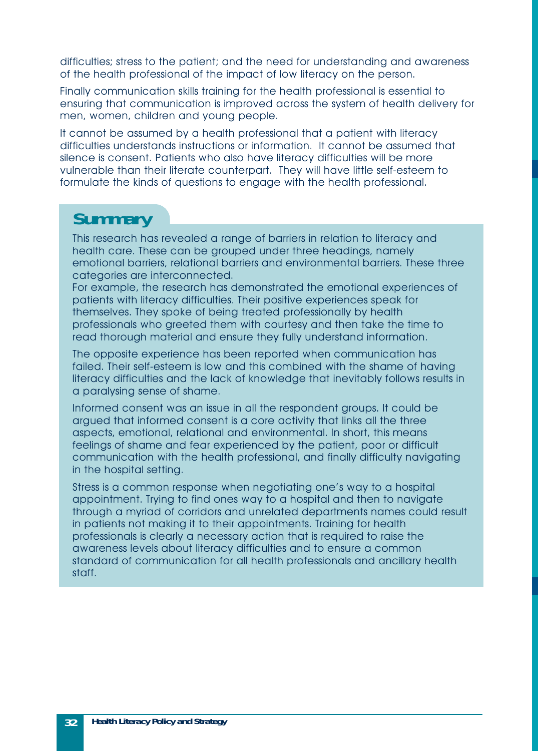difficulties; stress to the patient; and the need for understanding and awareness of the health professional of the impact of low literacy on the person.

Finally communication skills training for the health professional is essential to ensuring that communication is improved across the system of health delivery for men, women, children and young people.

It cannot be assumed by a health professional that a patient with literacy difficulties understands instructions or information. It cannot be assumed that silence is consent. Patients who also have literacy difficulties will be more vulnerable than their literate counterpart. They will have little self-esteem to formulate the kinds of questions to engage with the health professional.

## Summary

This research has revealed a range of barriers in relation to literacy and health care. These can be grouped under three headings, namely emotional barriers, relational barriers and environmental barriers. These three categories are interconnected.

For example, the research has demonstrated the emotional experiences of patients with literacy difficulties. Their positive experiences speak for themselves. They spoke of being treated professionally by health professionals who greeted them with courtesy and then take the time to read thorough material and ensure they fully understand information.

The opposite experience has been reported when communication has failed. Their self-esteem is low and this combined with the shame of having literacy difficulties and the lack of knowledge that inevitably follows results in a paralysing sense of shame.

Informed consent was an issue in all the respondent groups. It could be argued that informed consent is a core activity that links all the three aspects, emotional, relational and environmental. In short, this means feelings of shame and fear experienced by the patient, poor or difficult communication with the health professional, and finally difficulty navigating in the hospital setting.

Stress is a common response when negotiating one's way to a hospital appointment. Trying to find ones way to a hospital and then to navigate through a myriad of corridors and unrelated departments names could result in patients not making it to their appointments. Training for health professionals is clearly a necessary action that is required to raise the awareness levels about literacy difficulties and to ensure a common standard of communication for all health professionals and ancillary health staff.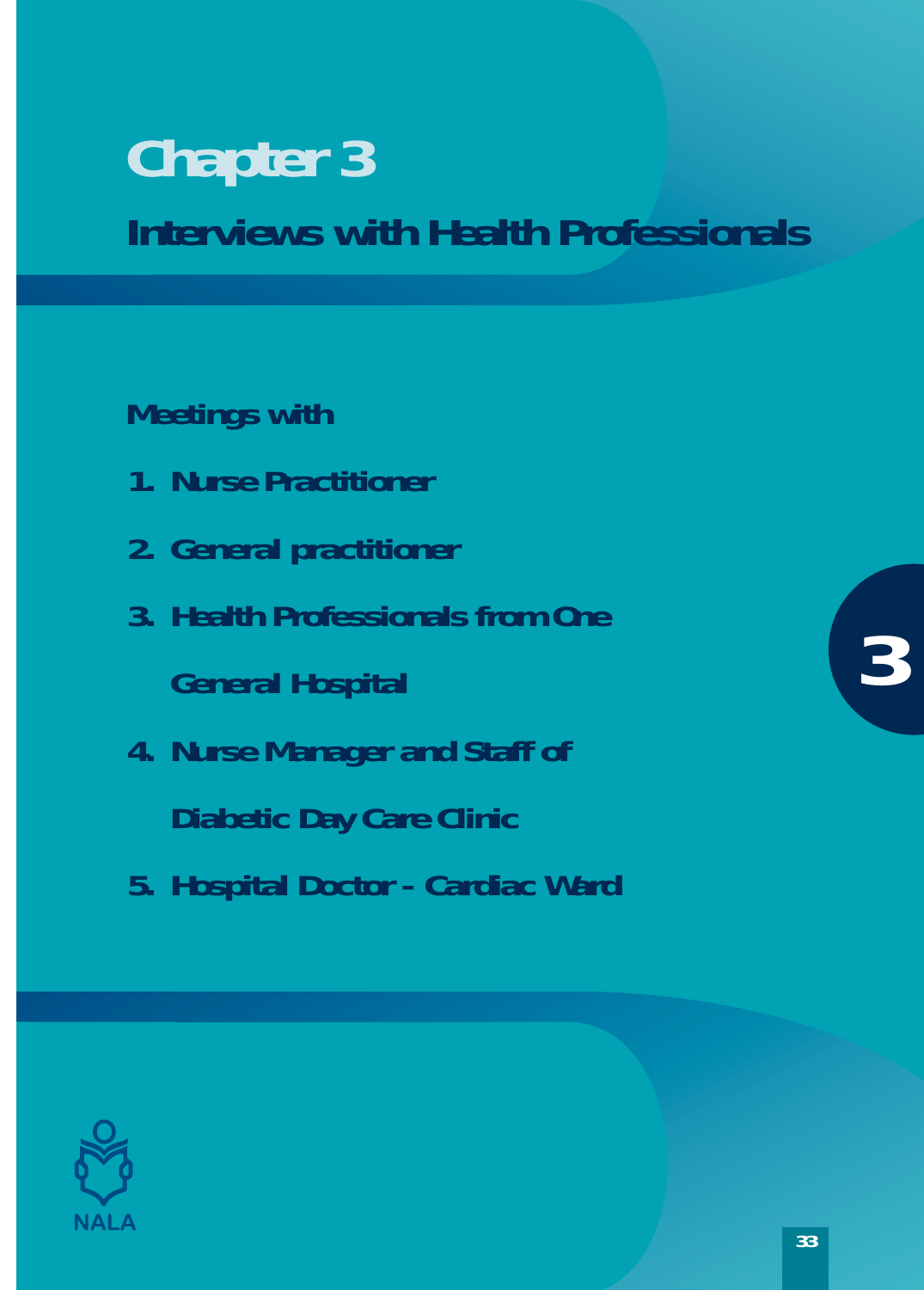# Chapter 3

## Interviews with Health Professionals

**Meetings with**

1. **Nurse Practitioner**
2. **General practitioner**
3. **Health Professionals from One General Hospital**
4. **Nurse Manager and Staff of Diabetic Day Care Clinic**
5. **Hospital Doctor - Cardiac Ward**

NALA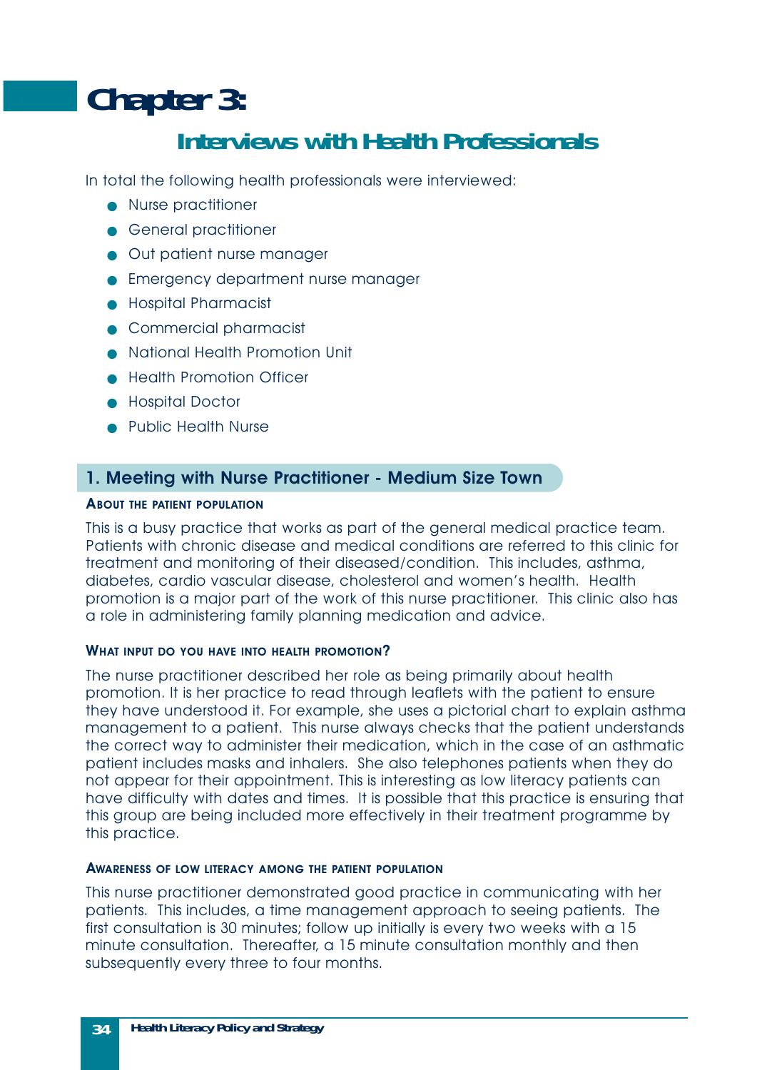# Chapter 3:

## Interviews with Health Professionals

In total the following health professionals were interviewed:

- Nurse practitioner
- General practitioner
- Out patient nurse manager
- Emergency department nurse manager
- Hospital Pharmacist
- Commercial pharmacist
- National Health Promotion Unit
- Health Promotion Officer
- Hospital Doctor
- Public Health Nurse

### 1. Meeting with Nurse Practitioner - Medium Size Town

#### About the patient population

This is a busy practice that works as part of the general medical practice team. Patients with chronic disease and medical conditions are referred to this clinic for treatment and monitoring of their diseased/condition. This includes, asthma, diabetes, cardio vascular disease, cholesterol and women's health. Health promotion is a major part of the work of this nurse practitioner. This clinic also has a role in administering family planning medication and advice.

#### What input do you have into health promotion?

The nurse practitioner described her role as being primarily about health promotion. It is her practice to read through leaflets with the patient to ensure they have understood it. For example, she uses a pictorial chart to explain asthma management to a patient. This nurse always checks that the patient understands the correct way to administer their medication, which in the case of an asthmatic patient includes masks and inhalers. She also telephones patients when they do not appear for their appointment. This is interesting as low literacy patients can have difficulty with dates and times. It is possible that this practice is ensuring that this group are being included more effectively in their treatment programme by this practice.

#### Awareness of low literacy among the patient population

This nurse practitioner demonstrated good practice in communicating with her patients. This includes, a time management approach to seeing patients. The first consultation is 30 minutes; follow up initially is every two weeks with a 15 minute consultation. Thereafter, a 15 minute consultation monthly and then subsequently every three to four months.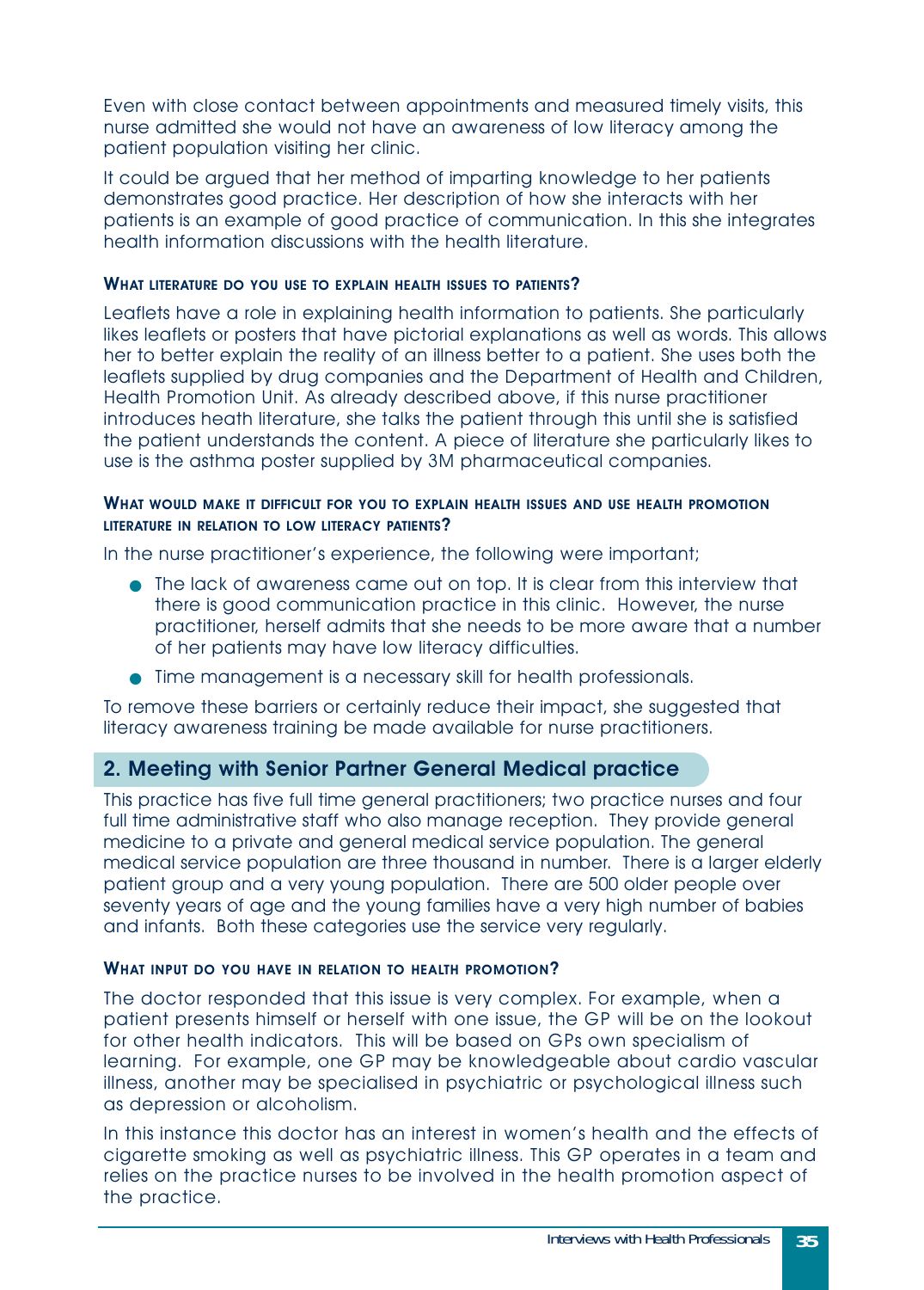Even with close contact between appointments and measured timely visits, this nurse admitted she would not have an awareness of low literacy among the patient population visiting her clinic.

It could be argued that her method of imparting knowledge to her patients demonstrates good practice. Her description of how she interacts with her patients is an example of good practice of communication. In this she integrates health information discussions with the health literature.

#### WHAT LITERATURE DO YOU USE TO EXPLAIN HEALTH ISSUES TO PATIENTS?

Leaflets have a role in explaining health information to patients. She particularly likes leaflets or posters that have pictorial explanations as well as words. This allows her to better explain the reality of an illness better to a patient. She uses both the leaflets supplied by drug companies and the Department of Health and Children, Health Promotion Unit. As already described above, if this nurse practitioner introduces heath literature, she talks the patient through this until she is satisfied the patient understands the content. A piece of literature she particularly likes to use is the asthma poster supplied by 3M pharmaceutical companies.

#### WHAT WOULD MAKE IT DIFFICULT FOR YOU TO EXPLAIN HEALTH ISSUES AND USE HEALTH PROMOTION LITERATURE IN RELATION TO LOW LITERACY PATIENTS?

In the nurse practitioner's experience, the following were important;

- The lack of awareness came out on top. It is clear from this interview that there is good communication practice in this clinic. However, the nurse practitioner, herself admits that she needs to be more aware that a number of her patients may have low literacy difficulties.
- Time management is a necessary skill for health professionals.

To remove these barriers or certainly reduce their impact, she suggested that literacy awareness training be made available for nurse practitioners.

## 2. Meeting with Senior Partner General Medical practice

This practice has five full time general practitioners; two practice nurses and four full time administrative staff who also manage reception. They provide general medicine to a private and general medical service population. The general medical service population are three thousand in number. There is a larger elderly patient group and a very young population. There are 500 older people over seventy years of age and the young families have a very high number of babies and infants. Both these categories use the service very regularly.

#### WHAT INPUT DO YOU HAVE IN RELATION TO HEALTH PROMOTION?

The doctor responded that this issue is very complex. For example, when a patient presents himself or herself with one issue, the GP will be on the lookout for other health indicators. This will be based on GPs own specialism of learning. For example, one GP may be knowledgeable about cardio vascular illness, another may be specialised in psychiatric or psychological illness such as depression or alcoholism.

In this instance this doctor has an interest in women's health and the effects of cigarette smoking as well as psychiatric illness. This GP operates in a team and relies on the practice nurses to be involved in the health promotion aspect of the practice.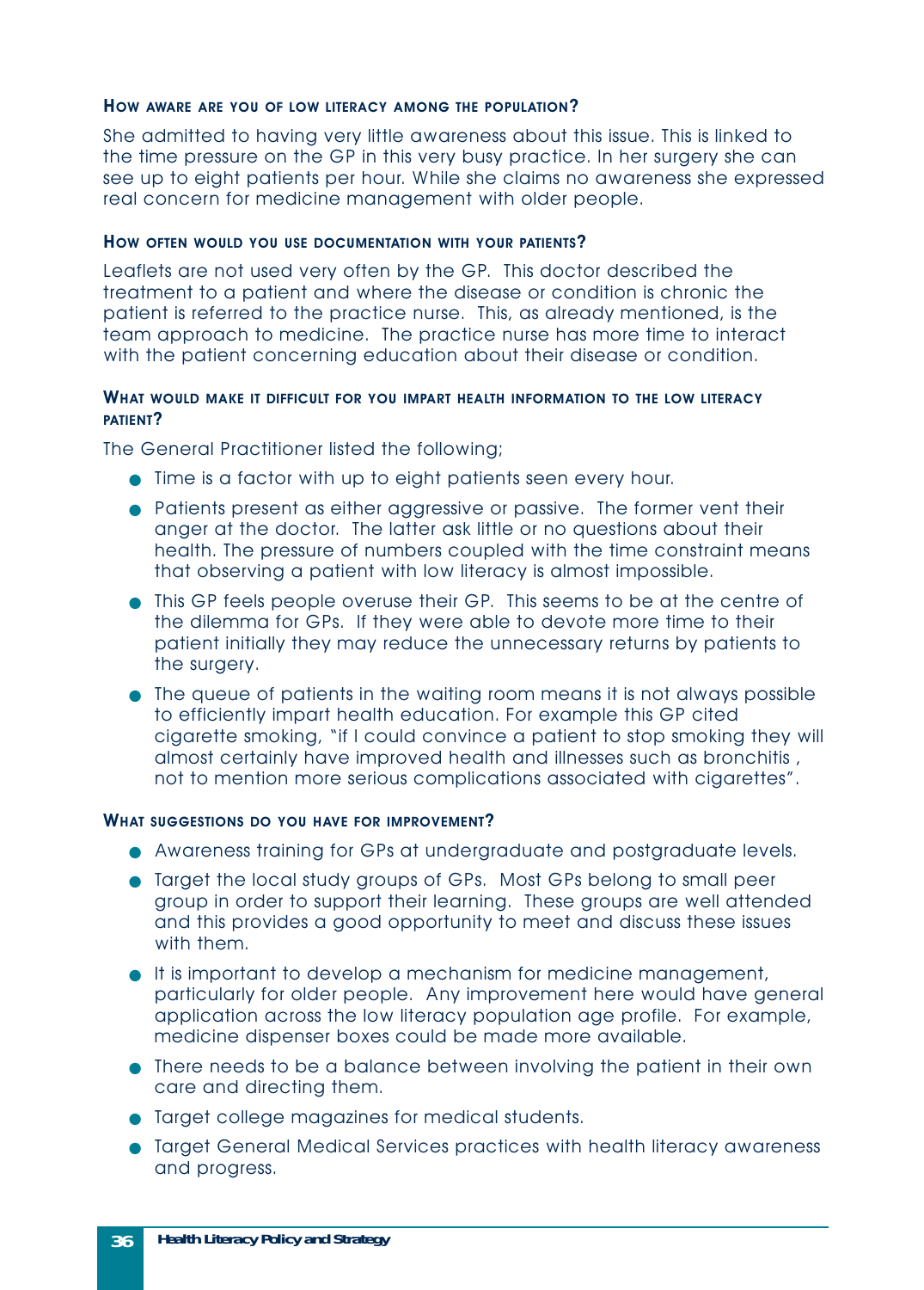#### How aware are you of low literacy among the population?

She admitted to having very little awareness about this issue. This is linked to the time pressure on the GP in this very busy practice. In her surgery she can see up to eight patients per hour. While she claims no awareness she expressed real concern for medicine management with older people.

#### How often would you use documentation with your patients?

Leaflets are not used very often by the GP. This doctor described the treatment to a patient and where the disease or condition is chronic the patient is referred to the practice nurse. This, as already mentioned, is the team approach to medicine. The practice nurse has more time to interact with the patient concerning education about their disease or condition.

#### What would make it difficult for you impart health information to the low literacy patient?

The General Practitioner listed the following;

- Time is a factor with up to eight patients seen every hour.
- Patients present as either aggressive or passive. The former vent their anger at the doctor. The latter ask little or no questions about their health. The pressure of numbers coupled with the time constraint means that observing a patient with low literacy is almost impossible.
- This GP feels people overuse their GP. This seems to be at the centre of the dilemma for GPs. If they were able to devote more time to their patient initially they may reduce the unnecessary returns by patients to the surgery.
- The queue of patients in the waiting room means it is not always possible to efficiently impart health education. For example this GP cited cigarette smoking, "if I could convince a patient to stop smoking they will almost certainly have improved health and illnesses such as bronchitis , not to mention more serious complications associated with cigarettes".

#### What suggestions do you have for improvement?

- Awareness training for GPs at undergraduate and postgraduate levels.
- Target the local study groups of GPs. Most GPs belong to small peer group in order to support their learning. These groups are well attended and this provides a good opportunity to meet and discuss these issues with them.
- It is important to develop a mechanism for medicine management, particularly for older people. Any improvement here would have general application across the low literacy population age profile. For example, medicine dispenser boxes could be made more available.
- There needs to be a balance between involving the patient in their own care and directing them.
- Target college magazines for medical students.
- Target General Medical Services practices with health literacy awareness and progress.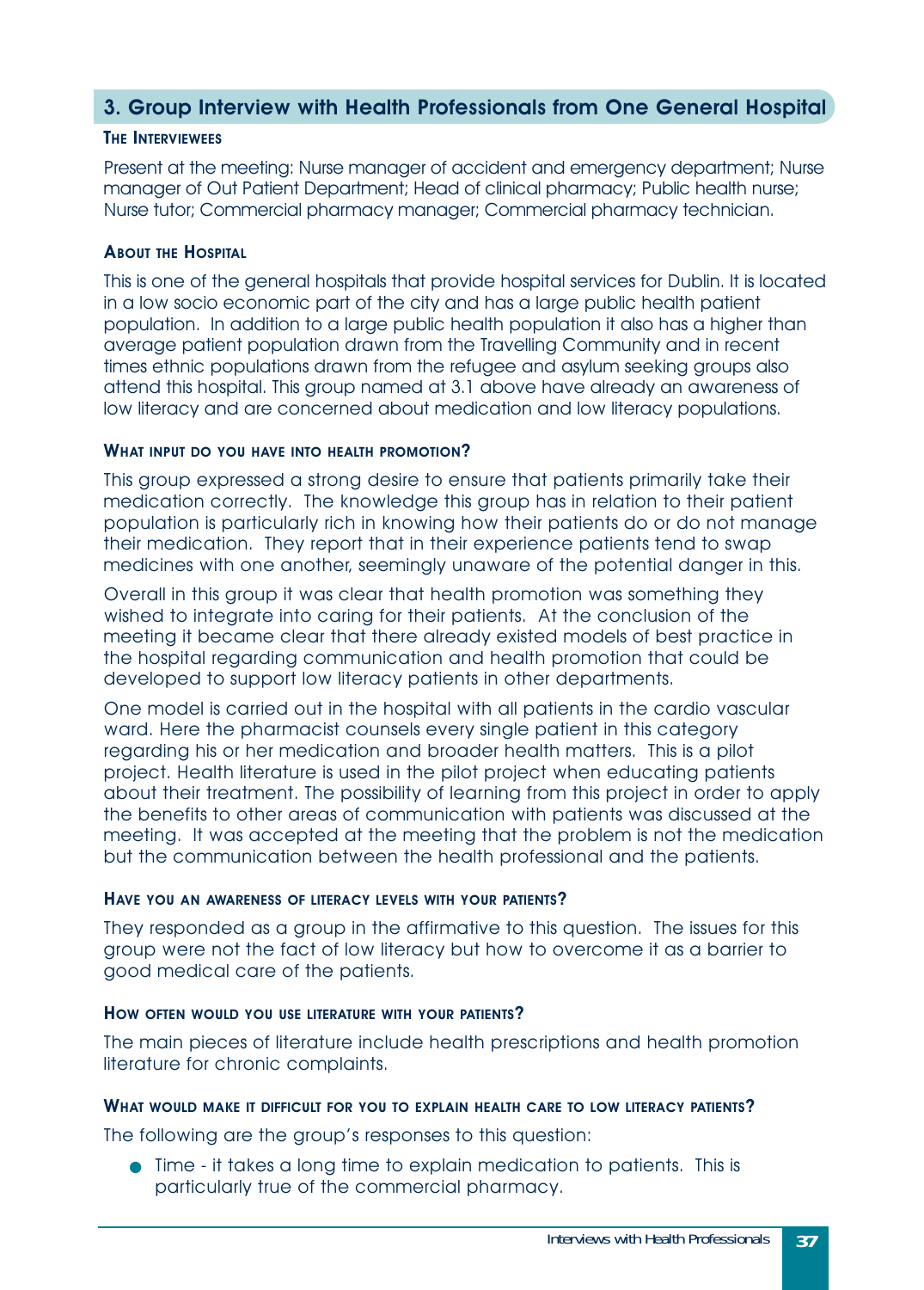## 3. Group Interview with Health Professionals from One General Hospital

### The Interviewees

Present at the meeting: Nurse manager of accident and emergency department; Nurse manager of Out Patient Department; Head of clinical pharmacy; Public health nurse; Nurse tutor; Commercial pharmacy manager; Commercial pharmacy technician.

### About the Hospital

This is one of the general hospitals that provide hospital services for Dublin. It is located in a low socio economic part of the city and has a large public health patient population. In addition to a large public health population it also has a higher than average patient population drawn from the Travelling Community and in recent times ethnic populations drawn from the refugee and asylum seeking groups also attend this hospital. This group named at 3.1 above have already an awareness of low literacy and are concerned about medication and low literacy populations.

### What input do you have into health promotion?

This group expressed a strong desire to ensure that patients primarily take their medication correctly. The knowledge this group has in relation to their patient population is particularly rich in knowing how their patients do or do not manage their medication. They report that in their experience patients tend to swap medicines with one another, seemingly unaware of the potential danger in this.

Overall in this group it was clear that health promotion was something they wished to integrate into caring for their patients. At the conclusion of the meeting it became clear that there already existed models of best practice in the hospital regarding communication and health promotion that could be developed to support low literacy patients in other departments.

One model is carried out in the hospital with all patients in the cardio vascular ward. Here the pharmacist counsels every single patient in this category regarding his or her medication and broader health matters. This is a pilot project. Health literature is used in the pilot project when educating patients about their treatment. The possibility of learning from this project in order to apply the benefits to other areas of communication with patients was discussed at the meeting. It was accepted at the meeting that the problem is not the medication but the communication between the health professional and the patients.

### Have you an awareness of literacy levels with your patients?

They responded as a group in the affirmative to this question. The issues for this group were not the fact of low literacy but how to overcome it as a barrier to good medical care of the patients.

### How often would you use literature with your patients?

The main pieces of literature include health prescriptions and health promotion literature for chronic complaints.

### What would make it difficult for you to explain health care to low literacy patients?

The following are the group's responses to this question:

- Time - it takes a long time to explain medication to patients. This is particularly true of the commercial pharmacy.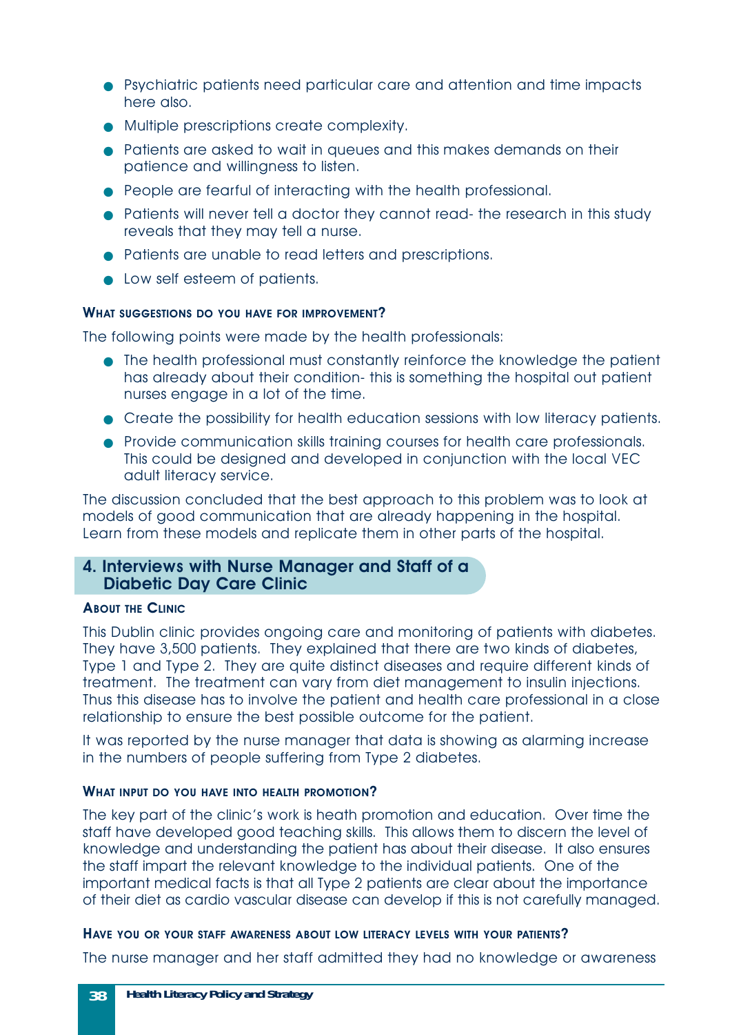- Psychiatric patients need particular care and attention and time impacts here also.
- Multiple prescriptions create complexity.
- Patients are asked to wait in queues and this makes demands on their patience and willingness to listen.
- People are fearful of interacting with the health professional.
- Patients will never tell a doctor they cannot read- the research in this study reveals that they may tell a nurse.
- Patients are unable to read letters and prescriptions.
- Low self esteem of patients.

#### What suggestions do you have for improvement?

The following points were made by the health professionals:

- The health professional must constantly reinforce the knowledge the patient has already about their condition- this is something the hospital out patient nurses engage in a lot of the time.
- Create the possibility for health education sessions with low literacy patients.
- Provide communication skills training courses for health care professionals. This could be designed and developed in conjunction with the local VEC adult literacy service.

The discussion concluded that the best approach to this problem was to look at models of good communication that are already happening in the hospital. Learn from these models and replicate them in other parts of the hospital.

## 4. Interviews with Nurse Manager and Staff of a Diabetic Day Care Clinic

#### About the Clinic

This Dublin clinic provides ongoing care and monitoring of patients with diabetes. They have 3,500 patients. They explained that there are two kinds of diabetes, Type 1 and Type 2. They are quite distinct diseases and require different kinds of treatment. The treatment can vary from diet management to insulin injections. Thus this disease has to involve the patient and health care professional in a close relationship to ensure the best possible outcome for the patient.

It was reported by the nurse manager that data is showing as alarming increase in the numbers of people suffering from Type 2 diabetes.

#### What input do you have into health promotion?

The key part of the clinic's work is heath promotion and education. Over time the staff have developed good teaching skills. This allows them to discern the level of knowledge and understanding the patient has about their disease. It also ensures the staff impart the relevant knowledge to the individual patients. One of the important medical facts is that all Type 2 patients are clear about the importance of their diet as cardio vascular disease can develop if this is not carefully managed.

#### Have you or your staff awareness about low literacy levels with your patients?

The nurse manager and her staff admitted they had no knowledge or awareness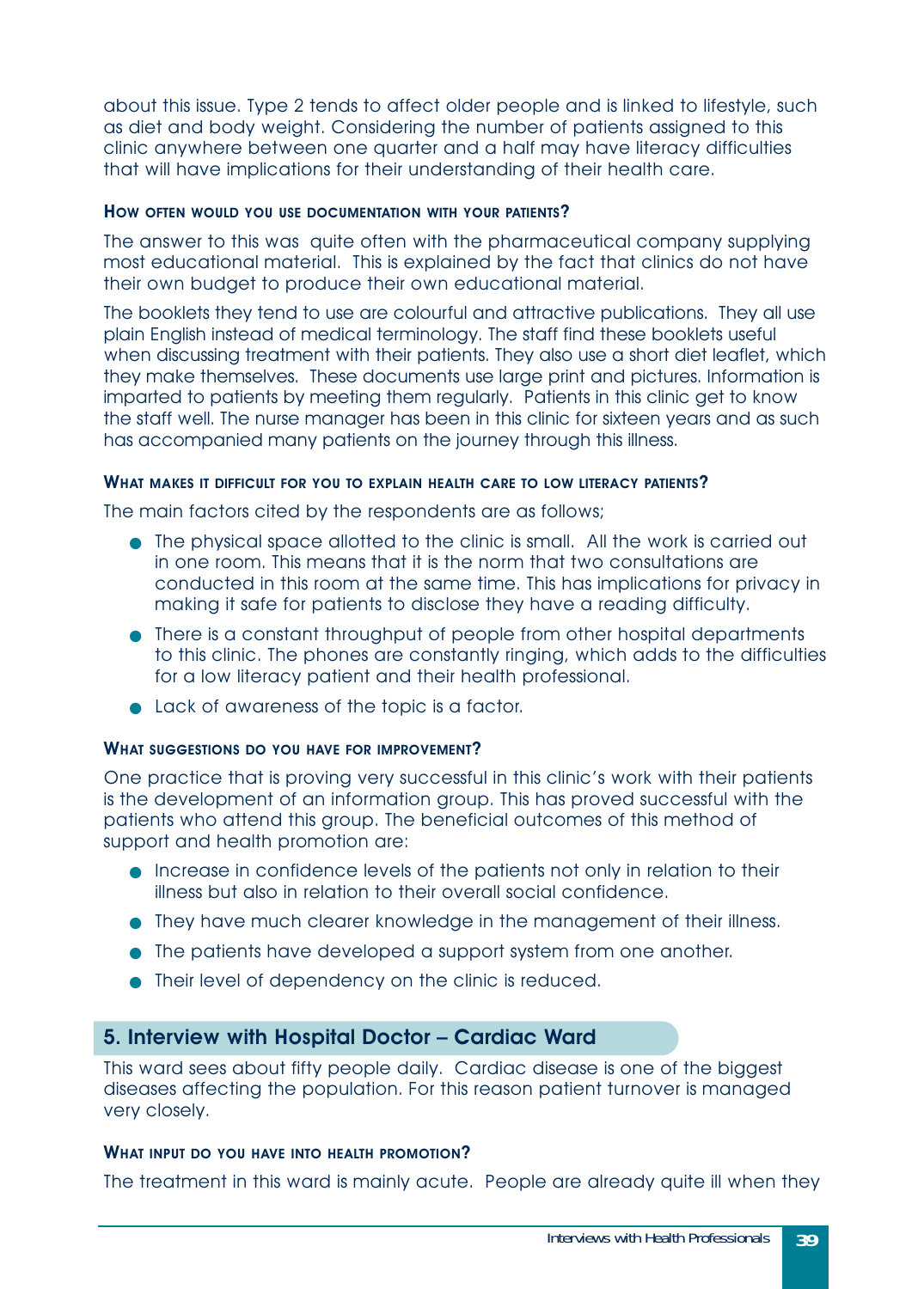about this issue. Type 2 tends to affect older people and is linked to lifestyle, such as diet and body weight. Considering the number of patients assigned to this clinic anywhere between one quarter and a half may have literacy difficulties that will have implications for their understanding of their health care.

#### How often would you use documentation with your patients?

The answer to this was quite often with the pharmaceutical company supplying most educational material. This is explained by the fact that clinics do not have their own budget to produce their own educational material.

The booklets they tend to use are colourful and attractive publications. They all use plain English instead of medical terminology. The staff find these booklets useful when discussing treatment with their patients. They also use a short diet leaflet, which they make themselves. These documents use large print and pictures. Information is imparted to patients by meeting them regularly. Patients in this clinic get to know the staff well. The nurse manager has been in this clinic for sixteen years and as such has accompanied many patients on the journey through this illness.

#### What makes it difficult for you to explain health care to low literacy patients?

The main factors cited by the respondents are as follows;

- The physical space allotted to the clinic is small. All the work is carried out in one room. This means that it is the norm that two consultations are conducted in this room at the same time. This has implications for privacy in making it safe for patients to disclose they have a reading difficulty.
- There is a constant throughput of people from other hospital departments to this clinic. The phones are constantly ringing, which adds to the difficulties for a low literacy patient and their health professional.
- Lack of awareness of the topic is a factor.

#### What suggestions do you have for improvement?

One practice that is proving very successful in this clinic's work with their patients is the development of an information group. This has proved successful with the patients who attend this group. The beneficial outcomes of this method of support and health promotion are:

- Increase in confidence levels of the patients not only in relation to their illness but also in relation to their overall social confidence.
- They have much clearer knowledge in the management of their illness.
- The patients have developed a support system from one another.
- Their level of dependency on the clinic is reduced.

## 5. Interview with Hospital Doctor – Cardiac Ward

This ward sees about fifty people daily. Cardiac disease is one of the biggest diseases affecting the population. For this reason patient turnover is managed very closely.

#### What input do you have into health promotion?

The treatment in this ward is mainly acute. People are already quite ill when they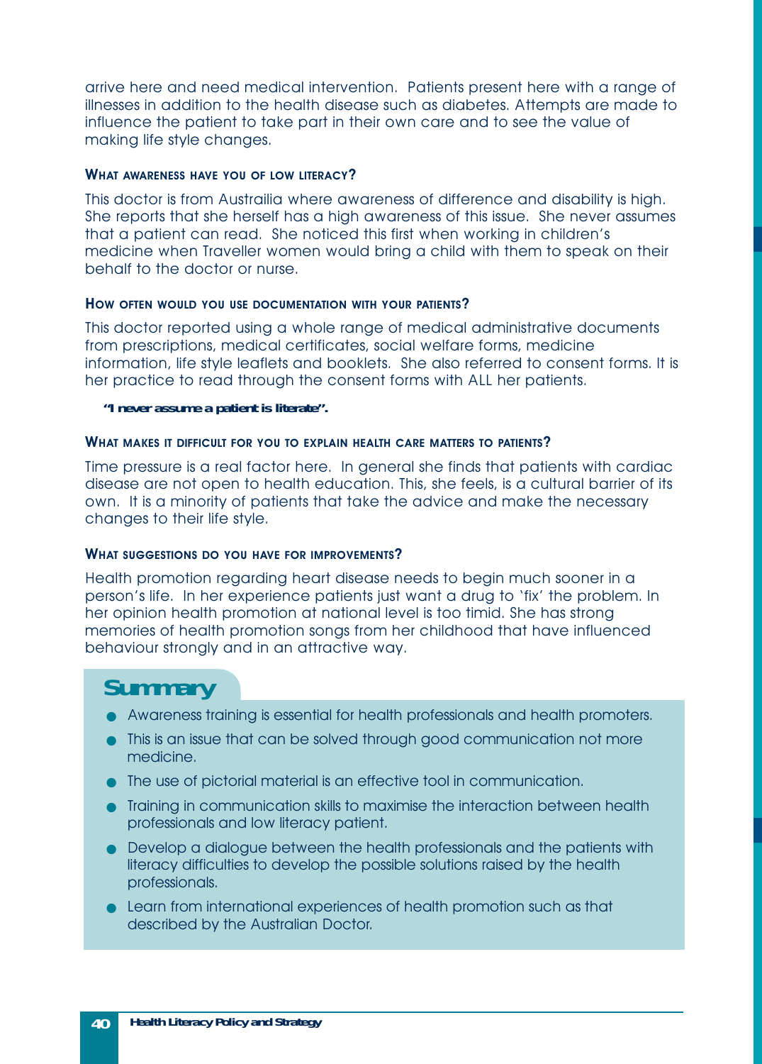arrive here and need medical intervention. Patients present here with a range of illnesses in addition to the health disease such as diabetes. Attempts are made to influence the patient to take part in their own care and to see the value of making life style changes.

#### What awareness have you of low literacy?

This doctor is from Austrailia where awareness of difference and disability is high. She reports that she herself has a high awareness of this issue. She never assumes that a patient can read. She noticed this first when working in children's medicine when Traveller women would bring a child with them to speak on their behalf to the doctor or nurse.

#### How often would you use documentation with your patients?

This doctor reported using a whole range of medical administrative documents from prescriptions, medical certificates, social welfare forms, medicine information, life style leaflets and booklets. She also referred to consent forms. It is her practice to read through the consent forms with ALL her patients.

> ***"I never assume a patient is literate".***

#### What makes it difficult for you to explain health care matters to patients?

Time pressure is a real factor here. In general she finds that patients with cardiac disease are not open to health education. This, she feels, is a cultural barrier of its own. It is a minority of patients that take the advice and make the necessary changes to their life style.

#### What suggestions do you have for improvements?

Health promotion regarding heart disease needs to begin much sooner in a person's life. In her experience patients just want a drug to 'fix' the problem. In her opinion health promotion at national level is too timid. She has strong memories of health promotion songs from her childhood that have influenced behaviour strongly and in an attractive way.

## Summary

- Awareness training is essential for health professionals and health promoters.
- This is an issue that can be solved through good communication not more medicine.
- The use of pictorial material is an effective tool in communication.
- Training in communication skills to maximise the interaction between health professionals and low literacy patient.
- Develop a dialogue between the health professionals and the patients with literacy difficulties to develop the possible solutions raised by the health professionals.
- Learn from international experiences of health promotion such as that described by the Australian Doctor.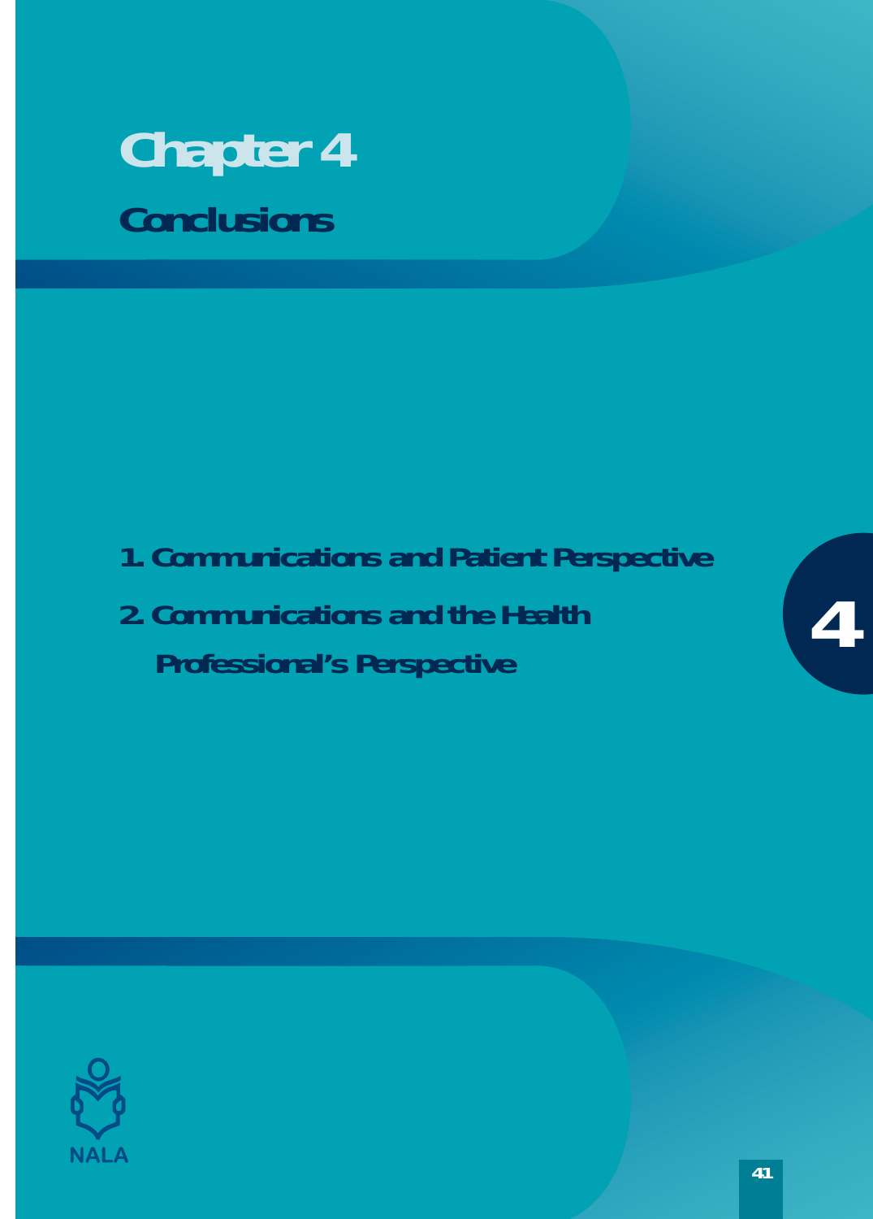# Chapter 4

## Conclusions

1. Communications and Patient Perspective
2. Communications and the Health Professional's Perspective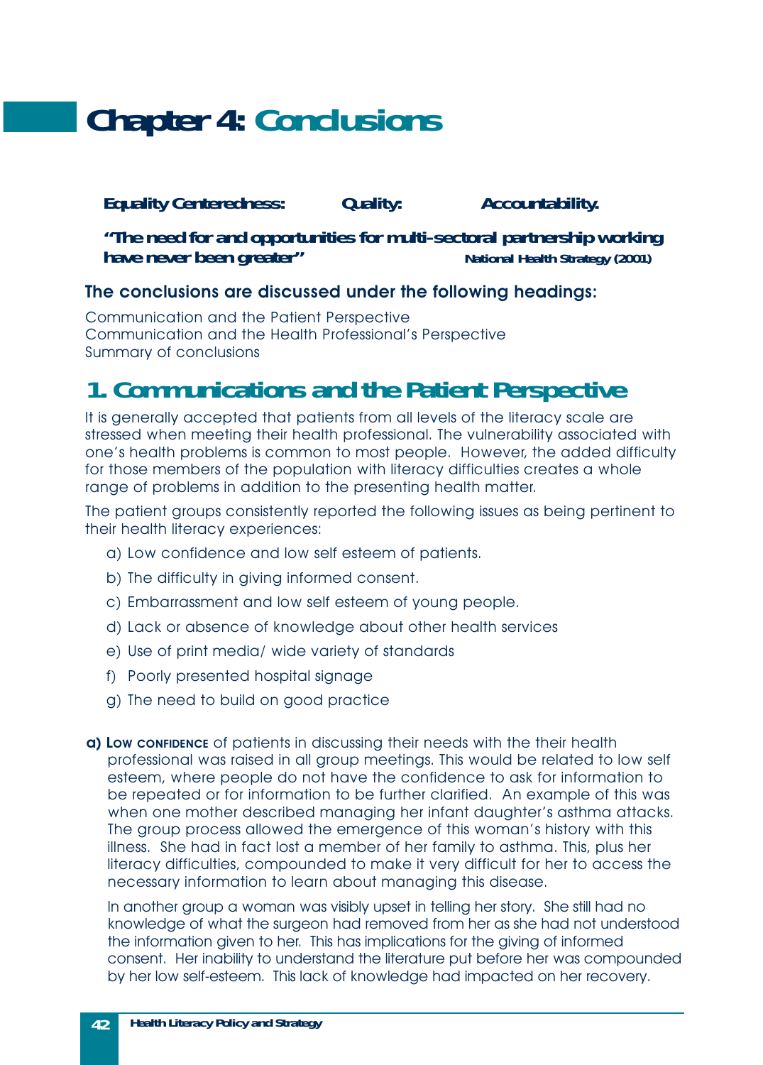# Chapter 4: Conclusions

**Equality Centeredness: Quality: Accountability.**

***"The need for and opportunities for multi-sectoral partnership working have never been greater"*** **National Health Strategy (2001)**

**The conclusions are discussed under the following headings:**

Communication and the Patient Perspective
Communication and the Health Professional's Perspective
Summary of conclusions

## 1. Communications and the Patient Perspective

It is generally accepted that patients from all levels of the literacy scale are stressed when meeting their health professional. The vulnerability associated with one's health problems is common to most people. However, the added difficulty for those members of the population with literacy difficulties creates a whole range of problems in addition to the presenting health matter.

The patient groups consistently reported the following issues as being pertinent to their health literacy experiences:

a) Low confidence and low self esteem of patients.

b) The difficulty in giving informed consent.

c) Embarrassment and low self esteem of young people.

d) Lack or absence of knowledge about other health services

e) Use of print media/ wide variety of standards

f) Poorly presented hospital signage

g) The need to build on good practice

**a) Low confidence** of patients in discussing their needs with the their health professional was raised in all group meetings. This would be related to low self esteem, where people do not have the confidence to ask for information to be repeated or for information to be further clarified. An example of this was when one mother described managing her infant daughter's asthma attacks. The group process allowed the emergence of this woman's history with this illness. She had in fact lost a member of her family to asthma. This, plus her literacy difficulties, compounded to make it very difficult for her to access the necessary information to learn about managing this disease.

In another group a woman was visibly upset in telling her story. She still had no knowledge of what the surgeon had removed from her as she had not understood the information given to her. This has implications for the giving of informed consent. Her inability to understand the literature put before her was compounded by her low self-esteem. This lack of knowledge had impacted on her recovery.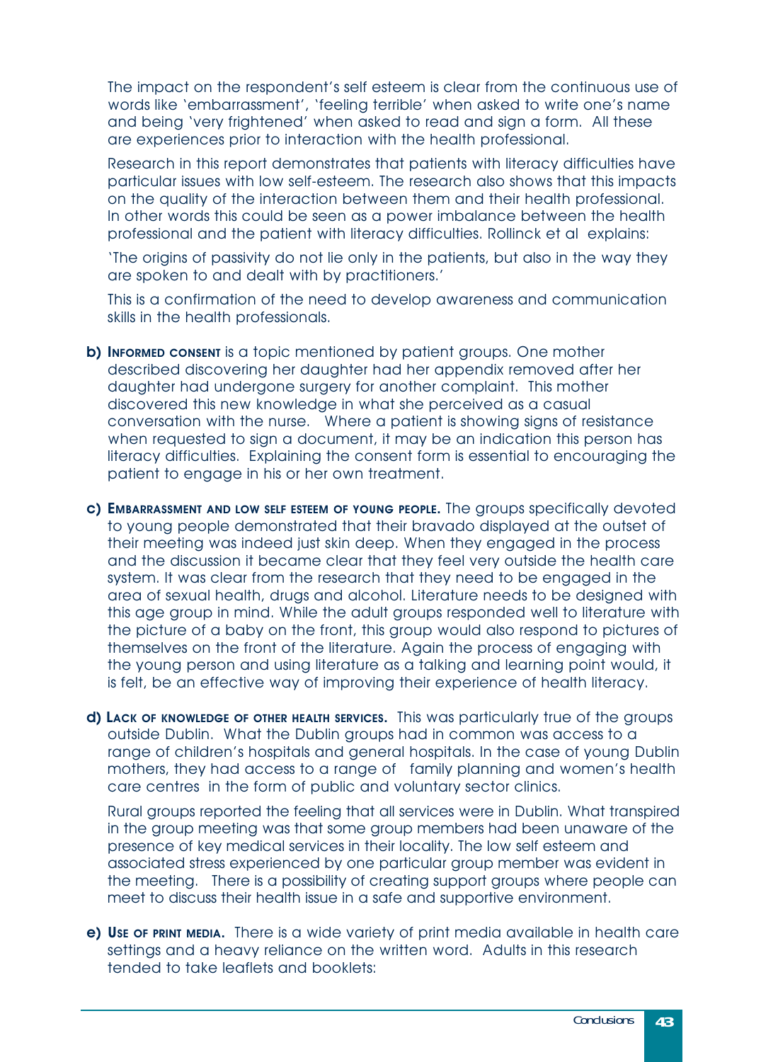The impact on the respondent's self esteem is clear from the continuous use of words like 'embarrassment', 'feeling terrible' when asked to write one's name and being 'very frightened' when asked to read and sign a form. All these are experiences prior to interaction with the health professional.

Research in this report demonstrates that patients with literacy difficulties have particular issues with low self-esteem. The research also shows that this impacts on the quality of the interaction between them and their health professional. In other words this could be seen as a power imbalance between the health professional and the patient with literacy difficulties. Rollinck et al explains:

'The origins of passivity do not lie only in the patients, but also in the way they are spoken to and dealt with by practitioners.'

This is a confirmation of the need to develop awareness and communication skills in the health professionals.

**b) Informed consent** is a topic mentioned by patient groups. One mother described discovering her daughter had her appendix removed after her daughter had undergone surgery for another complaint. This mother discovered this new knowledge in what she perceived as a casual conversation with the nurse. Where a patient is showing signs of resistance when requested to sign a document, it may be an indication this person has literacy difficulties. Explaining the consent form is essential to encouraging the patient to engage in his or her own treatment.

**c) Embarrassment and low self esteem of young people.** The groups specifically devoted to young people demonstrated that their bravado displayed at the outset of their meeting was indeed just skin deep. When they engaged in the process and the discussion it became clear that they feel very outside the health care system. It was clear from the research that they need to be engaged in the area of sexual health, drugs and alcohol. Literature needs to be designed with this age group in mind. While the adult groups responded well to literature with the picture of a baby on the front, this group would also respond to pictures of themselves on the front of the literature. Again the process of engaging with the young person and using literature as a talking and learning point would, it is felt, be an effective way of improving their experience of health literacy.

**d) Lack of knowledge of other health services.** This was particularly true of the groups outside Dublin. What the Dublin groups had in common was access to a range of children's hospitals and general hospitals. In the case of young Dublin mothers, they had access to a range of family planning and women's health care centres in the form of public and voluntary sector clinics.

Rural groups reported the feeling that all services were in Dublin. What transpired in the group meeting was that some group members had been unaware of the presence of key medical services in their locality. The low self esteem and associated stress experienced by one particular group member was evident in the meeting. There is a possibility of creating support groups where people can meet to discuss their health issue in a safe and supportive environment.

**e) Use of print media.** There is a wide variety of print media available in health care settings and a heavy reliance on the written word. Adults in this research tended to take leaflets and booklets: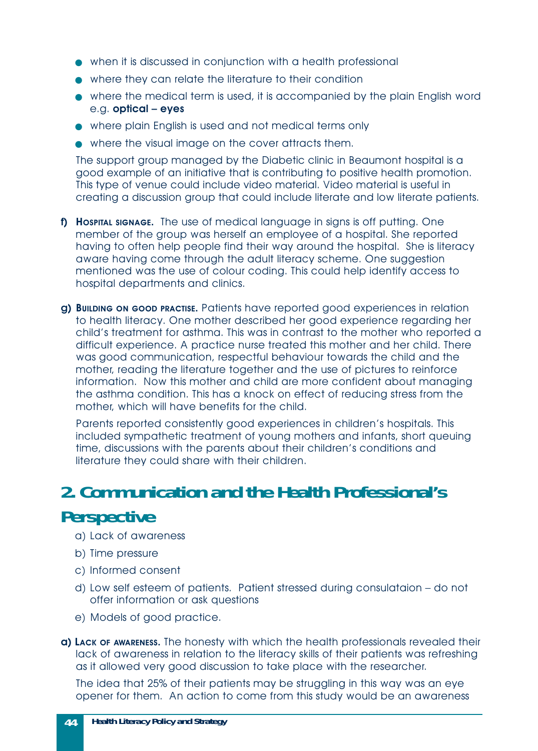- when it is discussed in conjunction with a health professional
- where they can relate the literature to their condition
- where the medical term is used, it is accompanied by the plain English word e.g. **optical – eyes**
- where plain English is used and not medical terms only
- where the visual image on the cover attracts them.

The support group managed by the Diabetic clinic in Beaumont hospital is a good example of an initiative that is contributing to positive health promotion. This type of venue could include video material. Video material is useful in creating a discussion group that could include literate and low literate patients.

**f) Hospital signage.** The use of medical language in signs is off putting. One member of the group was herself an employee of a hospital. She reported having to often help people find their way around the hospital. She is literacy aware having come through the adult literacy scheme. One suggestion mentioned was the use of colour coding. This could help identify access to hospital departments and clinics.

**g) Building on good practise.** Patients have reported good experiences in relation to health literacy. One mother described her good experience regarding her child's treatment for asthma. This was in contrast to the mother who reported a difficult experience. A practice nurse treated this mother and her child. There was good communication, respectful behaviour towards the child and the mother, reading the literature together and the use of pictures to reinforce information. Now this mother and child are more confident about managing the asthma condition. This has a knock on effect of reducing stress from the mother, which will have benefits for the child.

Parents reported consistently good experiences in children's hospitals. This included sympathetic treatment of young mothers and infants, short queuing time, discussions with the parents about their children's conditions and literature they could share with their children.

## 2. Communication and the Health Professional's Perspective

a) Lack of awareness

b) Time pressure

c) Informed consent

d) Low self esteem of patients. Patient stressed during consulataion – do not offer information or ask questions

e) Models of good practice.

**a) Lack of awareness.** The honesty with which the health professionals revealed their lack of awareness in relation to the literacy skills of their patients was refreshing as it allowed very good discussion to take place with the researcher.

The idea that 25% of their patients may be struggling in this way was an eye opener for them. An action to come from this study would be an awareness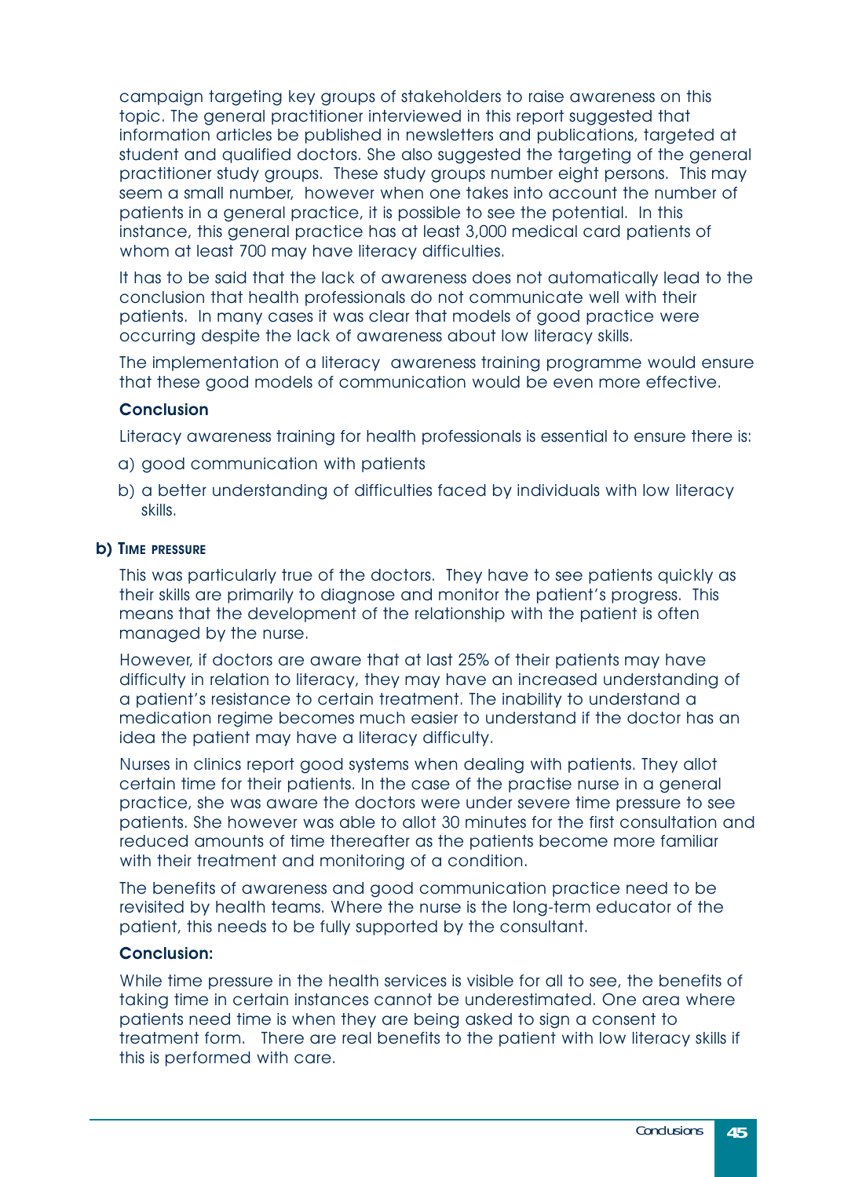campaign targeting key groups of stakeholders to raise awareness on this topic. The general practitioner interviewed in this report suggested that information articles be published in newsletters and publications, targeted at student and qualified doctors. She also suggested the targeting of the general practitioner study groups. These study groups number eight persons. This may seem a small number, however when one takes into account the number of patients in a general practice, it is possible to see the potential. In this instance, this general practice has at least 3,000 medical card patients of whom at least 700 may have literacy difficulties.

It has to be said that the lack of awareness does not automatically lead to the conclusion that health professionals do not communicate well with their patients. In many cases it was clear that models of good practice were occurring despite the lack of awareness about low literacy skills.

The implementation of a literacy awareness training programme would ensure that these good models of communication would be even more effective.

**Conclusion**

Literacy awareness training for health professionals is essential to ensure there is:

a) good communication with patients

b) a better understanding of difficulties faced by individuals with low literacy skills.

### b) Time pressure

This was particularly true of the doctors. They have to see patients quickly as their skills are primarily to diagnose and monitor the patient's progress. This means that the development of the relationship with the patient is often managed by the nurse.

However, if doctors are aware that at last 25% of their patients may have difficulty in relation to literacy, they may have an increased understanding of a patient's resistance to certain treatment. The inability to understand a medication regime becomes much easier to understand if the doctor has an idea the patient may have a literacy difficulty.

Nurses in clinics report good systems when dealing with patients. They allot certain time for their patients. In the case of the practise nurse in a general practice, she was aware the doctors were under severe time pressure to see patients. She however was able to allot 30 minutes for the first consultation and reduced amounts of time thereafter as the patients become more familiar with their treatment and monitoring of a condition.

The benefits of awareness and good communication practice need to be revisited by health teams. Where the nurse is the long-term educator of the patient, this needs to be fully supported by the consultant.

**Conclusion:**

While time pressure in the health services is visible for all to see, the benefits of taking time in certain instances cannot be underestimated. One area where patients need time is when they are being asked to sign a consent to treatment form. There are real benefits to the patient with low literacy skills if this is performed with care.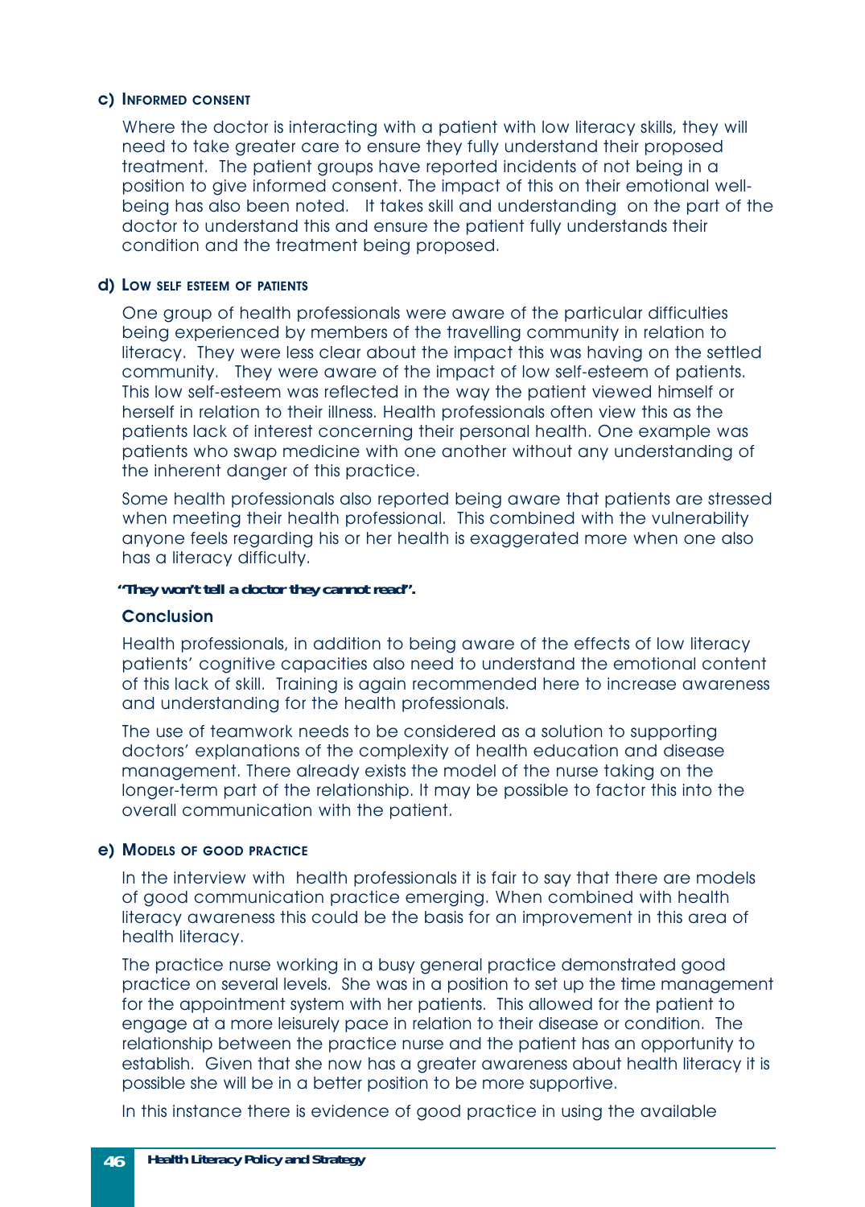#### c) Informed consent

Where the doctor is interacting with a patient with low literacy skills, they will need to take greater care to ensure they fully understand their proposed treatment. The patient groups have reported incidents of not being in a position to give informed consent. The impact of this on their emotional well-being has also been noted. It takes skill and understanding on the part of the doctor to understand this and ensure the patient fully understands their condition and the treatment being proposed.

#### d) Low self esteem of patients

One group of health professionals were aware of the particular difficulties being experienced by members of the travelling community in relation to literacy. They were less clear about the impact this was having on the settled community. They were aware of the impact of low self-esteem of patients. This low self-esteem was reflected in the way the patient viewed himself or herself in relation to their illness. Health professionals often view this as the patients lack of interest concerning their personal health. One example was patients who swap medicine with one another without any understanding of the inherent danger of this practice.

Some health professionals also reported being aware that patients are stressed when meeting their health professional. This combined with the vulnerability anyone feels regarding his or her health is exaggerated more when one also has a literacy difficulty.

***"They won't tell a doctor they cannot read".***

**Conclusion**

Health professionals, in addition to being aware of the effects of low literacy patients' cognitive capacities also need to understand the emotional content of this lack of skill. Training is again recommended here to increase awareness and understanding for the health professionals.

The use of teamwork needs to be considered as a solution to supporting doctors' explanations of the complexity of health education and disease management. There already exists the model of the nurse taking on the longer-term part of the relationship. It may be possible to factor this into the overall communication with the patient.

#### e) Models of good practice

In the interview with health professionals it is fair to say that there are models of good communication practice emerging. When combined with health literacy awareness this could be the basis for an improvement in this area of health literacy.

The practice nurse working in a busy general practice demonstrated good practice on several levels. She was in a position to set up the time management for the appointment system with her patients. This allowed for the patient to engage at a more leisurely pace in relation to their disease or condition. The relationship between the practice nurse and the patient has an opportunity to establish. Given that she now has a greater awareness about health literacy it is possible she will be in a better position to be more supportive.

In this instance there is evidence of good practice in using the available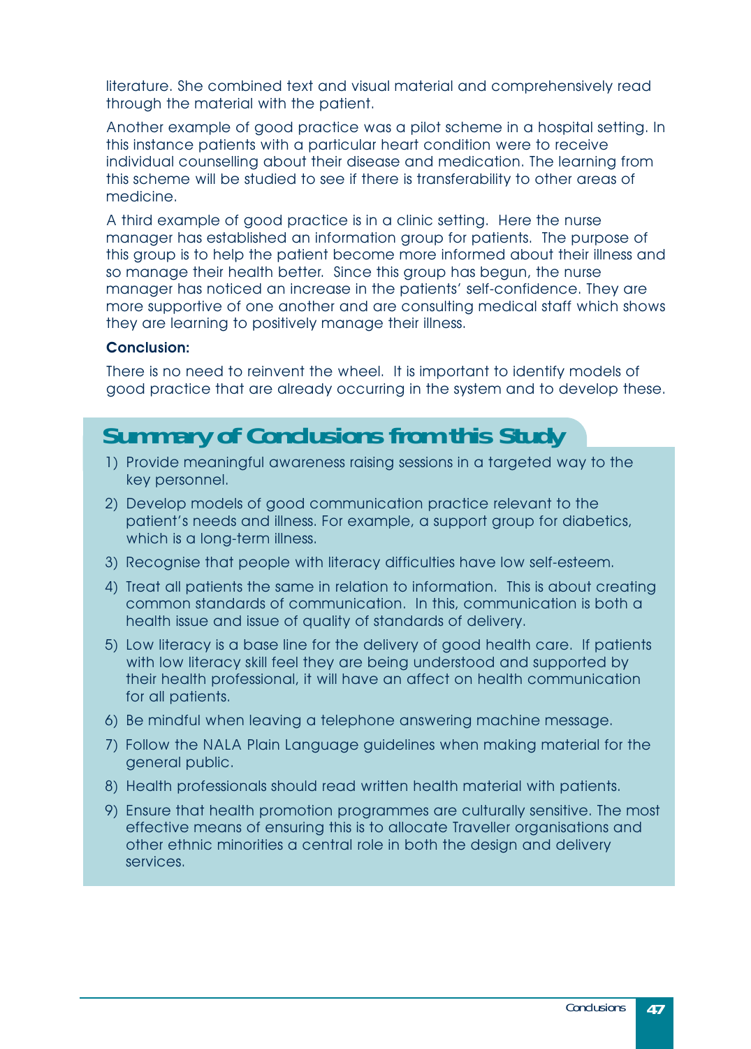literature. She combined text and visual material and comprehensively read through the material with the patient.

Another example of good practice was a pilot scheme in a hospital setting. In this instance patients with a particular heart condition were to receive individual counselling about their disease and medication. The learning from this scheme will be studied to see if there is transferability to other areas of medicine.

A third example of good practice is in a clinic setting. Here the nurse manager has established an information group for patients. The purpose of this group is to help the patient become more informed about their illness and so manage their health better. Since this group has begun, the nurse manager has noticed an increase in the patients' self-confidence. They are more supportive of one another and are consulting medical staff which shows they are learning to positively manage their illness.

**Conclusion:**

There is no need to reinvent the wheel. It is important to identify models of good practice that are already occurring in the system and to develop these.

## Summary of Conclusions from this Study

1) Provide meaningful awareness raising sessions in a targeted way to the key personnel.
2) Develop models of good communication practice relevant to the patient's needs and illness. For example, a support group for diabetics, which is a long-term illness.
3) Recognise that people with literacy difficulties have low self-esteem.
4) Treat all patients the same in relation to information. This is about creating common standards of communication. In this, communication is both a health issue and issue of quality of standards of delivery.
5) Low literacy is a base line for the delivery of good health care. If patients with low literacy skill feel they are being understood and supported by their health professional, it will have an affect on health communication for all patients.
6) Be mindful when leaving a telephone answering machine message.
7) Follow the NALA Plain Language guidelines when making material for the general public.
8) Health professionals should read written health material with patients.
9) Ensure that health promotion programmes are culturally sensitive. The most effective means of ensuring this is to allocate Traveller organisations and other ethnic minorities a central role in both the design and delivery services.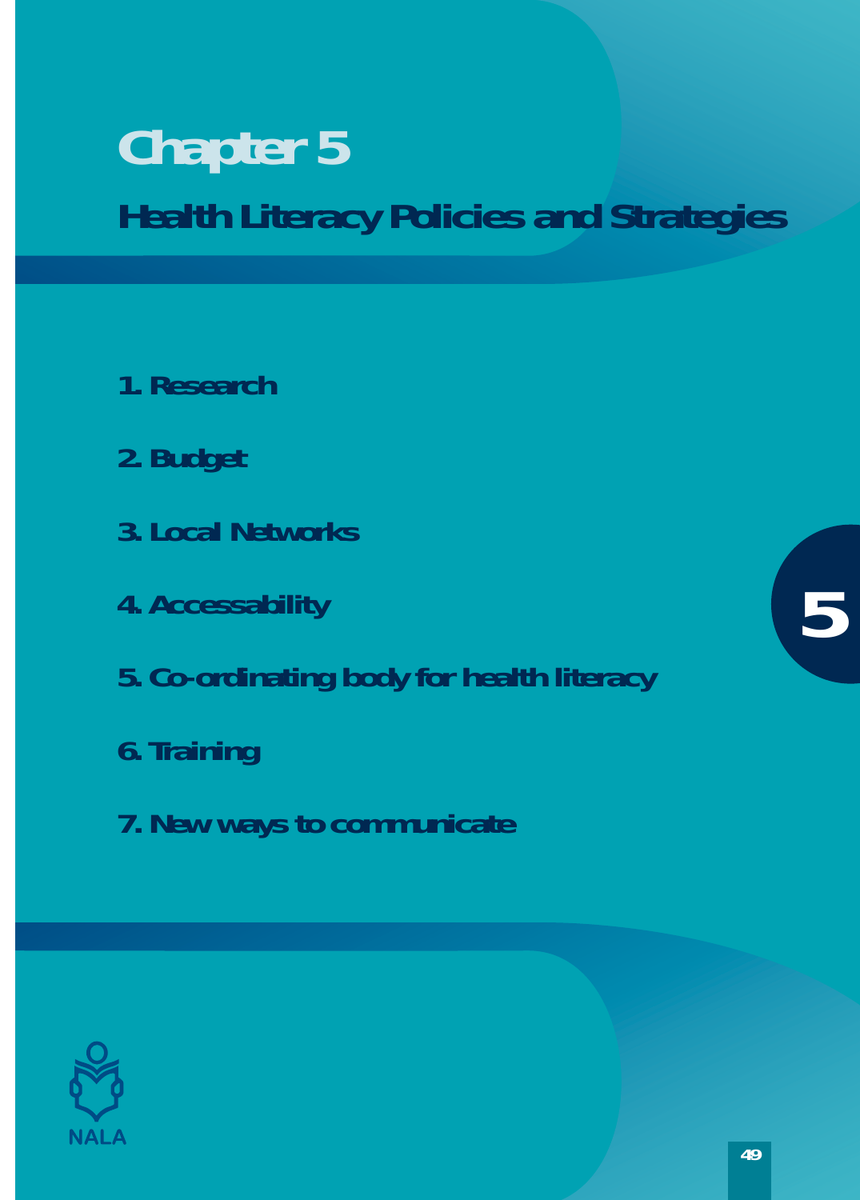# Chapter 5

## Health Literacy Policies and Strategies

1. Research

2. Budget

3. Local Networks

4. Accessability

5. Co-ordinating body for health literacy

6. Training

7. New ways to communicate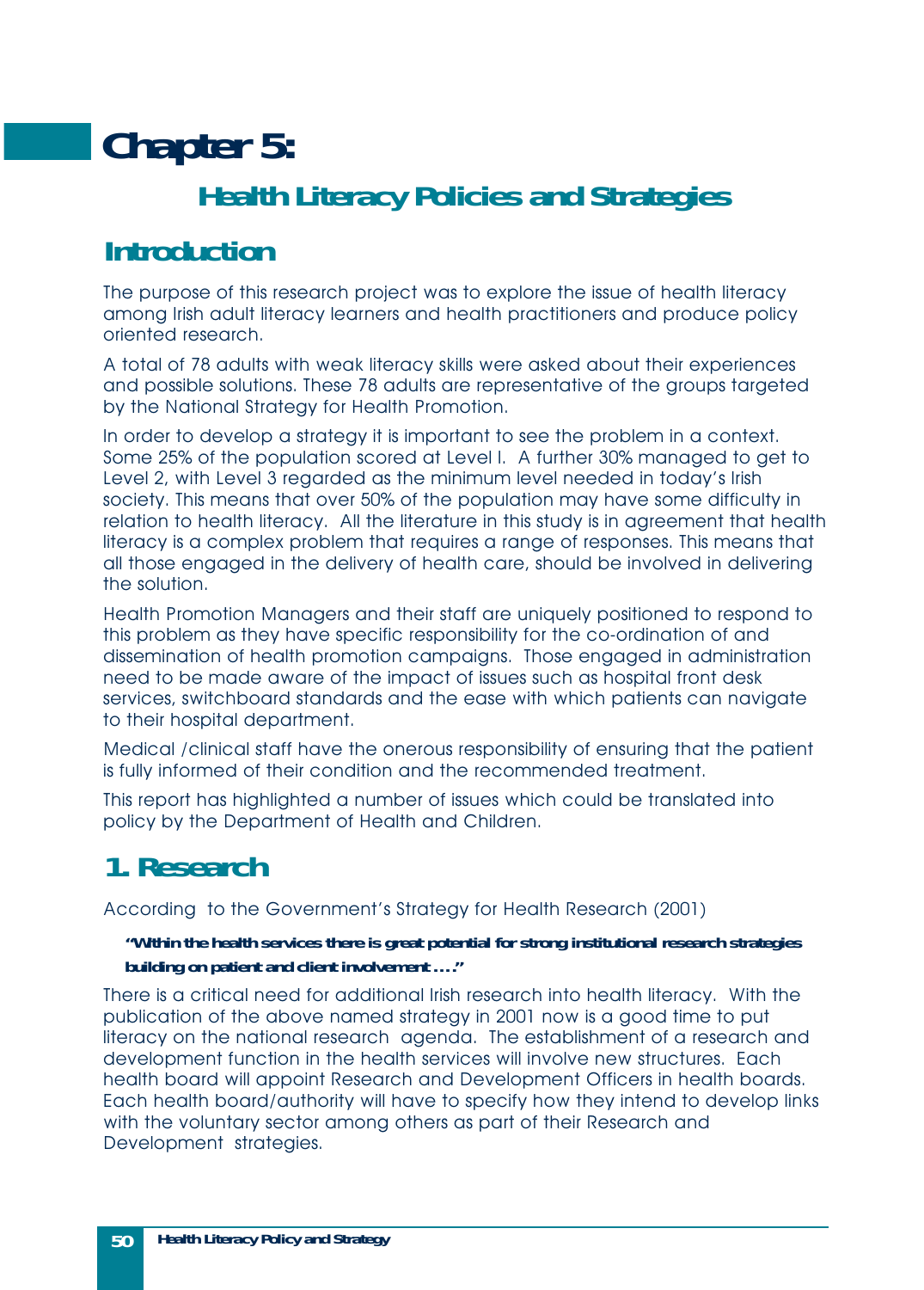# Chapter 5:

## Health Literacy Policies and Strategies

## Introduction

The purpose of this research project was to explore the issue of health literacy among Irish adult literacy learners and health practitioners and produce policy oriented research.

A total of 78 adults with weak literacy skills were asked about their experiences and possible solutions. These 78 adults are representative of the groups targeted by the National Strategy for Health Promotion.

In order to develop a strategy it is important to see the problem in a context. Some 25% of the population scored at Level I. A further 30% managed to get to Level 2, with Level 3 regarded as the minimum level needed in today's Irish society. This means that over 50% of the population may have some difficulty in relation to health literacy. All the literature in this study is in agreement that health literacy is a complex problem that requires a range of responses. This means that all those engaged in the delivery of health care, should be involved in delivering the solution.

Health Promotion Managers and their staff are uniquely positioned to respond to this problem as they have specific responsibility for the co-ordination of and dissemination of health promotion campaigns. Those engaged in administration need to be made aware of the impact of issues such as hospital front desk services, switchboard standards and the ease with which patients can navigate to their hospital department.

Medical /clinical staff have the onerous responsibility of ensuring that the patient is fully informed of their condition and the recommended treatment.

This report has highlighted a number of issues which could be translated into policy by the Department of Health and Children.

## 1. Research

According to the Government's Strategy for Health Research (2001)

> **"Within the health services there is great potential for strong institutional research strategies building on patient and client involvement …."**

There is a critical need for additional Irish research into health literacy. With the publication of the above named strategy in 2001 now is a good time to put literacy on the national research agenda. The establishment of a research and development function in the health services will involve new structures. Each health board will appoint Research and Development Officers in health boards. Each health board/authority will have to specify how they intend to develop links with the voluntary sector among others as part of their Research and Development strategies.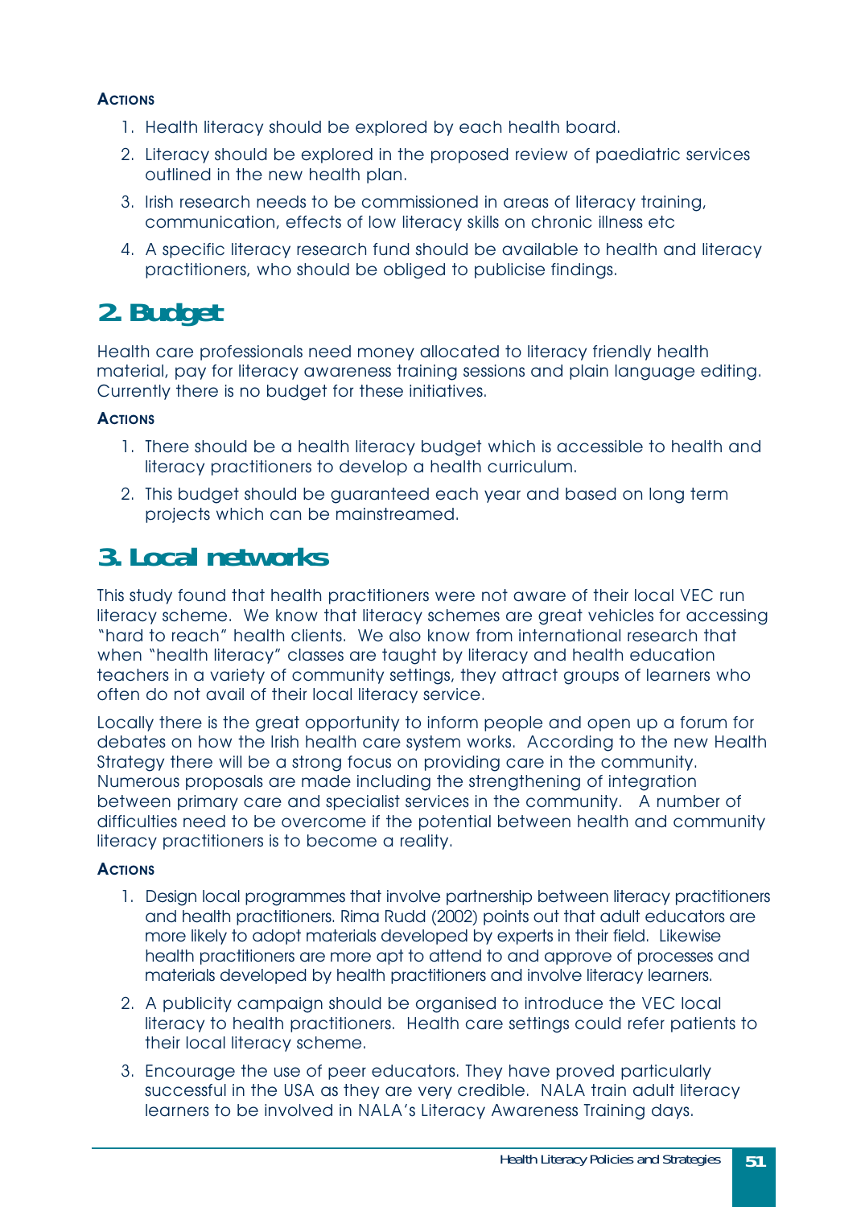**Actions**

1. Health literacy should be explored by each health board.
2. Literacy should be explored in the proposed review of paediatric services outlined in the new health plan.
3. Irish research needs to be commissioned in areas of literacy training, communication, effects of low literacy skills on chronic illness etc
4. A specific literacy research fund should be available to health and literacy practitioners, who should be obliged to publicise findings.

## 2. Budget

Health care professionals need money allocated to literacy friendly health material, pay for literacy awareness training sessions and plain language editing. Currently there is no budget for these initiatives.

**Actions**

1. There should be a health literacy budget which is accessible to health and literacy practitioners to develop a health curriculum.
2. This budget should be guaranteed each year and based on long term projects which can be mainstreamed.

## 3. Local networks

This study found that health practitioners were not aware of their local VEC run literacy scheme. We know that literacy schemes are great vehicles for accessing "hard to reach" health clients. We also know from international research that when "health literacy" classes are taught by literacy and health education teachers in a variety of community settings, they attract groups of learners who often do not avail of their local literacy service.

Locally there is the great opportunity to inform people and open up a forum for debates on how the Irish health care system works. According to the new Health Strategy there will be a strong focus on providing care in the community. Numerous proposals are made including the strengthening of integration between primary care and specialist services in the community. A number of difficulties need to be overcome if the potential between health and community literacy practitioners is to become a reality.

**Actions**

1. Design local programmes that involve partnership between literacy practitioners and health practitioners. Rima Rudd (2002) points out that adult educators are more likely to adopt materials developed by experts in their field. Likewise health practitioners are more apt to attend to and approve of processes and materials developed by health practitioners and involve literacy learners.
2. A publicity campaign should be organised to introduce the VEC local literacy to health practitioners. Health care settings could refer patients to their local literacy scheme.
3. Encourage the use of peer educators. They have proved particularly successful in the USA as they are very credible. NALA train adult literacy learners to be involved in NALA's Literacy Awareness Training days.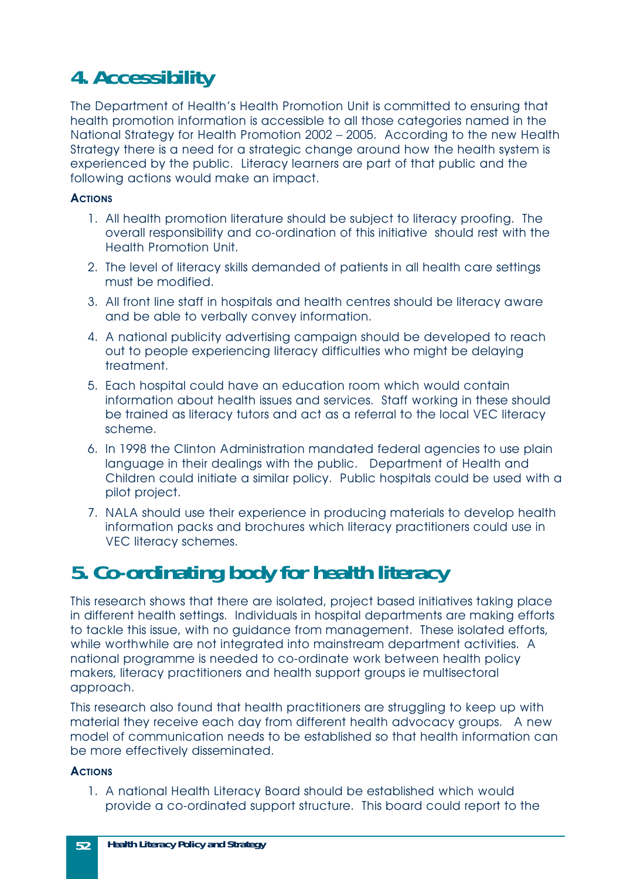## 4. Accessibility

The Department of Health's Health Promotion Unit is committed to ensuring that health promotion information is accessible to all those categories named in the National Strategy for Health Promotion 2002 – 2005. According to the new Health Strategy there is a need for a strategic change around how the health system is experienced by the public. Literacy learners are part of that public and the following actions would make an impact.

**Actions**

1. All health promotion literature should be subject to literacy proofing. The overall responsibility and co-ordination of this initiative should rest with the Health Promotion Unit.
2. The level of literacy skills demanded of patients in all health care settings must be modified.
3. All front line staff in hospitals and health centres should be literacy aware and be able to verbally convey information.
4. A national publicity advertising campaign should be developed to reach out to people experiencing literacy difficulties who might be delaying treatment.
5. Each hospital could have an education room which would contain information about health issues and services. Staff working in these should be trained as literacy tutors and act as a referral to the local VEC literacy scheme.
6. In 1998 the Clinton Administration mandated federal agencies to use plain language in their dealings with the public. Department of Health and Children could initiate a similar policy. Public hospitals could be used with a pilot project.
7. NALA should use their experience in producing materials to develop health information packs and brochures which literacy practitioners could use in VEC literacy schemes.

## 5. Co-ordinating body for health literacy

This research shows that there are isolated, project based initiatives taking place in different health settings. Individuals in hospital departments are making efforts to tackle this issue, with no guidance from management. These isolated efforts, while worthwhile are not integrated into mainstream department activities. A national programme is needed to co-ordinate work between health policy makers, literacy practitioners and health support groups ie multisectoral approach.

This research also found that health practitioners are struggling to keep up with material they receive each day from different health advocacy groups. A new model of communication needs to be established so that health information can be more effectively disseminated.

**Actions**

1. A national Health Literacy Board should be established which would provide a co-ordinated support structure. This board could report to the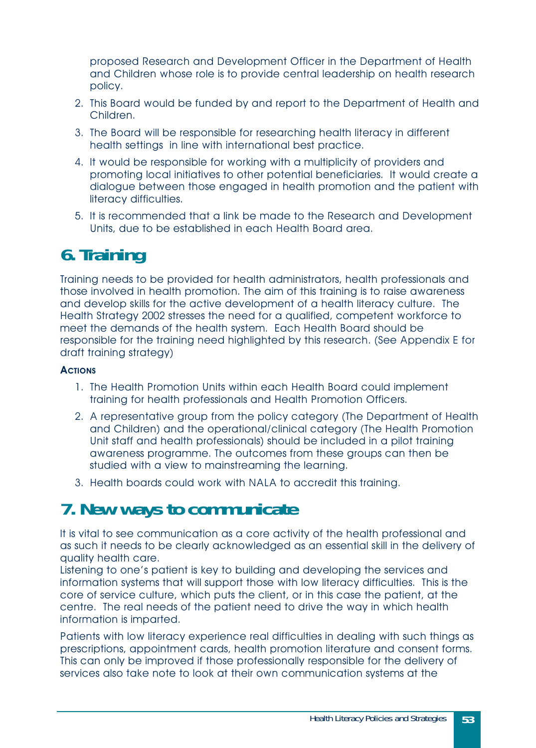proposed Research and Development Officer in the Department of Health and Children whose role is to provide central leadership on health research policy.

2. This Board would be funded by and report to the Department of Health and Children.
3. The Board will be responsible for researching health literacy in different health settings in line with international best practice.
4. It would be responsible for working with a multiplicity of providers and promoting local initiatives to other potential beneficiaries. It would create a dialogue between those engaged in health promotion and the patient with literacy difficulties.
5. It is recommended that a link be made to the Research and Development Units, due to be established in each Health Board area.

## 6. Training

Training needs to be provided for health administrators, health professionals and those involved in health promotion. The aim of this training is to raise awareness and develop skills for the active development of a health literacy culture. The Health Strategy 2002 stresses the need for a qualified, competent workforce to meet the demands of the health system. Each Health Board should be responsible for the training need highlighted by this research. (See Appendix E for draft training strategy)

**Actions**

1. The Health Promotion Units within each Health Board could implement training for health professionals and Health Promotion Officers.
2. A representative group from the policy category (The Department of Health and Children) and the operational/clinical category (The Health Promotion Unit staff and health professionals) should be included in a pilot training awareness programme. The outcomes from these groups can then be studied with a view to mainstreaming the learning.
3. Health boards could work with NALA to accredit this training.

## 7. New ways to communicate

It is vital to see communication as a core activity of the health professional and as such it needs to be clearly acknowledged as an essential skill in the delivery of quality health care.
Listening to one's patient is key to building and developing the services and information systems that will support those with low literacy difficulties. This is the core of service culture, which puts the client, or in this case the patient, at the centre. The real needs of the patient need to drive the way in which health information is imparted.

Patients with low literacy experience real difficulties in dealing with such things as prescriptions, appointment cards, health promotion literature and consent forms. This can only be improved if those professionally responsible for the delivery of services also take note to look at their own communication systems at the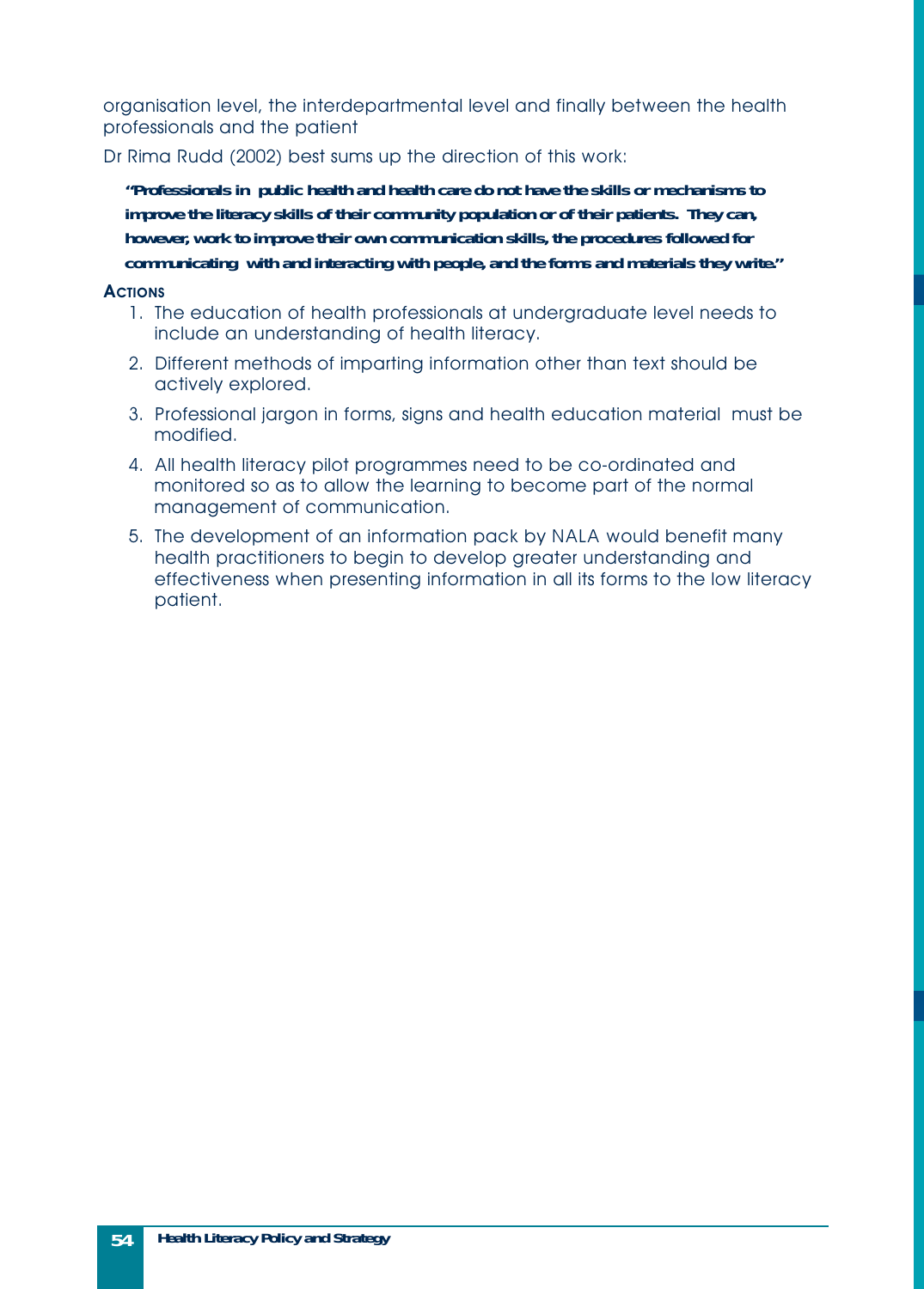organisation level, the interdepartmental level and finally between the health professionals and the patient

Dr Rima Rudd (2002) best sums up the direction of this work:

> **"Professionals in public health and health care do not have the skills or mechanisms to improve the literacy skills of their community population or of their patients. They can, however, work to improve their own communication skills, the procedures followed for communicating with and interacting with people, and the forms and materials they write."**

**ACTIONS**

1. The education of health professionals at undergraduate level needs to include an understanding of health literacy.
2. Different methods of imparting information other than text should be actively explored.
3. Professional jargon in forms, signs and health education material must be modified.
4. All health literacy pilot programmes need to be co-ordinated and monitored so as to allow the learning to become part of the normal management of communication.
5. The development of an information pack by NALA would benefit many health practitioners to begin to develop greater understanding and effectiveness when presenting information in all its forms to the low literacy patient.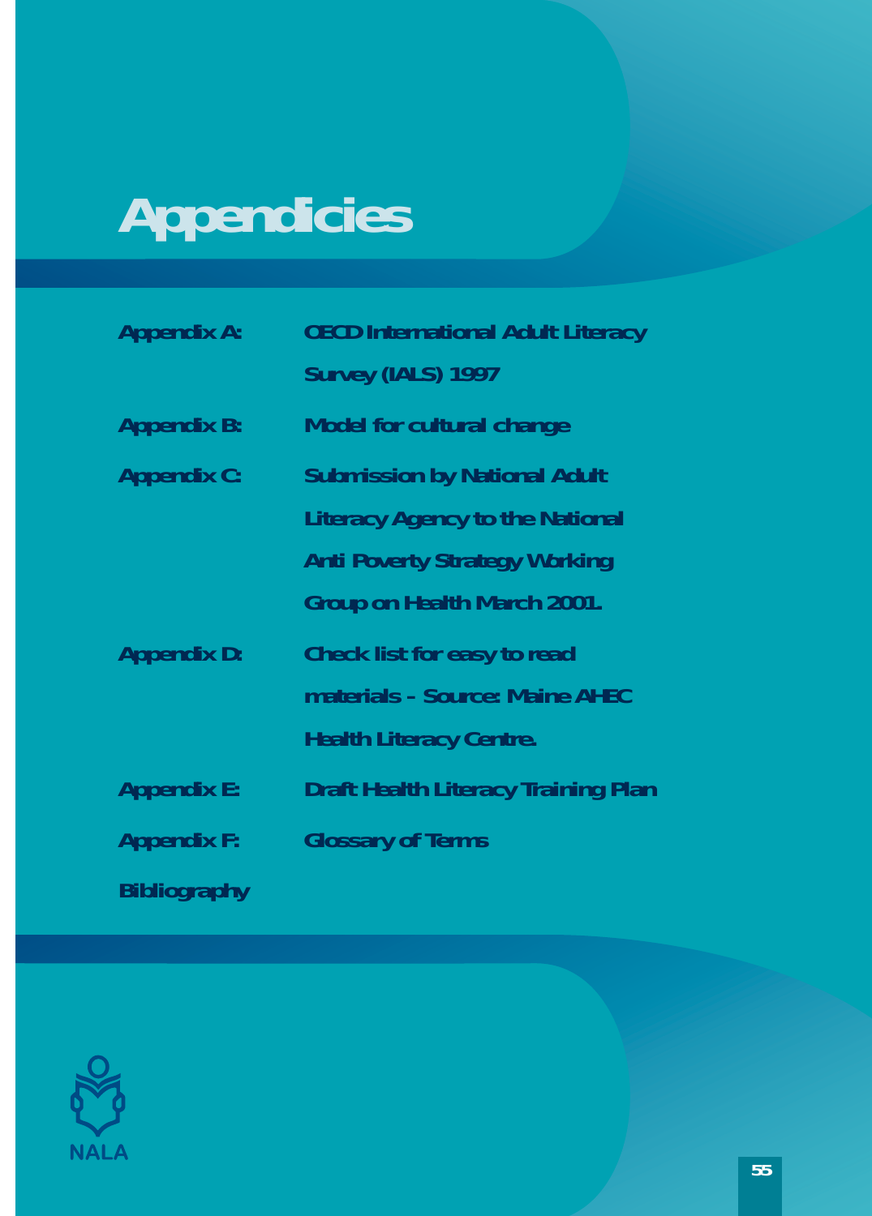# Appendicies

**Appendix A:** OECD International Adult Literacy Survey (IALS) 1997

**Appendix B:** Model for cultural change

**Appendix C:** Submission by National Adult Literacy Agency to the National Anti Poverty Strategy Working Group on Health March 2001.

**Appendix D:** Check list for easy to read materials - Source: Maine AHEC Health Literacy Centre.

**Appendix E:** Draft Health Literacy Training Plan

**Appendix F:** Glossary of Terms

**Bibliography**

NALA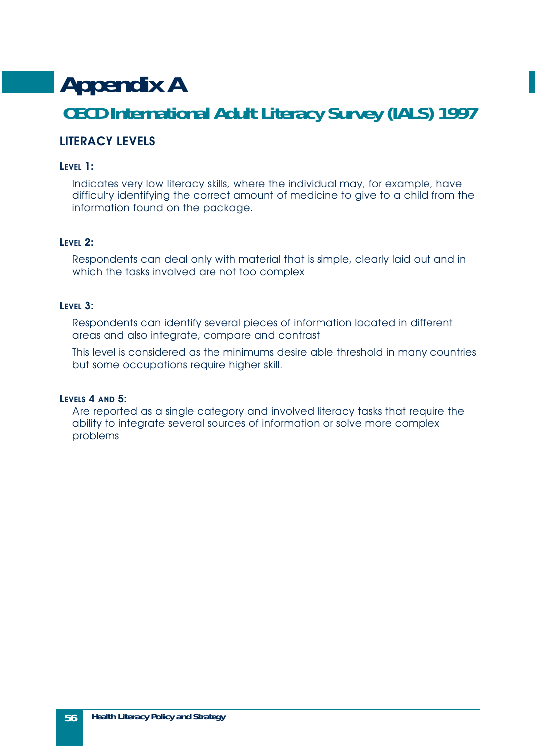# Appendix A

## OECD International Adult Literacy Survey (IALS) 1997

### LITERACY LEVELS

**LEVEL 1:**

Indicates very low literacy skills, where the individual may, for example, have difficulty identifying the correct amount of medicine to give to a child from the information found on the package.

**LEVEL 2:**

Respondents can deal only with material that is simple, clearly laid out and in which the tasks involved are not too complex

**LEVEL 3:**

Respondents can identify several pieces of information located in different areas and also integrate, compare and contrast.

This level is considered as the minimums desire able threshold in many countries but some occupations require higher skill.

**LEVELS 4 AND 5:**

Are reported as a single category and involved literacy tasks that require the ability to integrate several sources of information or solve more complex problems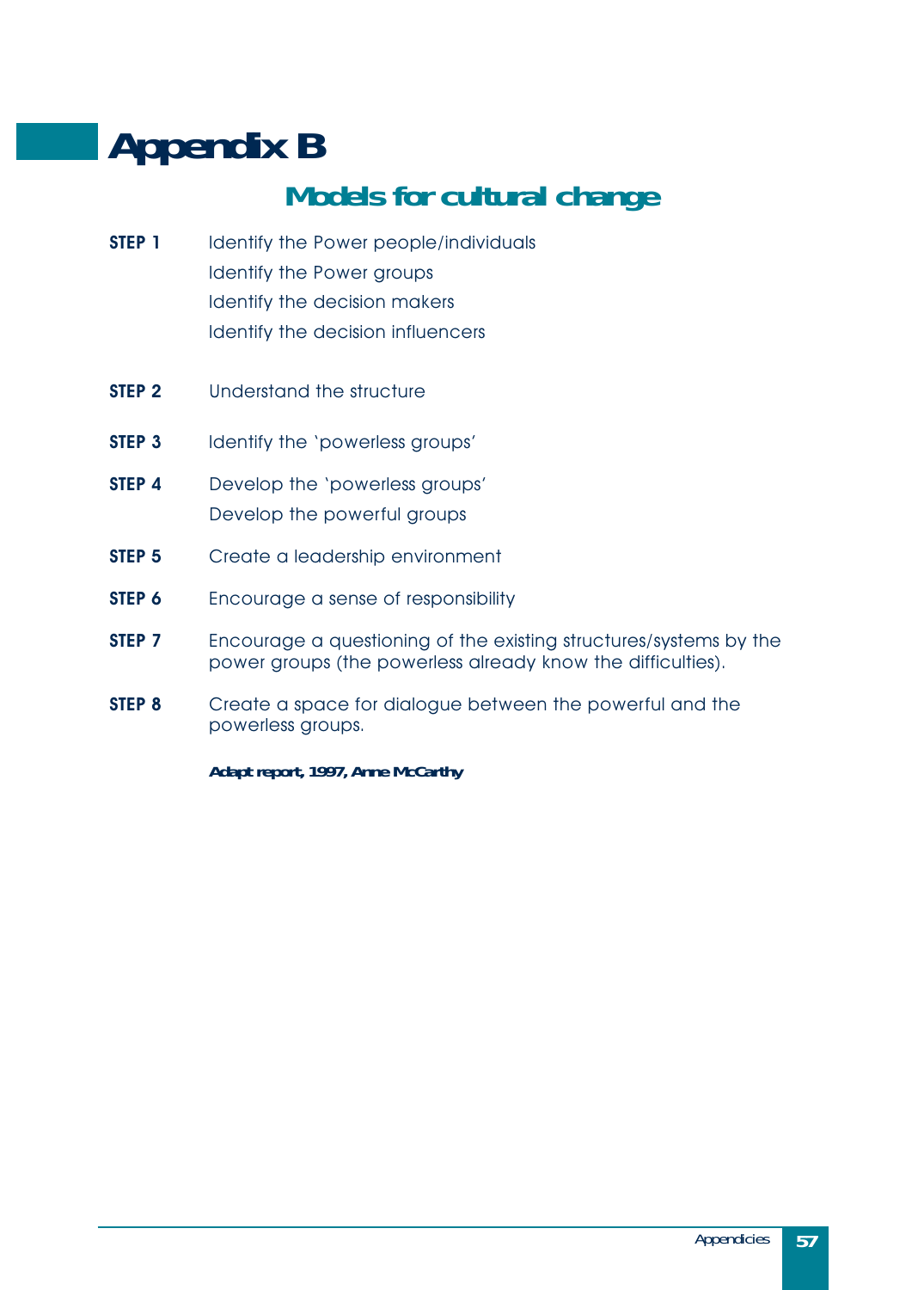# Appendix B

## Models for cultural change

**STEP 1** Identify the Power people/individuals
Identify the Power groups
Identify the decision makers
Identify the decision influencers

**STEP 2** Understand the structure

**STEP 3** Identify the 'powerless groups'

**STEP 4** Develop the 'powerless groups'
Develop the powerful groups

**STEP 5** Create a leadership environment

**STEP 6** Encourage a sense of responsibility

**STEP 7** Encourage a questioning of the existing structures/systems by the power groups (the powerless already know the difficulties).

**STEP 8** Create a space for dialogue between the powerful and the powerless groups.

***Adapt report, 1997, Anne McCarthy***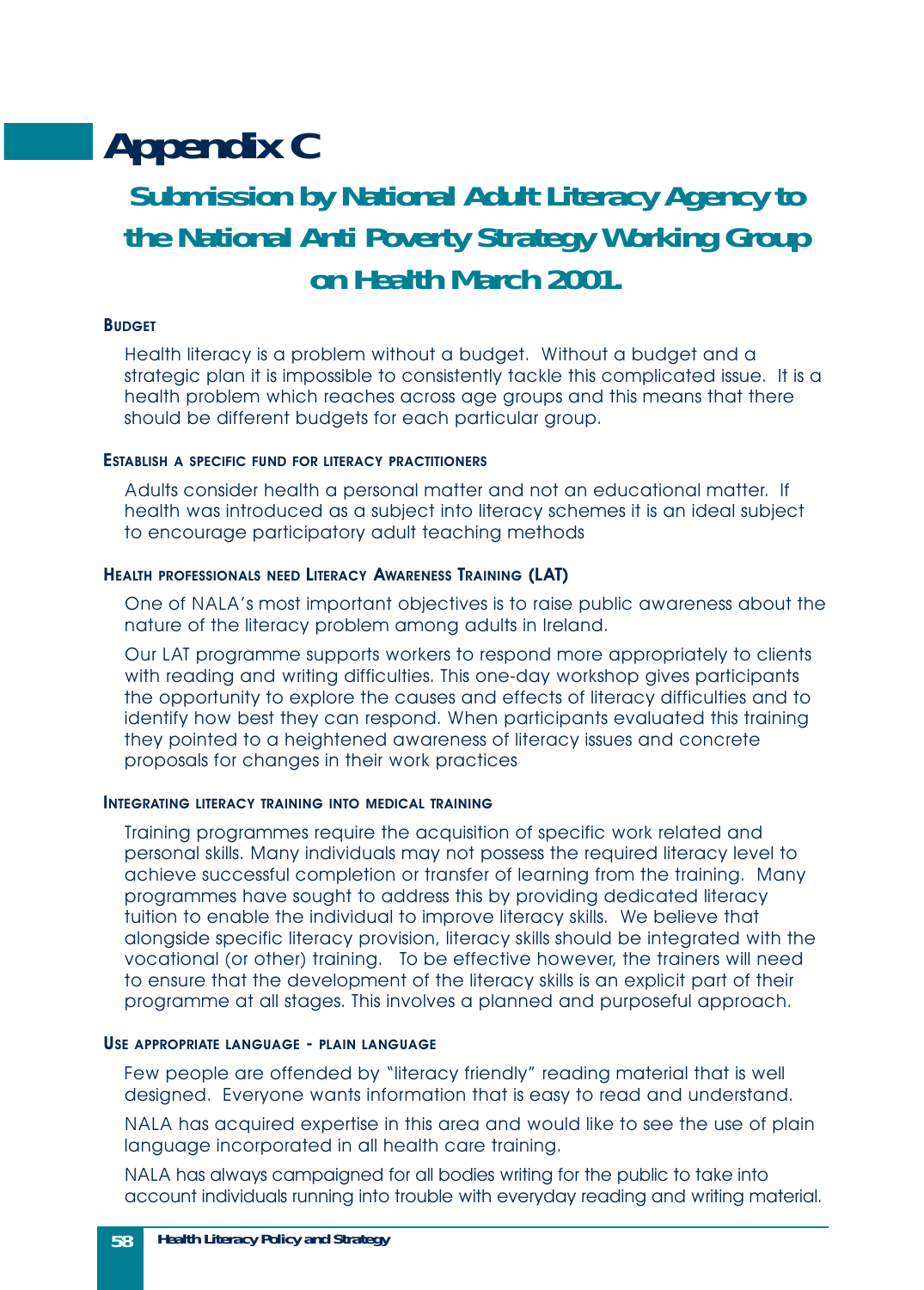# Appendix C

## Submission by National Adult Literacy Agency to the National Anti Poverty Strategy Working Group on Health March 2001.

### Budget

Health literacy is a problem without a budget. Without a budget and a strategic plan it is impossible to consistently tackle this complicated issue. It is a health problem which reaches across age groups and this means that there should be different budgets for each particular group.

### Establish a specific fund for literacy practitioners

Adults consider health a personal matter and not an educational matter. If health was introduced as a subject into literacy schemes it is an ideal subject to encourage participatory adult teaching methods

### Health professionals need Literacy Awareness Training (LAT)

One of NALA's most important objectives is to raise public awareness about the nature of the literacy problem among adults in Ireland.

Our LAT programme supports workers to respond more appropriately to clients with reading and writing difficulties. This one-day workshop gives participants the opportunity to explore the causes and effects of literacy difficulties and to identify how best they can respond. When participants evaluated this training they pointed to a heightened awareness of literacy issues and concrete proposals for changes in their work practices

### Integrating literacy training into medical training

Training programmes require the acquisition of specific work related and personal skills. Many individuals may not possess the required literacy level to achieve successful completion or transfer of learning from the training. Many programmes have sought to address this by providing dedicated literacy tuition to enable the individual to improve literacy skills. We believe that alongside specific literacy provision, literacy skills should be integrated with the vocational (or other) training. To be effective however, the trainers will need to ensure that the development of the literacy skills is an explicit part of their programme at all stages. This involves a planned and purposeful approach.

### Use appropriate language - plain language

Few people are offended by "literacy friendly" reading material that is well designed. Everyone wants information that is easy to read and understand.

NALA has acquired expertise in this area and would like to see the use of plain language incorporated in all health care training.

NALA has always campaigned for all bodies writing for the public to take into account individuals running into trouble with everyday reading and writing material.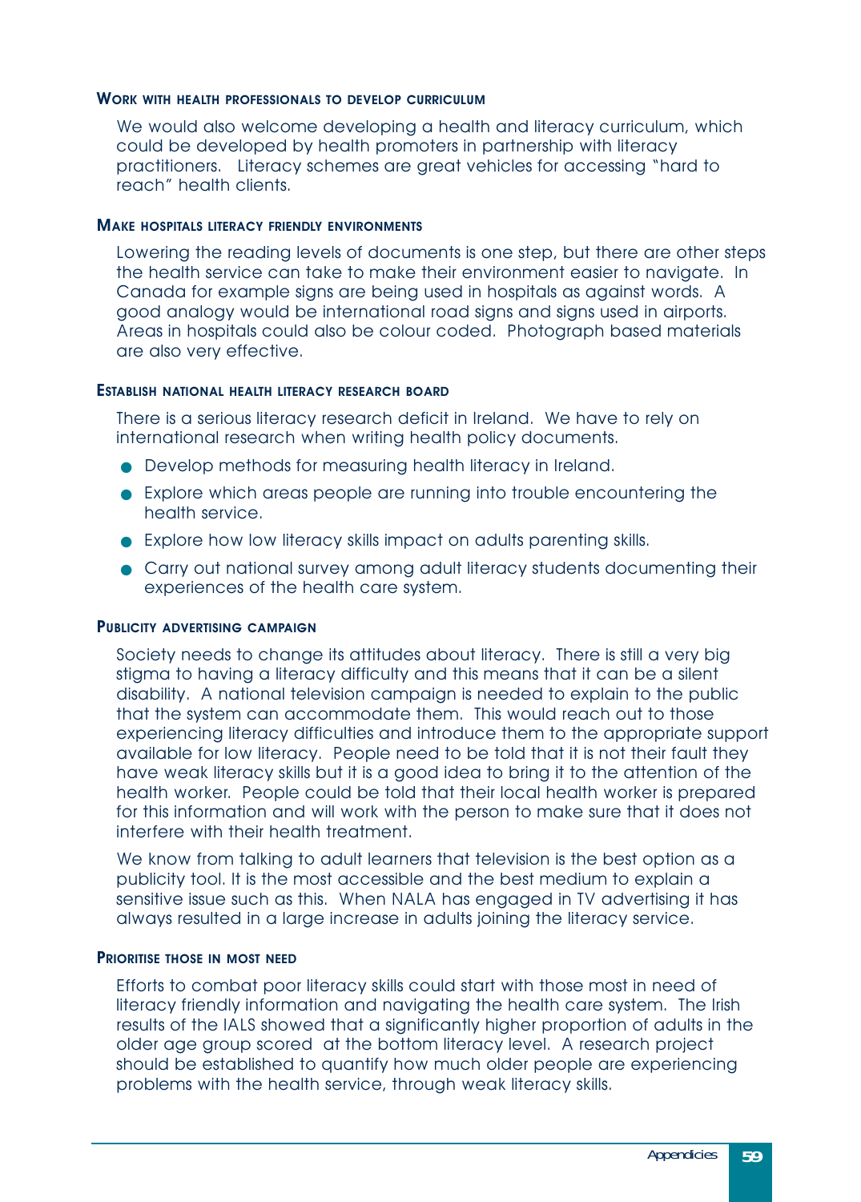### Work with health professionals to develop curriculum

We would also welcome developing a health and literacy curriculum, which could be developed by health promoters in partnership with literacy practitioners. Literacy schemes are great vehicles for accessing "hard to reach" health clients.

### Make hospitals literacy friendly environments

Lowering the reading levels of documents is one step, but there are other steps the health service can take to make their environment easier to navigate. In Canada for example signs are being used in hospitals as against words. A good analogy would be international road signs and signs used in airports. Areas in hospitals could also be colour coded. Photograph based materials are also very effective.

### Establish national health literacy research board

There is a serious literacy research deficit in Ireland. We have to rely on international research when writing health policy documents.

- Develop methods for measuring health literacy in Ireland.
- Explore which areas people are running into trouble encountering the health service.
- Explore how low literacy skills impact on adults parenting skills.
- Carry out national survey among adult literacy students documenting their experiences of the health care system.

### Publicity advertising campaign

Society needs to change its attitudes about literacy. There is still a very big stigma to having a literacy difficulty and this means that it can be a silent disability. A national television campaign is needed to explain to the public that the system can accommodate them. This would reach out to those experiencing literacy difficulties and introduce them to the appropriate support available for low literacy. People need to be told that it is not their fault they have weak literacy skills but it is a good idea to bring it to the attention of the health worker. People could be told that their local health worker is prepared for this information and will work with the person to make sure that it does not interfere with their health treatment.

We know from talking to adult learners that television is the best option as a publicity tool. It is the most accessible and the best medium to explain a sensitive issue such as this. When NALA has engaged in TV advertising it has always resulted in a large increase in adults joining the literacy service.

### Prioritise those in most need

Efforts to combat poor literacy skills could start with those most in need of literacy friendly information and navigating the health care system. The Irish results of the IALS showed that a significantly higher proportion of adults in the older age group scored at the bottom literacy level. A research project should be established to quantify how much older people are experiencing problems with the health service, through weak literacy skills.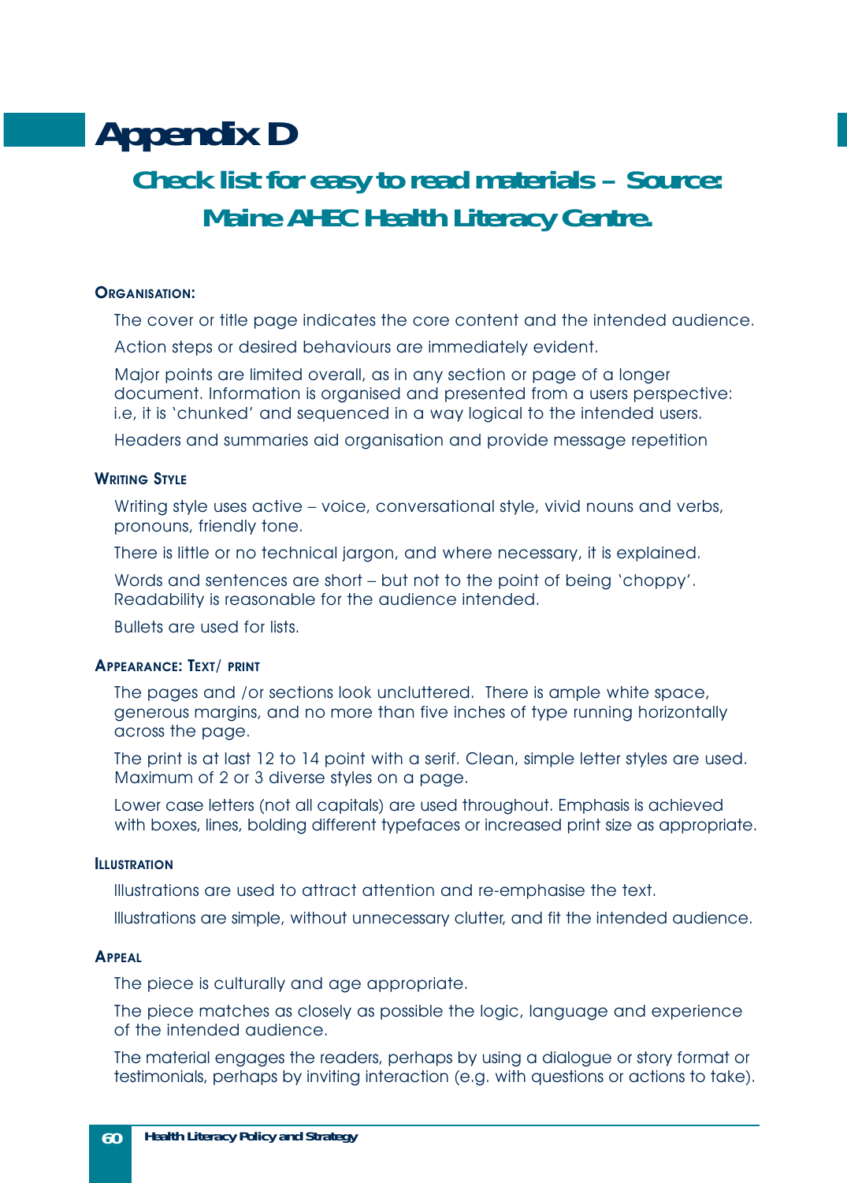# Appendix D

## Check list for easy to read materials – Source: Maine AHEC Health Literacy Centre.

### ORGANISATION:

The cover or title page indicates the core content and the intended audience.

Action steps or desired behaviours are immediately evident.

Major points are limited overall, as in any section or page of a longer document. Information is organised and presented from a users perspective: i.e, it is 'chunked' and sequenced in a way logical to the intended users.

Headers and summaries aid organisation and provide message repetition

### WRITING STYLE

Writing style uses active – voice, conversational style, vivid nouns and verbs, pronouns, friendly tone.

There is little or no technical jargon, and where necessary, it is explained.

Words and sentences are short – but not to the point of being 'choppy'. Readability is reasonable for the audience intended.

Bullets are used for lists.

### APPEARANCE: TEXT/ PRINT

The pages and /or sections look uncluttered. There is ample white space, generous margins, and no more than five inches of type running horizontally across the page.

The print is at last 12 to 14 point with a serif. Clean, simple letter styles are used. Maximum of 2 or 3 diverse styles on a page.

Lower case letters (not all capitals) are used throughout. Emphasis is achieved with boxes, lines, bolding different typefaces or increased print size as appropriate.

### ILLUSTRATION

Illustrations are used to attract attention and re-emphasise the text.

Illustrations are simple, without unnecessary clutter, and fit the intended audience.

### APPEAL

The piece is culturally and age appropriate.

The piece matches as closely as possible the logic, language and experience of the intended audience.

The material engages the readers, perhaps by using a dialogue or story format or testimonials, perhaps by inviting interaction (e.g. with questions or actions to take).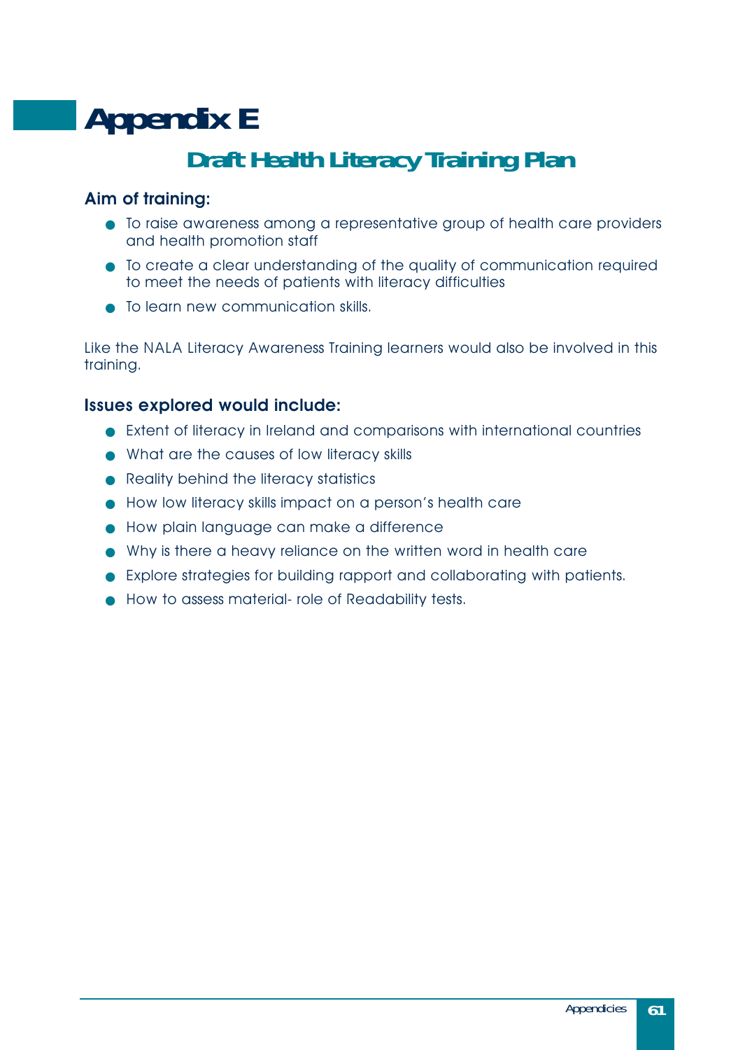# Appendix E

## Draft Health Literacy Training Plan

### Aim of training:

- To raise awareness among a representative group of health care providers and health promotion staff
- To create a clear understanding of the quality of communication required to meet the needs of patients with literacy difficulties
- To learn new communication skills.

Like the NALA Literacy Awareness Training learners would also be involved in this training.

### Issues explored would include:

- Extent of literacy in Ireland and comparisons with international countries
- What are the causes of low literacy skills
- Reality behind the literacy statistics
- How low literacy skills impact on a person's health care
- How plain language can make a difference
- Why is there a heavy reliance on the written word in health care
- Explore strategies for building rapport and collaborating with patients.
- How to assess material- role of Readability tests.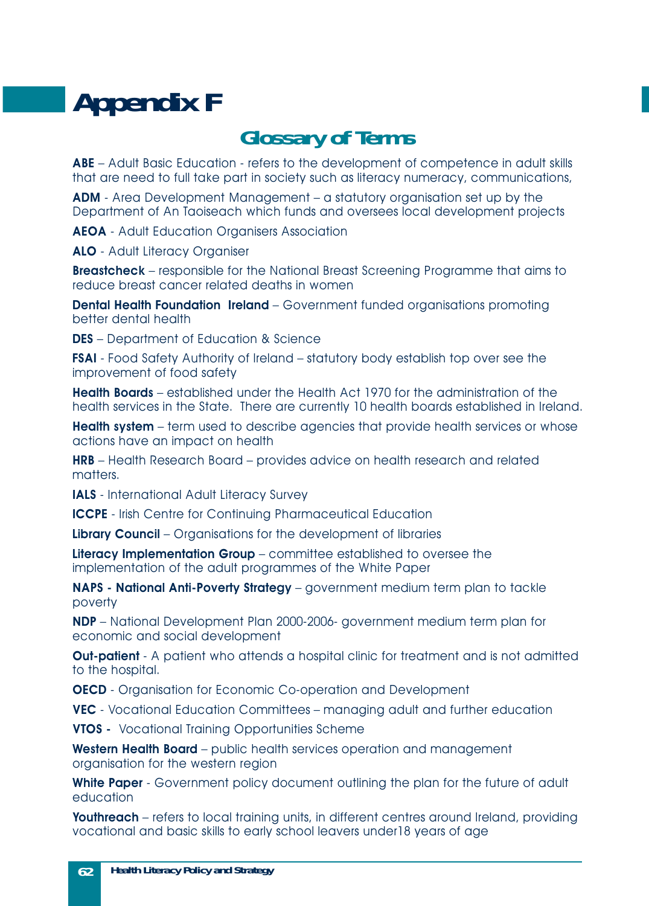# Appendix F

## Glossary of Terms

**ABE** – Adult Basic Education - refers to the development of competence in adult skills that are need to full take part in society such as literacy numeracy, communications,

**ADM** - Area Development Management – a statutory organisation set up by the Department of An Taoiseach which funds and oversees local development projects

**AEOA** - Adult Education Organisers Association

**ALO** - Adult Literacy Organiser

**Breastcheck** – responsible for the National Breast Screening Programme that aims to reduce breast cancer related deaths in women

**Dental Health Foundation Ireland** – Government funded organisations promoting better dental health

**DES** – Department of Education & Science

**FSAI** - Food Safety Authority of Ireland – statutory body establish top over see the improvement of food safety

**Health Boards** – established under the Health Act 1970 for the administration of the health services in the State. There are currently 10 health boards established in Ireland.

**Health system** – term used to describe agencies that provide health services or whose actions have an impact on health

**HRB** – Health Research Board – provides advice on health research and related matters.

**IALS** - International Adult Literacy Survey

**ICCPE** - Irish Centre for Continuing Pharmaceutical Education

**Library Council** – Organisations for the development of libraries

**Literacy Implementation Group** – committee established to oversee the implementation of the adult programmes of the White Paper

**NAPS - National Anti-Poverty Strategy** – government medium term plan to tackle poverty

**NDP** – National Development Plan 2000-2006- government medium term plan for economic and social development

**Out-patient** - A patient who attends a hospital clinic for treatment and is not admitted to the hospital.

**OECD** - Organisation for Economic Co-operation and Development

**VEC** - Vocational Education Committees – managing adult and further education

**VTOS** - Vocational Training Opportunities Scheme

**Western Health Board** – public health services operation and management organisation for the western region

**White Paper** - Government policy document outlining the plan for the future of adult education

**Youthreach** – refers to local training units, in different centres around Ireland, providing vocational and basic skills to early school leavers under18 years of age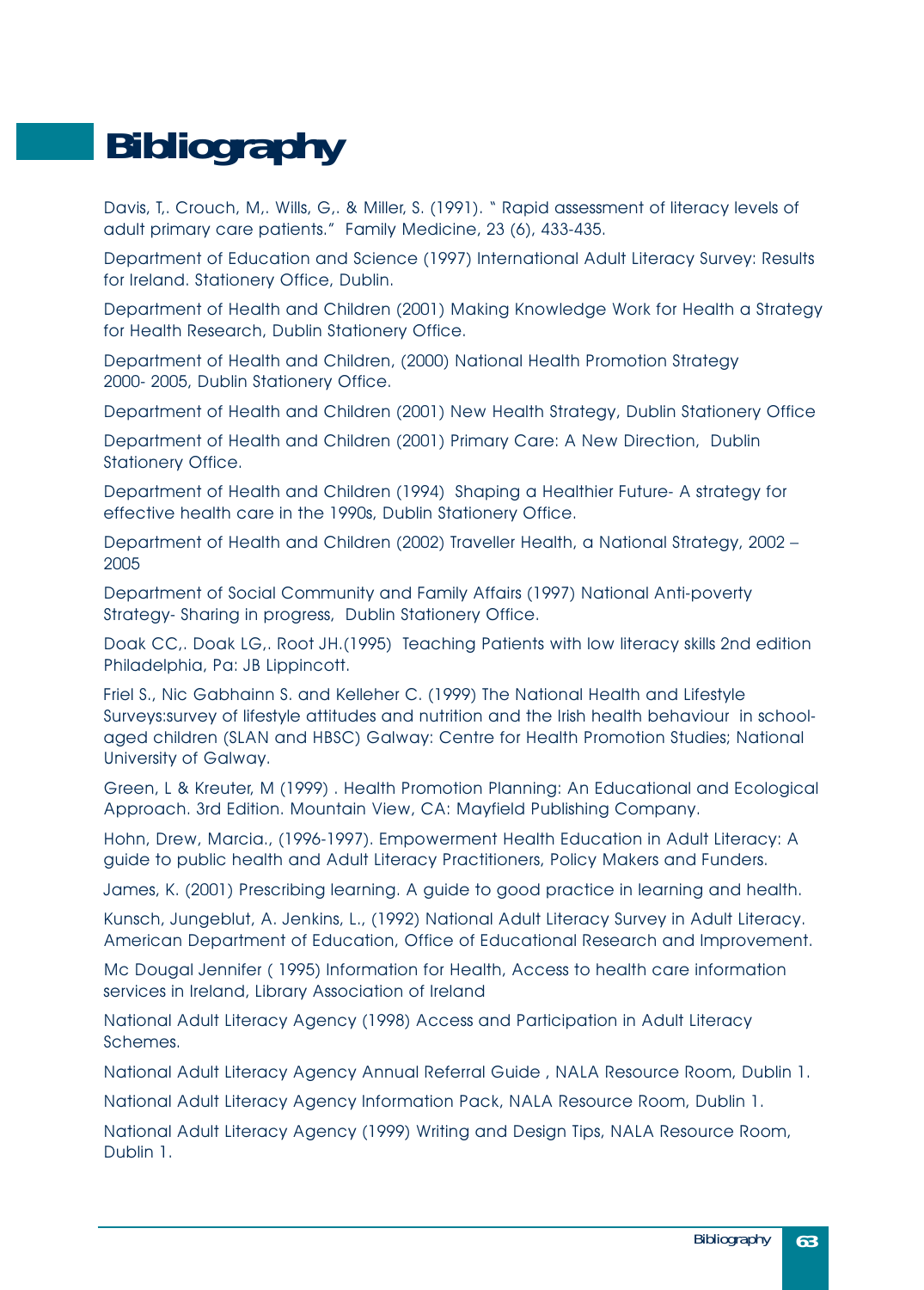# Bibliography

Davis, T,. Crouch, M,. Wills, G,. & Miller, S. (1991). " Rapid assessment of literacy levels of adult primary care patients." Family Medicine, 23 (6), 433-435.

Department of Education and Science (1997) International Adult Literacy Survey: Results for Ireland. Stationery Office, Dublin.

Department of Health and Children (2001) Making Knowledge Work for Health a Strategy for Health Research, Dublin Stationery Office.

Department of Health and Children, (2000) National Health Promotion Strategy 2000- 2005, Dublin Stationery Office.

Department of Health and Children (2001) New Health Strategy, Dublin Stationery Office

Department of Health and Children (2001) Primary Care: A New Direction, Dublin Stationery Office.

Department of Health and Children (1994) Shaping a Healthier Future- A strategy for effective health care in the 1990s, Dublin Stationery Office.

Department of Health and Children (2002) Traveller Health, a National Strategy, 2002 – 2005

Department of Social Community and Family Affairs (1997) National Anti-poverty Strategy- Sharing in progress, Dublin Stationery Office.

Doak CC,. Doak LG,. Root JH.(1995) Teaching Patients with low literacy skills 2nd edition Philadelphia, Pa: JB Lippincott.

Friel S., Nic Gabhainn S. and Kelleher C. (1999) The National Health and Lifestyle Surveys:survey of lifestyle attitudes and nutrition and the Irish health behaviour in school-aged children (SLAN and HBSC) Galway: Centre for Health Promotion Studies; National University of Galway.

Green, L & Kreuter, M (1999) . Health Promotion Planning: An Educational and Ecological Approach. 3rd Edition. Mountain View, CA: Mayfield Publishing Company.

Hohn, Drew, Marcia., (1996-1997). Empowerment Health Education in Adult Literacy: A guide to public health and Adult Literacy Practitioners, Policy Makers and Funders.

James, K. (2001) Prescribing learning. A guide to good practice in learning and health.

Kunsch, Jungeblut, A. Jenkins, L., (1992) National Adult Literacy Survey in Adult Literacy. American Department of Education, Office of Educational Research and Improvement.

Mc Dougal Jennifer ( 1995) Information for Health, Access to health care information services in Ireland, Library Association of Ireland

National Adult Literacy Agency (1998) Access and Participation in Adult Literacy Schemes.

National Adult Literacy Agency Annual Referral Guide , NALA Resource Room, Dublin 1.

National Adult Literacy Agency Information Pack, NALA Resource Room, Dublin 1.

National Adult Literacy Agency (1999) Writing and Design Tips, NALA Resource Room, Dublin 1.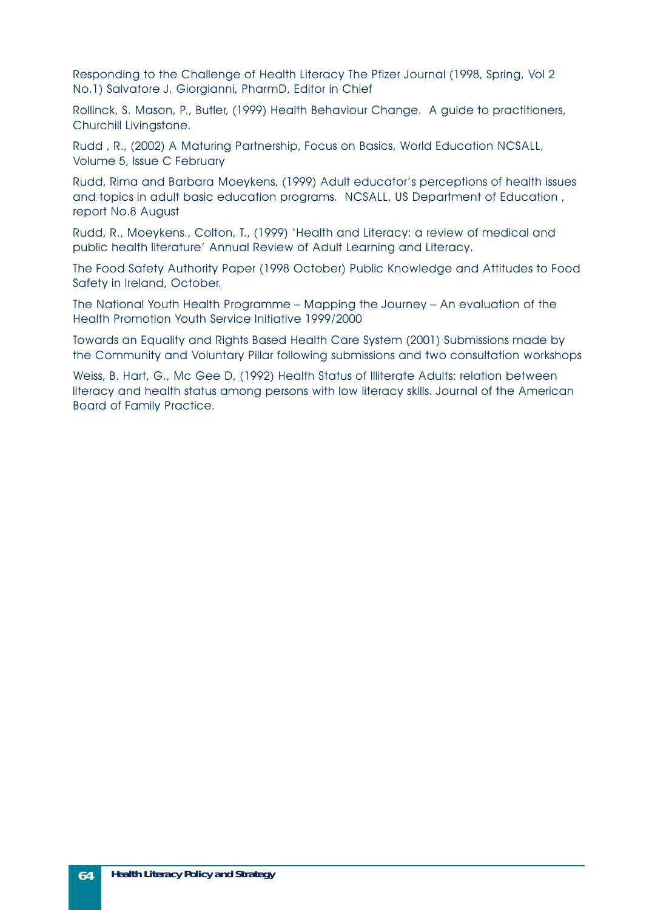Responding to the Challenge of Health Literacy The Pfizer Journal (1998, Spring, Vol 2 No.1) Salvatore J. Giorgianni, PharmD, Editor in Chief

Rollinck, S. Mason, P., Butler, (1999) Health Behaviour Change. A guide to practitioners, Churchill Livingstone.

Rudd , R., (2002) A Maturing Partnership, Focus on Basics, World Education NCSALL, Volume 5, Issue C February

Rudd, Rima and Barbara Moeykens, (1999) Adult educator's perceptions of health issues and topics in adult basic education programs. NCSALL, US Department of Education , report No.8 August

Rudd, R., Moeykens., Colton, T., (1999) 'Health and Literacy: a review of medical and public health literature' Annual Review of Adult Learning and Literacy.

The Food Safety Authority Paper (1998 October) Public Knowledge and Attitudes to Food Safety in Ireland, October.

The National Youth Health Programme – Mapping the Journey – An evaluation of the Health Promotion Youth Service Initiative 1999/2000

Towards an Equality and Rights Based Health Care System (2001) Submissions made by the Community and Voluntary Pillar following submissions and two consultation workshops

Weiss, B. Hart, G., Mc Gee D, (1992) Health Status of Illiterate Adults: relation between literacy and health status among persons with low literacy skills. Journal of the American Board of Family Practice.